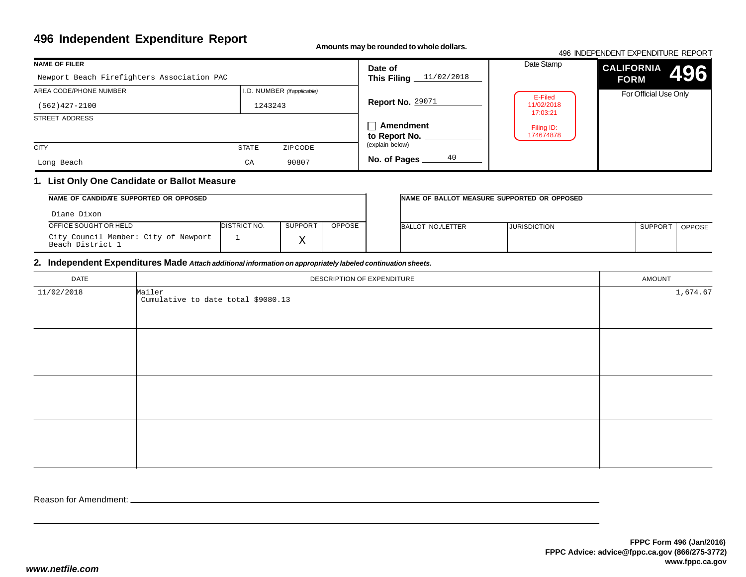# 496 Independent Expenditure Report

**Amounts may be rounded to whole dollars.**

496 INDEPENDENT EXPENDITURE REPORT

| NAME OF FILER | | |
|---|---|---|
| Newport Beach Firefighters Association PAC | | |
| AREA CODE/PHONE NUMBER | I.D. NUMBER *(if applicable)* | |
| (562)427-2100 | 1243243 | |
| STREET ADDRESS | | |
| | | |
| CITY | STATE | ZIP CODE |
| Long Beach | CA | 90807 |

**Date of This Filing** 11/02/2018

**Report No.** 29071

☐ **Amendment to Report No.** ____________
(explain below)

**No. of Pages** 40

Date Stamp

E-Filed
11/02/2018
17:03:21

Filing ID:
174674878

**CALIFORNIA FORM 496**

For Official Use Only

## 1. List Only One Candidate or Ballot Measure

| NAME OF CANDIDATE SUPPORTED OR OPPOSED | | | |
|---|---|---|---|
| Diane Dixon | | | |
| OFFICE SOUGHT OR HELD | DISTRICT NO. | SUPPORT | OPPOSE |
| City Council Member: City of Newport Beach District 1 | 1 | X | |

| NAME OF BALLOT MEASURE SUPPORTED OR OPPOSED | | | |
|---|---|---|---|
| | | | |
| BALLOT NO./LETTER | JURISDICTION | SUPPORT | OPPOSE |
| | | | |

## 2. Independent Expenditures Made *Attach additional information on appropriately labeled continuation sheets.*

| DATE | DESCRIPTION OF EXPENDITURE | AMOUNT |
|---|---|---|
| 11/02/2018 | Mailer<br>Cumulative to date total $9080.13 | 1,674.67 |
| | | |
| | | |
| | | |

Reason for Amendment: ____________________________________________

FPPC Form 496 (Jan/2016)
FPPC Advice: advice@fppc.ca.gov (866/275-3772)
www.fppc.ca.gov

*www.netfile.com*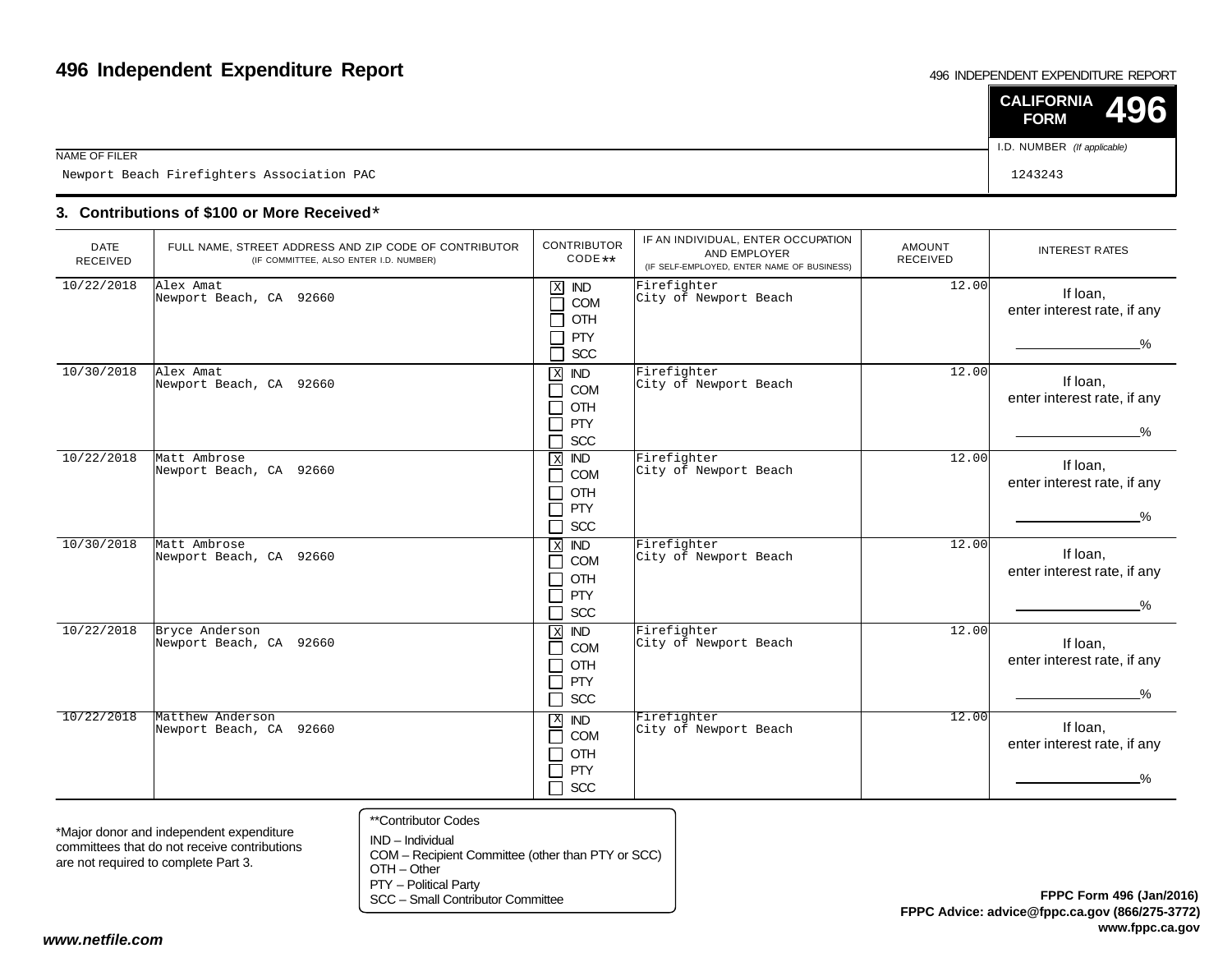# 496 Independent Expenditure Report

496 INDEPENDENT EXPENDITURE REPORT

**CALIFORNIA FORM 496**

| NAME OF FILER | I.D. NUMBER *(If applicable)* |
|---|---|
| Newport Beach Firefighters Association PAC | 1243243 |

## 3. Contributions of $100 or More Received*

| DATE RECEIVED | FULL NAME, STREET ADDRESS AND ZIP CODE OF CONTRIBUTOR (IF COMMITTEE, ALSO ENTER I.D. NUMBER) | CONTRIBUTOR CODE** | IF AN INDIVIDUAL, ENTER OCCUPATION AND EMPLOYER (IF SELF-EMPLOYED, ENTER NAME OF BUSINESS) | AMOUNT RECEIVED | INTEREST RATES |
|---|---|---|---|---|---|
| 10/22/2018 | Alex Amat<br>Newport Beach, CA 92660 | [X] IND<br>[ ] COM<br>[ ] OTH<br>[ ] PTY<br>[ ] SCC | Firefighter<br>City of Newport Beach | 12.00 | If loan, enter interest rate, if any ________% |
| 10/30/2018 | Alex Amat<br>Newport Beach, CA 92660 | [X] IND<br>[ ] COM<br>[ ] OTH<br>[ ] PTY<br>[ ] SCC | Firefighter<br>City of Newport Beach | 12.00 | If loan, enter interest rate, if any ________% |
| 10/22/2018 | Matt Ambrose<br>Newport Beach, CA 92660 | [X] IND<br>[ ] COM<br>[ ] OTH<br>[ ] PTY<br>[ ] SCC | Firefighter<br>City of Newport Beach | 12.00 | If loan, enter interest rate, if any ________% |
| 10/30/2018 | Matt Ambrose<br>Newport Beach, CA 92660 | [X] IND<br>[ ] COM<br>[ ] OTH<br>[ ] PTY<br>[ ] SCC | Firefighter<br>City of Newport Beach | 12.00 | If loan, enter interest rate, if any ________% |
| 10/22/2018 | Bryce Anderson<br>Newport Beach, CA 92660 | [X] IND<br>[ ] COM<br>[ ] OTH<br>[ ] PTY<br>[ ] SCC | Firefighter<br>City of Newport Beach | 12.00 | If loan, enter interest rate, if any ________% |
| 10/22/2018 | Matthew Anderson<br>Newport Beach, CA 92660 | [X] IND<br>[ ] COM<br>[ ] OTH<br>[ ] PTY<br>[ ] SCC | Firefighter<br>City of Newport Beach | 12.00 | If loan, enter interest rate, if any ________% |

*Major donor and independent expenditure committees that do not receive contributions are not required to complete Part 3.

**Contributor Codes
IND – Individual
COM – Recipient Committee (other than PTY or SCC)
OTH – Other
PTY – Political Party
SCC – Small Contributor Committee

**FPPC Form 496 (Jan/2016)**
**FPPC Advice: advice@fppc.ca.gov (866/275-3772)**
**www.fppc.ca.gov**

***www.netfile.com***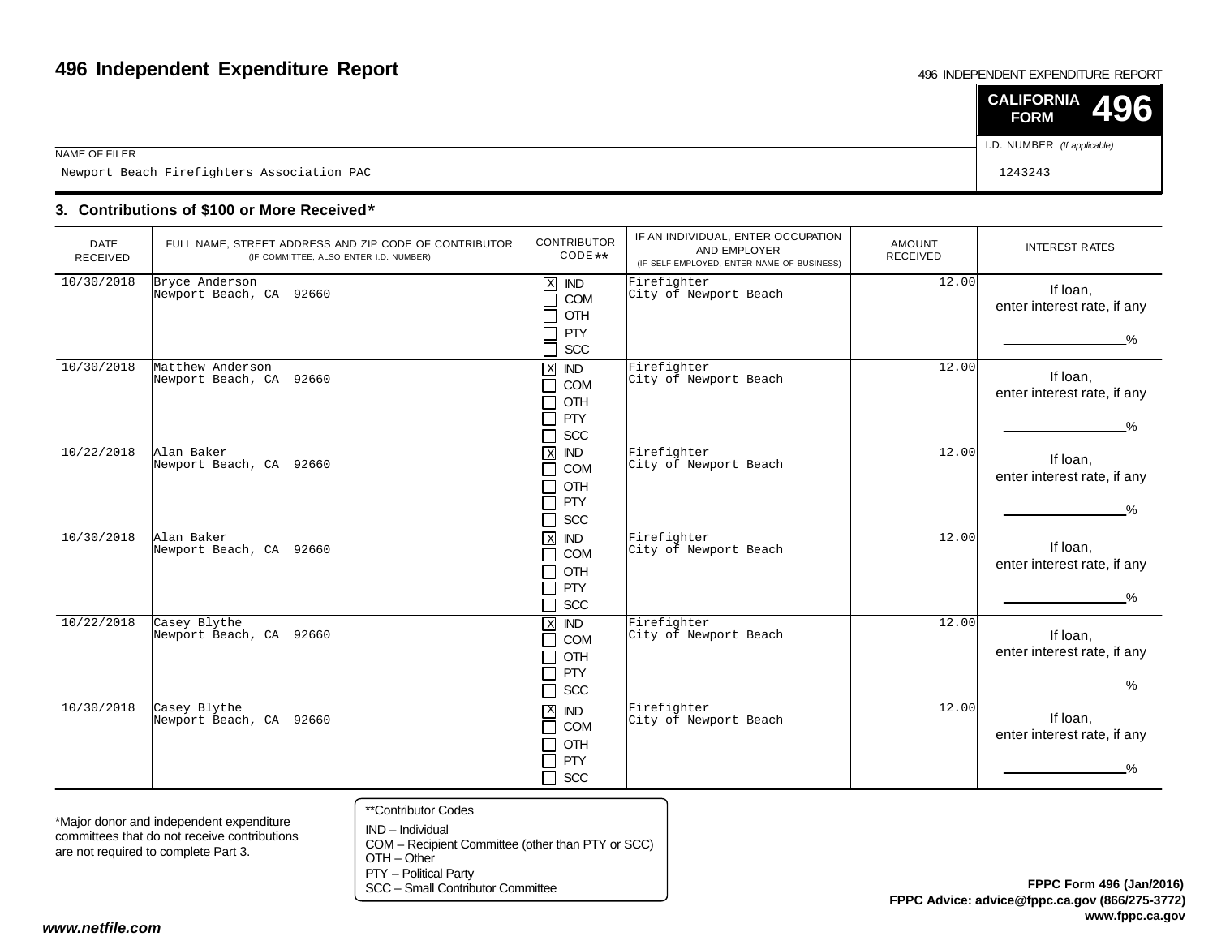# 496 Independent Expenditure Report

496 INDEPENDENT EXPENDITURE REPORT

**CALIFORNIA FORM 496**

| NAME OF FILER | I.D. NUMBER (If applicable) |
|---|---|
| Newport Beach Firefighters Association PAC | 1243243 |

## 3. Contributions of $100 or More Received*

| DATE RECEIVED | FULL NAME, STREET ADDRESS AND ZIP CODE OF CONTRIBUTOR (IF COMMITTEE, ALSO ENTER I.D. NUMBER) | CONTRIBUTOR CODE** | IF AN INDIVIDUAL, ENTER OCCUPATION AND EMPLOYER (IF SELF-EMPLOYED, ENTER NAME OF BUSINESS) | AMOUNT RECEIVED | INTEREST RATES |
|---|---|---|---|---|---|
| 10/30/2018 | Bryce Anderson<br>Newport Beach, CA 92660 | [X] IND [ ] COM [ ] OTH [ ] PTY [ ] SCC | Firefighter<br>City of Newport Beach | 12.00 | If loan, enter interest rate, if any ______% |
| 10/30/2018 | Matthew Anderson<br>Newport Beach, CA 92660 | [X] IND [ ] COM [ ] OTH [ ] PTY [ ] SCC | Firefighter<br>City of Newport Beach | 12.00 | If loan, enter interest rate, if any ______% |
| 10/22/2018 | Alan Baker<br>Newport Beach, CA 92660 | [X] IND [ ] COM [ ] OTH [ ] PTY [ ] SCC | Firefighter<br>City of Newport Beach | 12.00 | If loan, enter interest rate, if any ______% |
| 10/30/2018 | Alan Baker<br>Newport Beach, CA 92660 | [X] IND [ ] COM [ ] OTH [ ] PTY [ ] SCC | Firefighter<br>City of Newport Beach | 12.00 | If loan, enter interest rate, if any ______% |
| 10/22/2018 | Casey Blythe<br>Newport Beach, CA 92660 | [X] IND [ ] COM [ ] OTH [ ] PTY [ ] SCC | Firefighter<br>City of Newport Beach | 12.00 | If loan, enter interest rate, if any ______% |
| 10/30/2018 | Casey Blythe<br>Newport Beach, CA 92660 | [X] IND [ ] COM [ ] OTH [ ] PTY [ ] SCC | Firefighter<br>City of Newport Beach | 12.00 | If loan, enter interest rate, if any ______% |

*Major donor and independent expenditure committees that do not receive contributions are not required to complete Part 3.

**Contributor Codes
IND – Individual
COM – Recipient Committee (other than PTY or SCC)
OTH – Other
PTY – Political Party
SCC – Small Contributor Committee

**FPPC Form 496 (Jan/2016)**
**FPPC Advice: advice@fppc.ca.gov (866/275-3772)**
**www.fppc.ca.gov**

***www.netfile.com***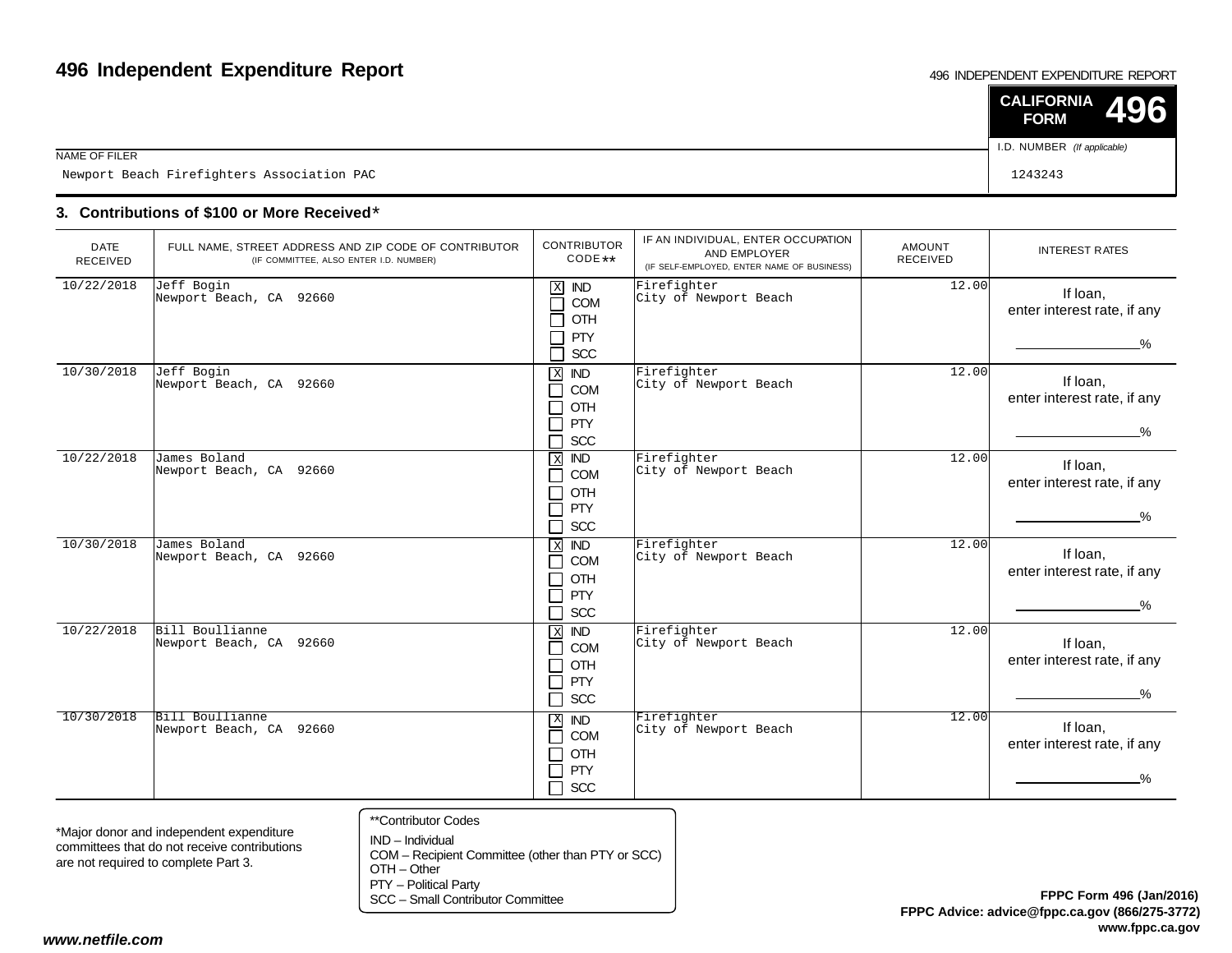# 496 Independent Expenditure Report

496 INDEPENDENT EXPENDITURE REPORT

**CALIFORNIA FORM 496**

NAME OF FILER: Newport Beach Firefighters Association PAC

I.D. NUMBER *(If applicable)*: 1243243

## 3. Contributions of $100 or More Received*

| DATE RECEIVED | FULL NAME, STREET ADDRESS AND ZIP CODE OF CONTRIBUTOR (IF COMMITTEE, ALSO ENTER I.D. NUMBER) | CONTRIBUTOR CODE** | IF AN INDIVIDUAL, ENTER OCCUPATION AND EMPLOYER (IF SELF-EMPLOYED, ENTER NAME OF BUSINESS) | AMOUNT RECEIVED | INTEREST RATES |
|---|---|---|---|---|---|
| 10/22/2018 | Jeff Bogin<br>Newport Beach, CA 92660 | [X] IND<br>[ ] COM<br>[ ] OTH<br>[ ] PTY<br>[ ] SCC | Firefighter<br>City of Newport Beach | 12.00 | If loan, enter interest rate, if any ________% |
| 10/30/2018 | Jeff Bogin<br>Newport Beach, CA 92660 | [X] IND<br>[ ] COM<br>[ ] OTH<br>[ ] PTY<br>[ ] SCC | Firefighter<br>City of Newport Beach | 12.00 | If loan, enter interest rate, if any ________% |
| 10/22/2018 | James Boland<br>Newport Beach, CA 92660 | [X] IND<br>[ ] COM<br>[ ] OTH<br>[ ] PTY<br>[ ] SCC | Firefighter<br>City of Newport Beach | 12.00 | If loan, enter interest rate, if any ________% |
| 10/30/2018 | James Boland<br>Newport Beach, CA 92660 | [X] IND<br>[ ] COM<br>[ ] OTH<br>[ ] PTY<br>[ ] SCC | Firefighter<br>City of Newport Beach | 12.00 | If loan, enter interest rate, if any ________% |
| 10/22/2018 | Bill Boullianne<br>Newport Beach, CA 92660 | [X] IND<br>[ ] COM<br>[ ] OTH<br>[ ] PTY<br>[ ] SCC | Firefighter<br>City of Newport Beach | 12.00 | If loan, enter interest rate, if any ________% |
| 10/30/2018 | Bill Boullianne<br>Newport Beach, CA 92660 | [X] IND<br>[ ] COM<br>[ ] OTH<br>[ ] PTY<br>[ ] SCC | Firefighter<br>City of Newport Beach | 12.00 | If loan, enter interest rate, if any ________% |

*Major donor and independent expenditure committees that do not receive contributions are not required to complete Part 3.

**Contributor Codes
IND – Individual
COM – Recipient Committee (other than PTY or SCC)
OTH – Other
PTY – Political Party
SCC – Small Contributor Committee

**FPPC Form 496 (Jan/2016)**
**FPPC Advice: advice@fppc.ca.gov (866/275-3772)**
**www.fppc.ca.gov**

***www.netfile.com***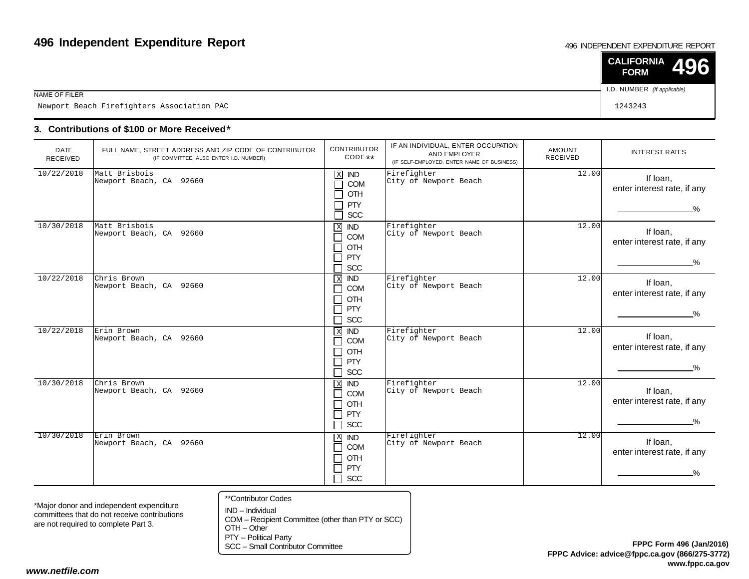# 496 Independent Expenditure Report

496 INDEPENDENT EXPENDITURE REPORT

**CALIFORNIA FORM 496**

NAME OF FILER: Newport Beach Firefighters Association PAC

I.D. NUMBER *(If applicable)*: 1243243

### 3. Contributions of $100 or More Received*

| DATE RECEIVED | FULL NAME, STREET ADDRESS AND ZIP CODE OF CONTRIBUTOR (IF COMMITTEE, ALSO ENTER I.D. NUMBER) | CONTRIBUTOR CODE** | IF AN INDIVIDUAL, ENTER OCCUPATION AND EMPLOYER (IF SELF-EMPLOYED, ENTER NAME OF BUSINESS) | AMOUNT RECEIVED | INTEREST RATES |
|---|---|---|---|---|---|
| 10/22/2018 | Matt Brisbois<br>Newport Beach, CA 92660 | [X] IND [ ] COM [ ] OTH [ ] PTY [ ] SCC | Firefighter<br>City of Newport Beach | 12.00 | If loan, enter interest rate, if any ________% |
| 10/30/2018 | Matt Brisbois<br>Newport Beach, CA 92660 | [X] IND [ ] COM [ ] OTH [ ] PTY [ ] SCC | Firefighter<br>City of Newport Beach | 12.00 | If loan, enter interest rate, if any ________% |
| 10/22/2018 | Chris Brown<br>Newport Beach, CA 92660 | [X] IND [ ] COM [ ] OTH [ ] PTY [ ] SCC | Firefighter<br>City of Newport Beach | 12.00 | If loan, enter interest rate, if any ________% |
| 10/22/2018 | Erin Brown<br>Newport Beach, CA 92660 | [X] IND [ ] COM [ ] OTH [ ] PTY [ ] SCC | Firefighter<br>City of Newport Beach | 12.00 | If loan, enter interest rate, if any ________% |
| 10/30/2018 | Chris Brown<br>Newport Beach, CA 92660 | [X] IND [ ] COM [ ] OTH [ ] PTY [ ] SCC | Firefighter<br>City of Newport Beach | 12.00 | If loan, enter interest rate, if any ________% |
| 10/30/2018 | Erin Brown<br>Newport Beach, CA 92660 | [X] IND [ ] COM [ ] OTH [ ] PTY [ ] SCC | Firefighter<br>City of Newport Beach | 12.00 | If loan, enter interest rate, if any ________% |

*Major donor and independent expenditure committees that do not receive contributions are not required to complete Part 3.

**Contributor Codes
IND – Individual
COM – Recipient Committee (other than PTY or SCC)
OTH – Other
PTY – Political Party
SCC – Small Contributor Committee

**FPPC Form 496 (Jan/2016)**
**FPPC Advice: advice@fppc.ca.gov (866/275-3772)**
**www.fppc.ca.gov**

***www.netfile.com***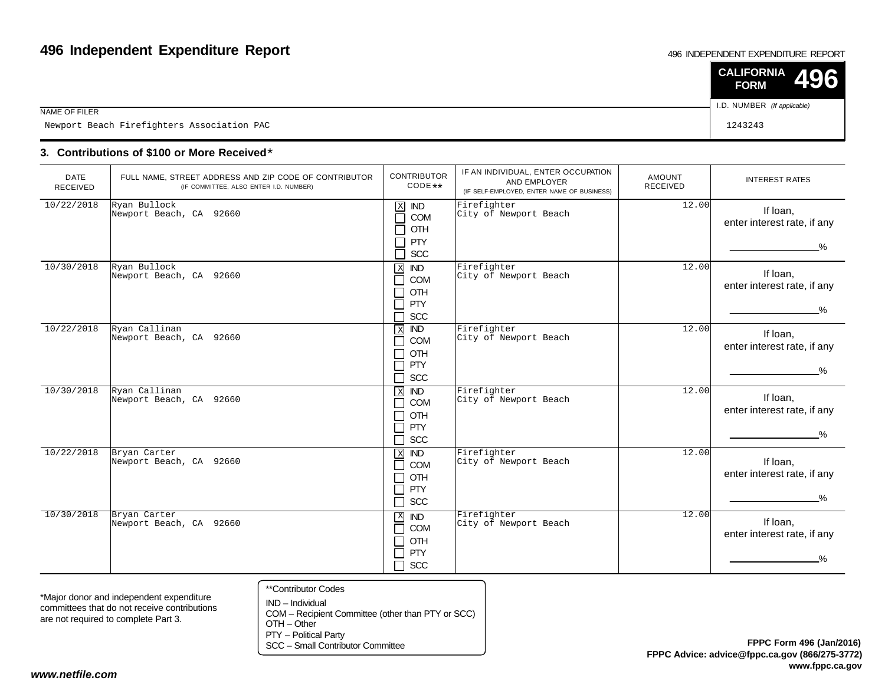# 496 Independent Expenditure Report

496 INDEPENDENT EXPENDITURE REPORT

**CALIFORNIA FORM 496**

NAME OF FILER

Newport Beach Firefighters Association PAC

I.D. NUMBER *(If applicable)*

1243243

## 3. Contributions of $100 or More Received*

| DATE RECEIVED | FULL NAME, STREET ADDRESS AND ZIP CODE OF CONTRIBUTOR (IF COMMITTEE, ALSO ENTER I.D. NUMBER) | CONTRIBUTOR CODE** | IF AN INDIVIDUAL, ENTER OCCUPATION AND EMPLOYER (IF SELF-EMPLOYED, ENTER NAME OF BUSINESS) | AMOUNT RECEIVED | INTEREST RATES |
|---|---|---|---|---|---|
| 10/22/2018 | Ryan Bullock<br>Newport Beach, CA 92660 | [X] IND [ ] COM [ ] OTH [ ] PTY [ ] SCC | Firefighter<br>City of Newport Beach | 12.00 | If loan, enter interest rate, if any ________% |
| 10/30/2018 | Ryan Bullock<br>Newport Beach, CA 92660 | [X] IND [ ] COM [ ] OTH [ ] PTY [ ] SCC | Firefighter<br>City of Newport Beach | 12.00 | If loan, enter interest rate, if any ________% |
| 10/22/2018 | Ryan Callinan<br>Newport Beach, CA 92660 | [X] IND [ ] COM [ ] OTH [ ] PTY [ ] SCC | Firefighter<br>City of Newport Beach | 12.00 | If loan, enter interest rate, if any ________% |
| 10/30/2018 | Ryan Callinan<br>Newport Beach, CA 92660 | [X] IND [ ] COM [ ] OTH [ ] PTY [ ] SCC | Firefighter<br>City of Newport Beach | 12.00 | If loan, enter interest rate, if any ________% |
| 10/22/2018 | Bryan Carter<br>Newport Beach, CA 92660 | [X] IND [ ] COM [ ] OTH [ ] PTY [ ] SCC | Firefighter<br>City of Newport Beach | 12.00 | If loan, enter interest rate, if any ________% |
| 10/30/2018 | Bryan Carter<br>Newport Beach, CA 92660 | [X] IND [ ] COM [ ] OTH [ ] PTY [ ] SCC | Firefighter<br>City of Newport Beach | 12.00 | If loan, enter interest rate, if any ________% |

*Major donor and independent expenditure committees that do not receive contributions are not required to complete Part 3.

**Contributor Codes
IND – Individual
COM – Recipient Committee (other than PTY or SCC)
OTH – Other
PTY – Political Party
SCC – Small Contributor Committee

**FPPC Form 496 (Jan/2016)**
**FPPC Advice: advice@fppc.ca.gov (866/275-3772)**
**www.fppc.ca.gov**

***www.netfile.com***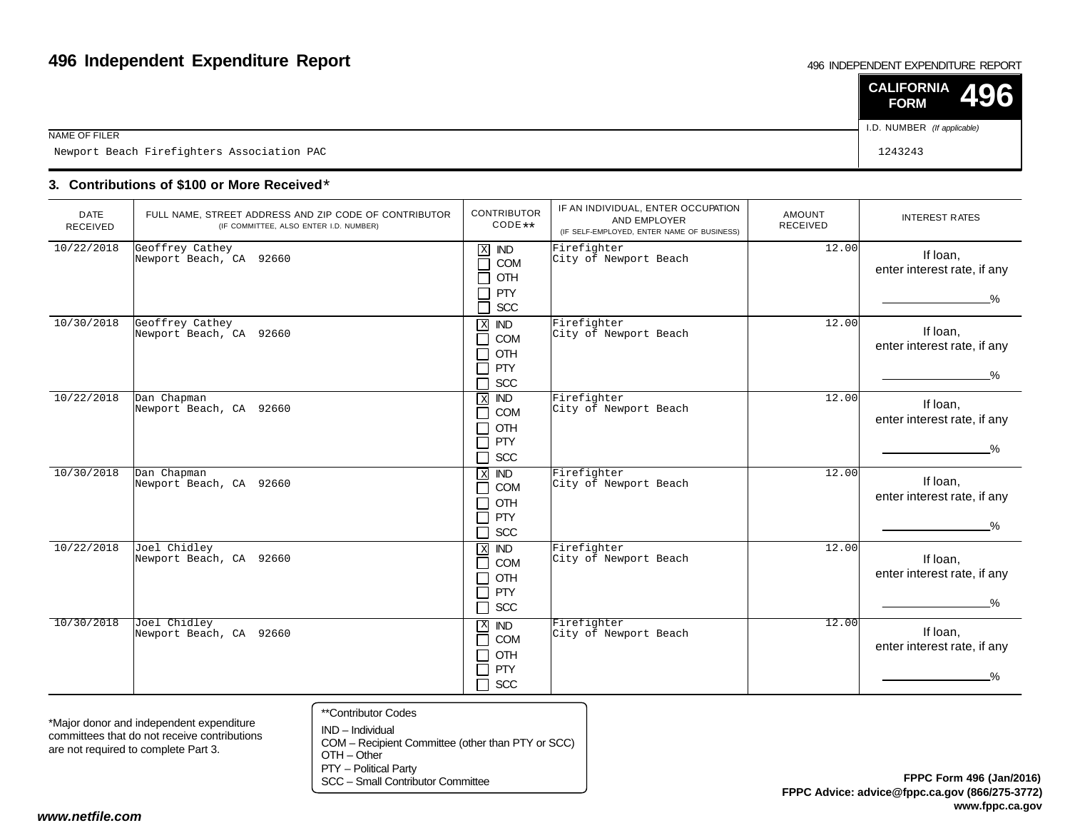# 496 Independent Expenditure Report

496 INDEPENDENT EXPENDITURE REPORT

**CALIFORNIA FORM 496**

NAME OF FILER
Newport Beach Firefighters Association PAC

I.D. NUMBER (If applicable)
1243243

## 3. Contributions of $100 or More Received*

| DATE RECEIVED | FULL NAME, STREET ADDRESS AND ZIP CODE OF CONTRIBUTOR (IF COMMITTEE, ALSO ENTER I.D. NUMBER) | CONTRIBUTOR CODE** | IF AN INDIVIDUAL, ENTER OCCUPATION AND EMPLOYER (IF SELF-EMPLOYED, ENTER NAME OF BUSINESS) | AMOUNT RECEIVED | INTEREST RATES |
|---|---|---|---|---|---|
| 10/22/2018 | Geoffrey Cathey<br>Newport Beach, CA 92660 | [X] IND<br>[ ] COM<br>[ ] OTH<br>[ ] PTY<br>[ ] SCC | Firefighter<br>City of Newport Beach | 12.00 | If loan, enter interest rate, if any ______% |
| 10/30/2018 | Geoffrey Cathey<br>Newport Beach, CA 92660 | [X] IND<br>[ ] COM<br>[ ] OTH<br>[ ] PTY<br>[ ] SCC | Firefighter<br>City of Newport Beach | 12.00 | If loan, enter interest rate, if any ______% |
| 10/22/2018 | Dan Chapman<br>Newport Beach, CA 92660 | [X] IND<br>[ ] COM<br>[ ] OTH<br>[ ] PTY<br>[ ] SCC | Firefighter<br>City of Newport Beach | 12.00 | If loan, enter interest rate, if any ______% |
| 10/30/2018 | Dan Chapman<br>Newport Beach, CA 92660 | [X] IND<br>[ ] COM<br>[ ] OTH<br>[ ] PTY<br>[ ] SCC | Firefighter<br>City of Newport Beach | 12.00 | If loan, enter interest rate, if any ______% |
| 10/22/2018 | Joel Chidley<br>Newport Beach, CA 92660 | [X] IND<br>[ ] COM<br>[ ] OTH<br>[ ] PTY<br>[ ] SCC | Firefighter<br>City of Newport Beach | 12.00 | If loan, enter interest rate, if any ______% |
| 10/30/2018 | Joel Chidley<br>Newport Beach, CA 92660 | [X] IND<br>[ ] COM<br>[ ] OTH<br>[ ] PTY<br>[ ] SCC | Firefighter<br>City of Newport Beach | 12.00 | If loan, enter interest rate, if any ______% |

*Major donor and independent expenditure committees that do not receive contributions are not required to complete Part 3.

**Contributor Codes
IND – Individual
COM – Recipient Committee (other than PTY or SCC)
OTH – Other
PTY – Political Party
SCC – Small Contributor Committee

**FPPC Form 496 (Jan/2016)**
**FPPC Advice: advice@fppc.ca.gov (866/275-3772)**
**www.fppc.ca.gov**

***www.netfile.com***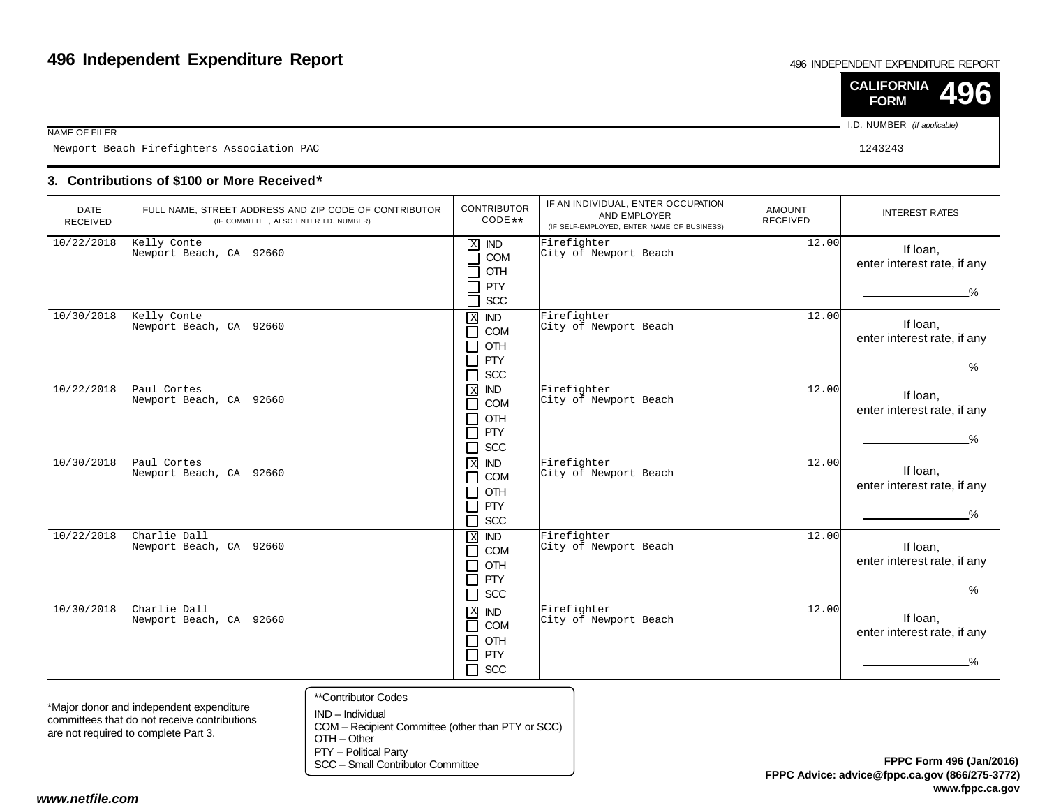# 496 Independent Expenditure Report

496 INDEPENDENT EXPENDITURE REPORT

**CALIFORNIA FORM 496**

NAME OF FILER
Newport Beach Firefighters Association PAC

I.D. NUMBER *(If applicable)*
1243243

## 3. Contributions of $100 or More Received*

| DATE RECEIVED | FULL NAME, STREET ADDRESS AND ZIP CODE OF CONTRIBUTOR (IF COMMITTEE, ALSO ENTER I.D. NUMBER) | CONTRIBUTOR CODE** | IF AN INDIVIDUAL, ENTER OCCUPATION AND EMPLOYER (IF SELF-EMPLOYED, ENTER NAME OF BUSINESS) | AMOUNT RECEIVED | INTEREST RATES |
|---|---|---|---|---|---|
| 10/22/2018 | Kelly Conte<br>Newport Beach, CA 92660 | [X] IND<br>[ ] COM<br>[ ] OTH<br>[ ] PTY<br>[ ] SCC | Firefighter<br>City of Newport Beach | 12.00 | If loan, enter interest rate, if any ______% |
| 10/30/2018 | Kelly Conte<br>Newport Beach, CA 92660 | [X] IND<br>[ ] COM<br>[ ] OTH<br>[ ] PTY<br>[ ] SCC | Firefighter<br>City of Newport Beach | 12.00 | If loan, enter interest rate, if any ______% |
| 10/22/2018 | Paul Cortes<br>Newport Beach, CA 92660 | [X] IND<br>[ ] COM<br>[ ] OTH<br>[ ] PTY<br>[ ] SCC | Firefighter<br>City of Newport Beach | 12.00 | If loan, enter interest rate, if any ______% |
| 10/30/2018 | Paul Cortes<br>Newport Beach, CA 92660 | [X] IND<br>[ ] COM<br>[ ] OTH<br>[ ] PTY<br>[ ] SCC | Firefighter<br>City of Newport Beach | 12.00 | If loan, enter interest rate, if any ______% |
| 10/22/2018 | Charlie Dall<br>Newport Beach, CA 92660 | [X] IND<br>[ ] COM<br>[ ] OTH<br>[ ] PTY<br>[ ] SCC | Firefighter<br>City of Newport Beach | 12.00 | If loan, enter interest rate, if any ______% |
| 10/30/2018 | Charlie Dall<br>Newport Beach, CA 92660 | [X] IND<br>[ ] COM<br>[ ] OTH<br>[ ] PTY<br>[ ] SCC | Firefighter<br>City of Newport Beach | 12.00 | If loan, enter interest rate, if any ______% |

*Major donor and independent expenditure committees that do not receive contributions are not required to complete Part 3.

**Contributor Codes
IND – Individual
COM – Recipient Committee (other than PTY or SCC)
OTH – Other
PTY – Political Party
SCC – Small Contributor Committee

**FPPC Form 496 (Jan/2016)**
**FPPC Advice: advice@fppc.ca.gov (866/275-3772)**
**www.fppc.ca.gov**

***www.netfile.com***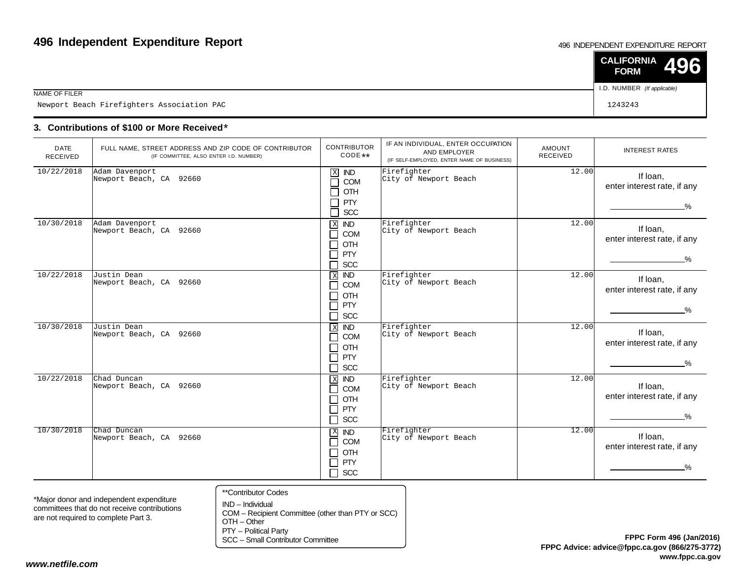# 496 Independent Expenditure Report

496 INDEPENDENT EXPENDITURE REPORT

**CALIFORNIA FORM 496**

NAME OF FILER

Newport Beach Firefighters Association PAC

I.D. NUMBER *(If applicable)*

1243243

### 3. Contributions of $100 or More Received*

| DATE RECEIVED | FULL NAME, STREET ADDRESS AND ZIP CODE OF CONTRIBUTOR (IF COMMITTEE, ALSO ENTER I.D. NUMBER) | CONTRIBUTOR CODE** | IF AN INDIVIDUAL, ENTER OCCUPATION AND EMPLOYER (IF SELF-EMPLOYED, ENTER NAME OF BUSINESS) | AMOUNT RECEIVED | INTEREST RATES |
|---|---|---|---|---|---|
| 10/22/2018 | Adam Davenport<br>Newport Beach, CA 92660 | [X] IND<br>[ ] COM<br>[ ] OTH<br>[ ] PTY<br>[ ] SCC | Firefighter<br>City of Newport Beach | 12.00 | If loan, enter interest rate, if any ________% |
| 10/30/2018 | Adam Davenport<br>Newport Beach, CA 92660 | [X] IND<br>[ ] COM<br>[ ] OTH<br>[ ] PTY<br>[ ] SCC | Firefighter<br>City of Newport Beach | 12.00 | If loan, enter interest rate, if any ________% |
| 10/22/2018 | Justin Dean<br>Newport Beach, CA 92660 | [X] IND<br>[ ] COM<br>[ ] OTH<br>[ ] PTY<br>[ ] SCC | Firefighter<br>City of Newport Beach | 12.00 | If loan, enter interest rate, if any ________% |
| 10/30/2018 | Justin Dean<br>Newport Beach, CA 92660 | [X] IND<br>[ ] COM<br>[ ] OTH<br>[ ] PTY<br>[ ] SCC | Firefighter<br>City of Newport Beach | 12.00 | If loan, enter interest rate, if any ________% |
| 10/22/2018 | Chad Duncan<br>Newport Beach, CA 92660 | [X] IND<br>[ ] COM<br>[ ] OTH<br>[ ] PTY<br>[ ] SCC | Firefighter<br>City of Newport Beach | 12.00 | If loan, enter interest rate, if any ________% |
| 10/30/2018 | Chad Duncan<br>Newport Beach, CA 92660 | [X] IND<br>[ ] COM<br>[ ] OTH<br>[ ] PTY<br>[ ] SCC | Firefighter<br>City of Newport Beach | 12.00 | If loan, enter interest rate, if any ________% |

*Major donor and independent expenditure committees that do not receive contributions are not required to complete Part 3.

**Contributor Codes
IND – Individual
COM – Recipient Committee (other than PTY or SCC)
OTH – Other
PTY – Political Party
SCC – Small Contributor Committee

**FPPC Form 496 (Jan/2016)**
**FPPC Advice: advice@fppc.ca.gov (866/275-3772)**
**www.fppc.ca.gov**

***www.netfile.com***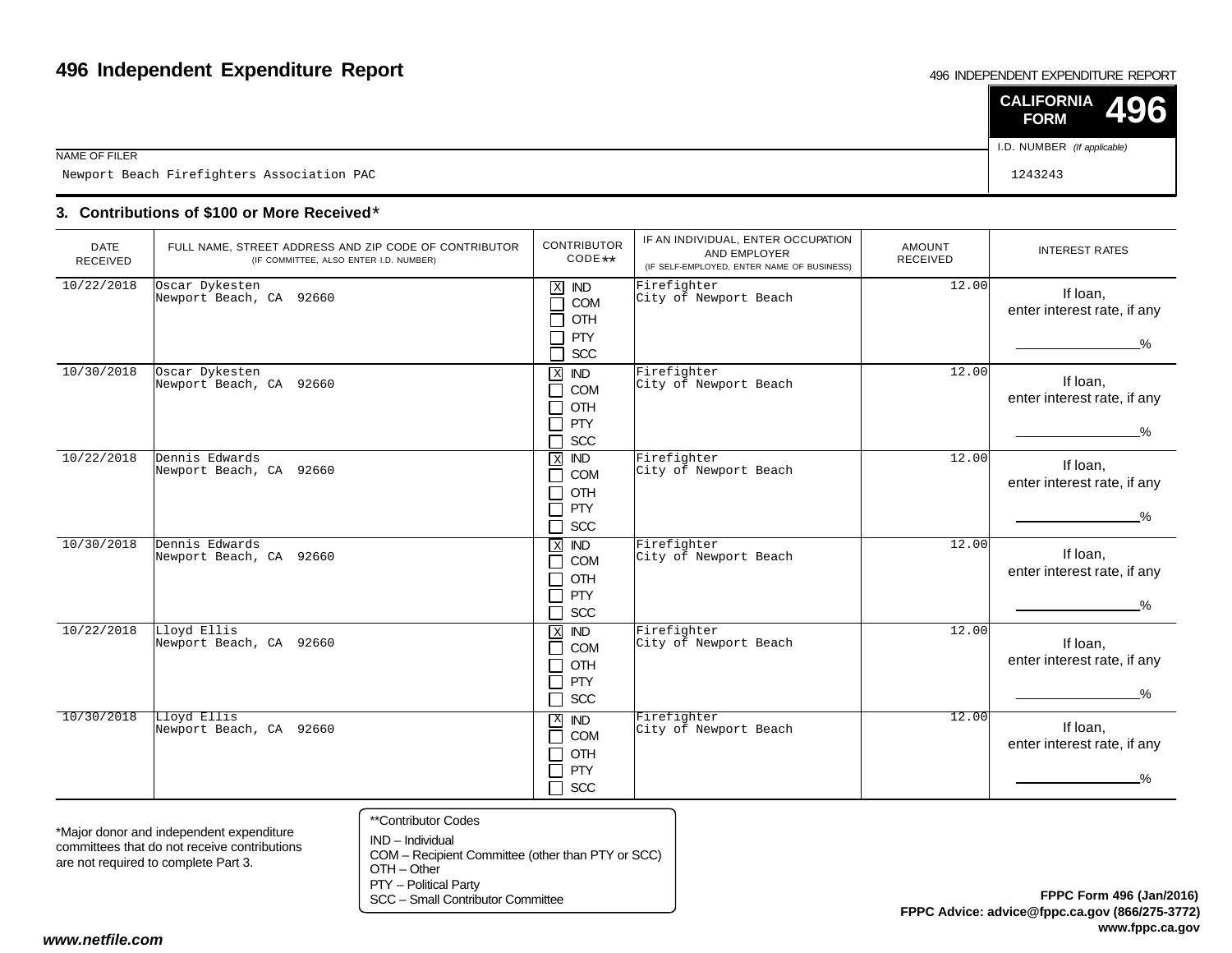# 496 Independent Expenditure Report

496 INDEPENDENT EXPENDITURE REPORT

**CALIFORNIA FORM 496**

NAME OF FILER
Newport Beach Firefighters Association PAC

I.D. NUMBER (If applicable)
1243243

## 3. Contributions of $100 or More Received*

| DATE RECEIVED | FULL NAME, STREET ADDRESS AND ZIP CODE OF CONTRIBUTOR (IF COMMITTEE, ALSO ENTER I.D. NUMBER) | CONTRIBUTOR CODE** | IF AN INDIVIDUAL, ENTER OCCUPATION AND EMPLOYER (IF SELF-EMPLOYED, ENTER NAME OF BUSINESS) | AMOUNT RECEIVED | INTEREST RATES |
|---|---|---|---|---|---|
| 10/22/2018 | Oscar Dykesten<br>Newport Beach, CA 92660 | [X] IND<br>[ ] COM<br>[ ] OTH<br>[ ] PTY<br>[ ] SCC | Firefighter<br>City of Newport Beach | 12.00 | If loan, enter interest rate, if any ______% |
| 10/30/2018 | Oscar Dykesten<br>Newport Beach, CA 92660 | [X] IND<br>[ ] COM<br>[ ] OTH<br>[ ] PTY<br>[ ] SCC | Firefighter<br>City of Newport Beach | 12.00 | If loan, enter interest rate, if any ______% |
| 10/22/2018 | Dennis Edwards<br>Newport Beach, CA 92660 | [X] IND<br>[ ] COM<br>[ ] OTH<br>[ ] PTY<br>[ ] SCC | Firefighter<br>City of Newport Beach | 12.00 | If loan, enter interest rate, if any ______% |
| 10/30/2018 | Dennis Edwards<br>Newport Beach, CA 92660 | [X] IND<br>[ ] COM<br>[ ] OTH<br>[ ] PTY<br>[ ] SCC | Firefighter<br>City of Newport Beach | 12.00 | If loan, enter interest rate, if any ______% |
| 10/22/2018 | Lloyd Ellis<br>Newport Beach, CA 92660 | [X] IND<br>[ ] COM<br>[ ] OTH<br>[ ] PTY<br>[ ] SCC | Firefighter<br>City of Newport Beach | 12.00 | If loan, enter interest rate, if any ______% |
| 10/30/2018 | Lloyd Ellis<br>Newport Beach, CA 92660 | [X] IND<br>[ ] COM<br>[ ] OTH<br>[ ] PTY<br>[ ] SCC | Firefighter<br>City of Newport Beach | 12.00 | If loan, enter interest rate, if any ______% |

*Major donor and independent expenditure committees that do not receive contributions are not required to complete Part 3.

**Contributor Codes
IND – Individual
COM – Recipient Committee (other than PTY or SCC)
OTH – Other
PTY – Political Party
SCC – Small Contributor Committee

**FPPC Form 496 (Jan/2016)**
**FPPC Advice: advice@fppc.ca.gov (866/275-3772)**
**www.fppc.ca.gov**

***www.netfile.com***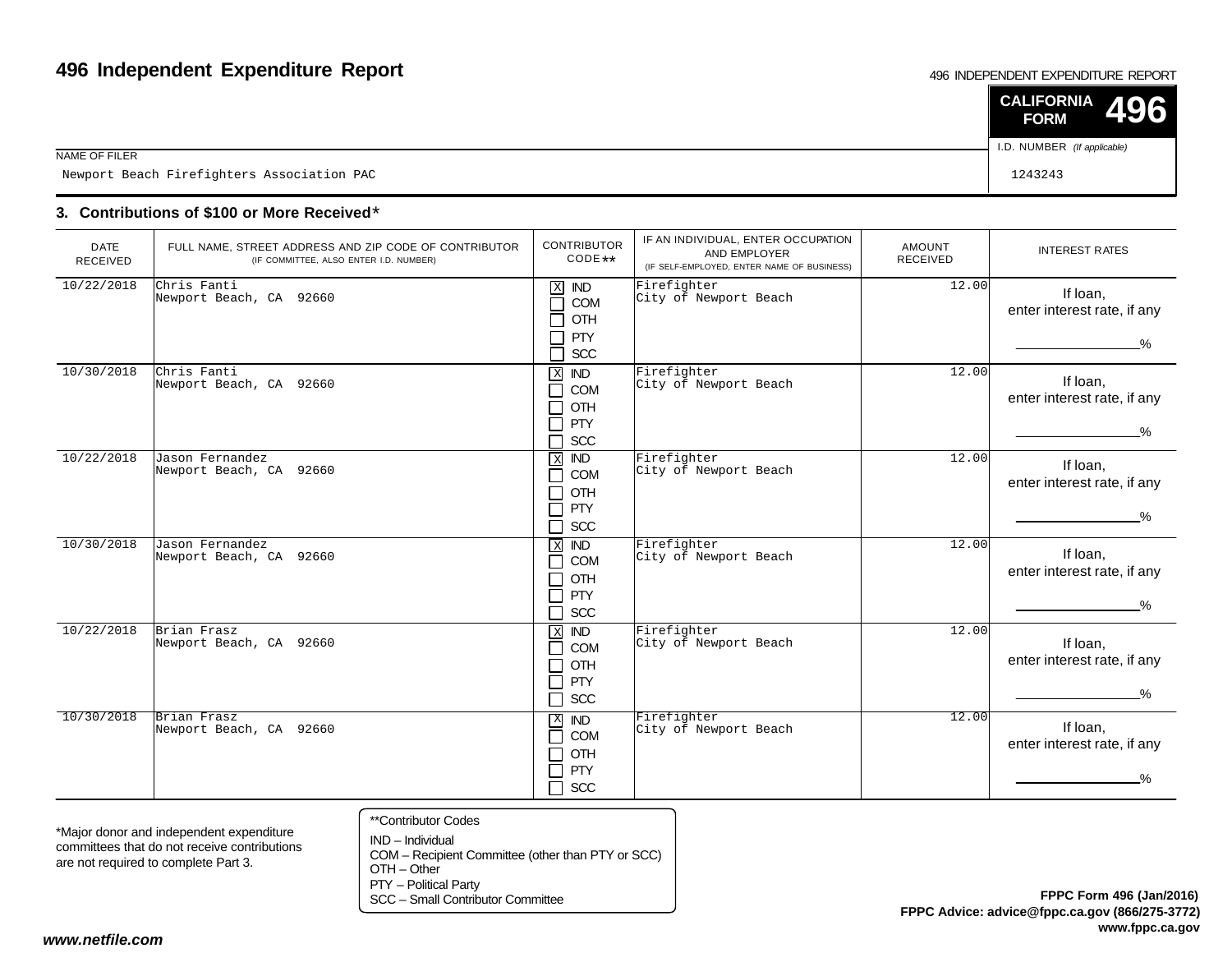# 496 Independent Expenditure Report

496 INDEPENDENT EXPENDITURE REPORT

**CALIFORNIA FORM 496**

NAME OF FILER: Newport Beach Firefighters Association PAC

I.D. NUMBER (If applicable): 1243243

## 3. Contributions of $100 or More Received*

| DATE RECEIVED | FULL NAME, STREET ADDRESS AND ZIP CODE OF CONTRIBUTOR (IF COMMITTEE, ALSO ENTER I.D. NUMBER) | CONTRIBUTOR CODE** | IF AN INDIVIDUAL, ENTER OCCUPATION AND EMPLOYER (IF SELF-EMPLOYED, ENTER NAME OF BUSINESS) | AMOUNT RECEIVED | INTEREST RATES |
|---|---|---|---|---|---|
| 10/22/2018 | Chris Fanti<br>Newport Beach, CA 92660 | [X] IND [ ] COM [ ] OTH [ ] PTY [ ] SCC | Firefighter<br>City of Newport Beach | 12.00 | If loan, enter interest rate, if any ____% |
| 10/30/2018 | Chris Fanti<br>Newport Beach, CA 92660 | [X] IND [ ] COM [ ] OTH [ ] PTY [ ] SCC | Firefighter<br>City of Newport Beach | 12.00 | If loan, enter interest rate, if any ____% |
| 10/22/2018 | Jason Fernandez<br>Newport Beach, CA 92660 | [X] IND [ ] COM [ ] OTH [ ] PTY [ ] SCC | Firefighter<br>City of Newport Beach | 12.00 | If loan, enter interest rate, if any ____% |
| 10/30/2018 | Jason Fernandez<br>Newport Beach, CA 92660 | [X] IND [ ] COM [ ] OTH [ ] PTY [ ] SCC | Firefighter<br>City of Newport Beach | 12.00 | If loan, enter interest rate, if any ____% |
| 10/22/2018 | Brian Frasz<br>Newport Beach, CA 92660 | [X] IND [ ] COM [ ] OTH [ ] PTY [ ] SCC | Firefighter<br>City of Newport Beach | 12.00 | If loan, enter interest rate, if any ____% |
| 10/30/2018 | Brian Frasz<br>Newport Beach, CA 92660 | [X] IND [ ] COM [ ] OTH [ ] PTY [ ] SCC | Firefighter<br>City of Newport Beach | 12.00 | If loan, enter interest rate, if any ____% |

*Major donor and independent expenditure committees that do not receive contributions are not required to complete Part 3.

**Contributor Codes
IND – Individual
COM – Recipient Committee (other than PTY or SCC)
OTH – Other
PTY – Political Party
SCC – Small Contributor Committee

**FPPC Form 496 (Jan/2016)**
**FPPC Advice: advice@fppc.ca.gov (866/275-3772)**
**www.fppc.ca.gov**

***www.netfile.com***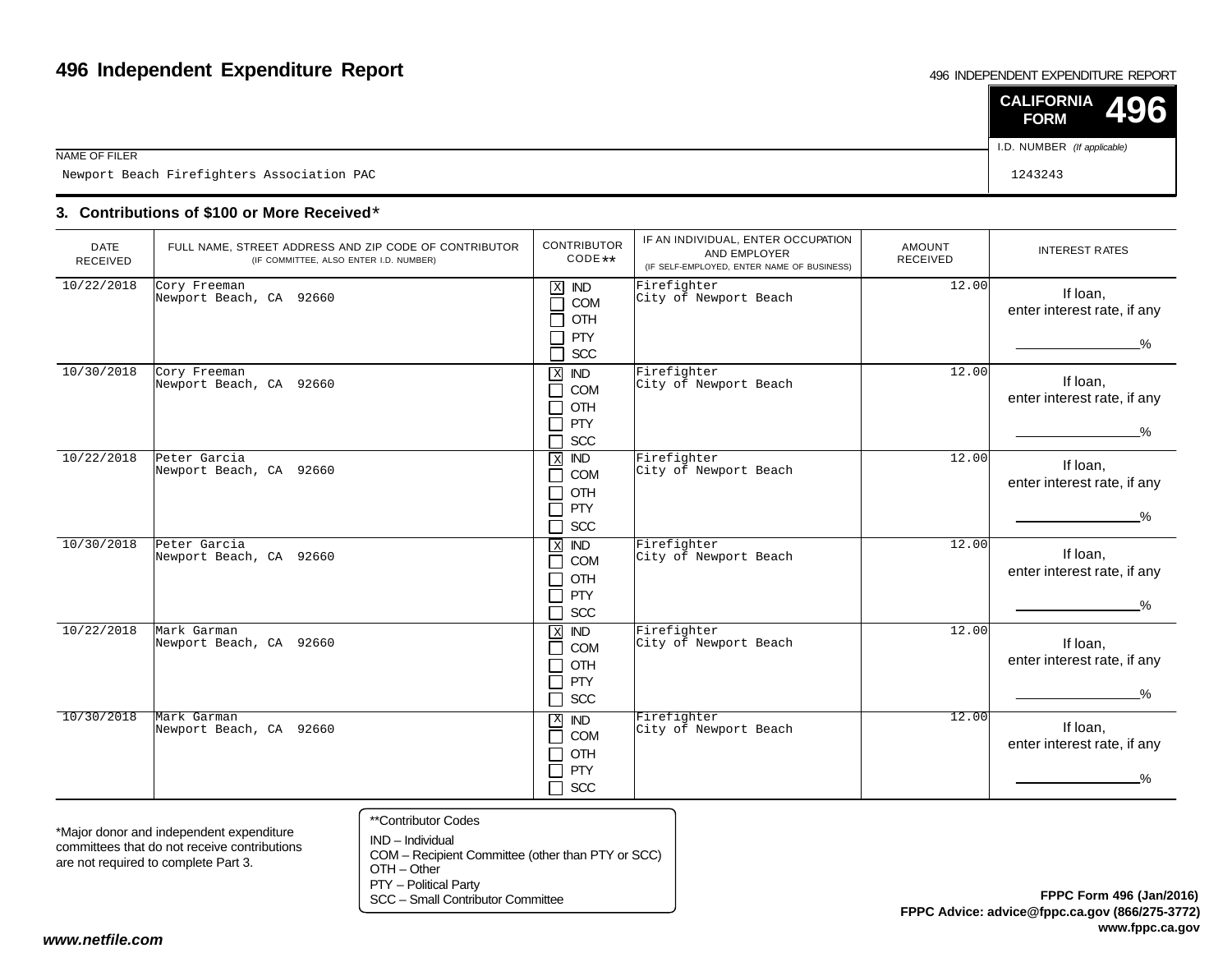# 496 Independent Expenditure Report

496 INDEPENDENT EXPENDITURE REPORT

**CALIFORNIA FORM 496**

NAME OF FILER

Newport Beach Firefighters Association PAC

I.D. NUMBER *(If applicable)*

1243243

## 3. Contributions of $100 or More Received*

| DATE RECEIVED | FULL NAME, STREET ADDRESS AND ZIP CODE OF CONTRIBUTOR (IF COMMITTEE, ALSO ENTER I.D. NUMBER) | CONTRIBUTOR CODE** | IF AN INDIVIDUAL, ENTER OCCUPATION AND EMPLOYER (IF SELF-EMPLOYED, ENTER NAME OF BUSINESS) | AMOUNT RECEIVED | INTEREST RATES |
|---|---|---|---|---|---|
| 10/22/2018 | Cory Freeman<br>Newport Beach, CA 92660 | [X] IND [ ] COM [ ] OTH [ ] PTY [ ] SCC | Firefighter<br>City of Newport Beach | 12.00 | If loan, enter interest rate, if any ______% |
| 10/30/2018 | Cory Freeman<br>Newport Beach, CA 92660 | [X] IND [ ] COM [ ] OTH [ ] PTY [ ] SCC | Firefighter<br>City of Newport Beach | 12.00 | If loan, enter interest rate, if any ______% |
| 10/22/2018 | Peter Garcia<br>Newport Beach, CA 92660 | [X] IND [ ] COM [ ] OTH [ ] PTY [ ] SCC | Firefighter<br>City of Newport Beach | 12.00 | If loan, enter interest rate, if any ______% |
| 10/30/2018 | Peter Garcia<br>Newport Beach, CA 92660 | [X] IND [ ] COM [ ] OTH [ ] PTY [ ] SCC | Firefighter<br>City of Newport Beach | 12.00 | If loan, enter interest rate, if any ______% |
| 10/22/2018 | Mark Garman<br>Newport Beach, CA 92660 | [X] IND [ ] COM [ ] OTH [ ] PTY [ ] SCC | Firefighter<br>City of Newport Beach | 12.00 | If loan, enter interest rate, if any ______% |
| 10/30/2018 | Mark Garman<br>Newport Beach, CA 92660 | [X] IND [ ] COM [ ] OTH [ ] PTY [ ] SCC | Firefighter<br>City of Newport Beach | 12.00 | If loan, enter interest rate, if any ______% |

*Major donor and independent expenditure committees that do not receive contributions are not required to complete Part 3.

**Contributor Codes
IND – Individual
COM – Recipient Committee (other than PTY or SCC)
OTH – Other
PTY – Political Party
SCC – Small Contributor Committee

**FPPC Form 496 (Jan/2016)**
**FPPC Advice: advice@fppc.ca.gov (866/275-3772)**
**www.fppc.ca.gov**

***www.netfile.com***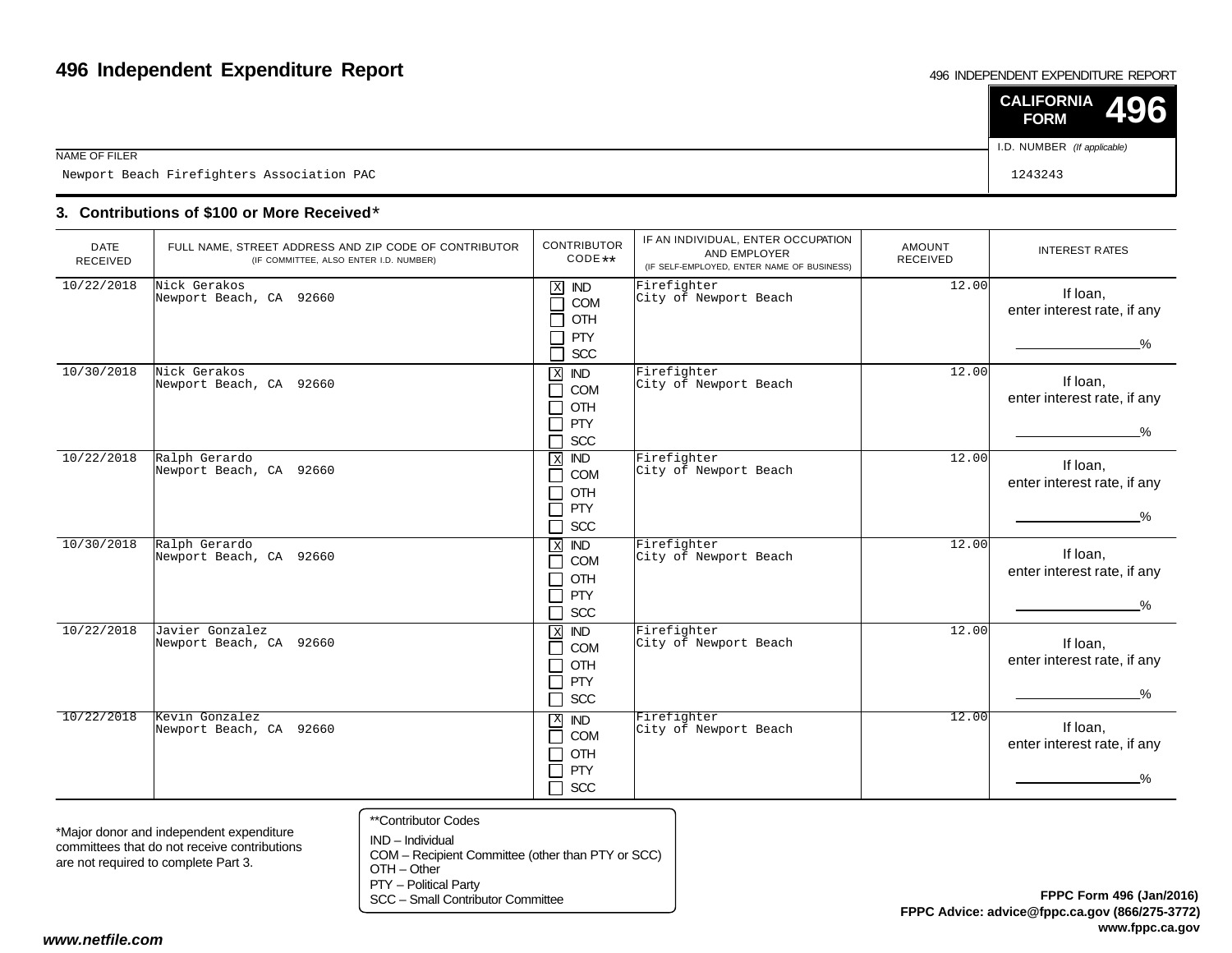# 496 Independent Expenditure Report

496 INDEPENDENT EXPENDITURE REPORT

**CALIFORNIA FORM 496**

NAME OF FILER: Newport Beach Firefighters Association PAC

I.D. NUMBER *(If applicable)*: 1243243

## 3. Contributions of $100 or More Received*

| DATE RECEIVED | FULL NAME, STREET ADDRESS AND ZIP CODE OF CONTRIBUTOR (IF COMMITTEE, ALSO ENTER I.D. NUMBER) | CONTRIBUTOR CODE** | IF AN INDIVIDUAL, ENTER OCCUPATION AND EMPLOYER (IF SELF-EMPLOYED, ENTER NAME OF BUSINESS) | AMOUNT RECEIVED | INTEREST RATES |
|---|---|---|---|---|---|
| 10/22/2018 | Nick Gerakos<br>Newport Beach, CA 92660 | [X] IND [ ] COM [ ] OTH [ ] PTY [ ] SCC | Firefighter<br>City of Newport Beach | 12.00 | If loan, enter interest rate, if any ________% |
| 10/30/2018 | Nick Gerakos<br>Newport Beach, CA 92660 | [X] IND [ ] COM [ ] OTH [ ] PTY [ ] SCC | Firefighter<br>City of Newport Beach | 12.00 | If loan, enter interest rate, if any ________% |
| 10/22/2018 | Ralph Gerardo<br>Newport Beach, CA 92660 | [X] IND [ ] COM [ ] OTH [ ] PTY [ ] SCC | Firefighter<br>City of Newport Beach | 12.00 | If loan, enter interest rate, if any ________% |
| 10/30/2018 | Ralph Gerardo<br>Newport Beach, CA 92660 | [X] IND [ ] COM [ ] OTH [ ] PTY [ ] SCC | Firefighter<br>City of Newport Beach | 12.00 | If loan, enter interest rate, if any ________% |
| 10/22/2018 | Javier Gonzalez<br>Newport Beach, CA 92660 | [X] IND [ ] COM [ ] OTH [ ] PTY [ ] SCC | Firefighter<br>City of Newport Beach | 12.00 | If loan, enter interest rate, if any ________% |
| 10/22/2018 | Kevin Gonzalez<br>Newport Beach, CA 92660 | [X] IND [ ] COM [ ] OTH [ ] PTY [ ] SCC | Firefighter<br>City of Newport Beach | 12.00 | If loan, enter interest rate, if any ________% |

*Major donor and independent expenditure committees that do not receive contributions are not required to complete Part 3.

**Contributor Codes
IND – Individual
COM – Recipient Committee (other than PTY or SCC)
OTH – Other
PTY – Political Party
SCC – Small Contributor Committee

**FPPC Form 496 (Jan/2016)**
**FPPC Advice: advice@fppc.ca.gov (866/275-3772)**
**www.fppc.ca.gov**

***www.netfile.com***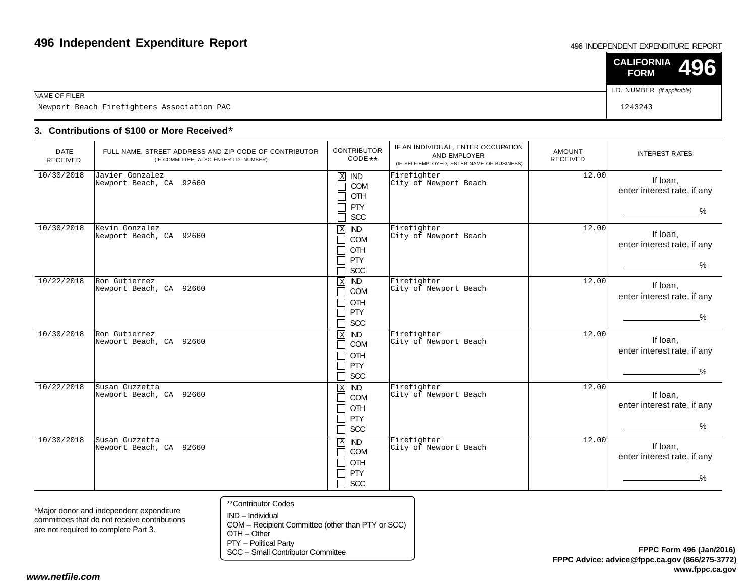# 496 Independent Expenditure Report

496 INDEPENDENT EXPENDITURE REPORT

**CALIFORNIA FORM 496**

| NAME OF FILER | I.D. NUMBER *(If applicable)* |
|---|---|
| Newport Beach Firefighters Association PAC | 1243243 |

## 3. Contributions of $100 or More Received*

| DATE RECEIVED | FULL NAME, STREET ADDRESS AND ZIP CODE OF CONTRIBUTOR (IF COMMITTEE, ALSO ENTER I.D. NUMBER) | CONTRIBUTOR CODE** | IF AN INDIVIDUAL, ENTER OCCUPATION AND EMPLOYER (IF SELF-EMPLOYED, ENTER NAME OF BUSINESS) | AMOUNT RECEIVED | INTEREST RATES |
|---|---|---|---|---|---|
| 10/30/2018 | Javier Gonzalez<br>Newport Beach, CA 92660 | [X] IND<br>[ ] COM<br>[ ] OTH<br>[ ] PTY<br>[ ] SCC | Firefighter<br>City of Newport Beach | 12.00 | If loan, enter interest rate, if any ______% |
| 10/30/2018 | Kevin Gonzalez<br>Newport Beach, CA 92660 | [X] IND<br>[ ] COM<br>[ ] OTH<br>[ ] PTY<br>[ ] SCC | Firefighter<br>City of Newport Beach | 12.00 | If loan, enter interest rate, if any ______% |
| 10/22/2018 | Ron Gutierrez<br>Newport Beach, CA 92660 | [X] IND<br>[ ] COM<br>[ ] OTH<br>[ ] PTY<br>[ ] SCC | Firefighter<br>City of Newport Beach | 12.00 | If loan, enter interest rate, if any ______% |
| 10/30/2018 | Ron Gutierrez<br>Newport Beach, CA 92660 | [X] IND<br>[ ] COM<br>[ ] OTH<br>[ ] PTY<br>[ ] SCC | Firefighter<br>City of Newport Beach | 12.00 | If loan, enter interest rate, if any ______% |
| 10/22/2018 | Susan Guzzetta<br>Newport Beach, CA 92660 | [X] IND<br>[ ] COM<br>[ ] OTH<br>[ ] PTY<br>[ ] SCC | Firefighter<br>City of Newport Beach | 12.00 | If loan, enter interest rate, if any ______% |
| 10/30/2018 | Susan Guzzetta<br>Newport Beach, CA 92660 | [X] IND<br>[ ] COM<br>[ ] OTH<br>[ ] PTY<br>[ ] SCC | Firefighter<br>City of Newport Beach | 12.00 | If loan, enter interest rate, if any ______% |

*Major donor and independent expenditure committees that do not receive contributions are not required to complete Part 3.

**Contributor Codes
IND – Individual
COM – Recipient Committee (other than PTY or SCC)
OTH – Other
PTY – Political Party
SCC – Small Contributor Committee

**FPPC Form 496 (Jan/2016)**
**FPPC Advice: advice@fppc.ca.gov (866/275-3772)**
**www.fppc.ca.gov**

***www.netfile.com***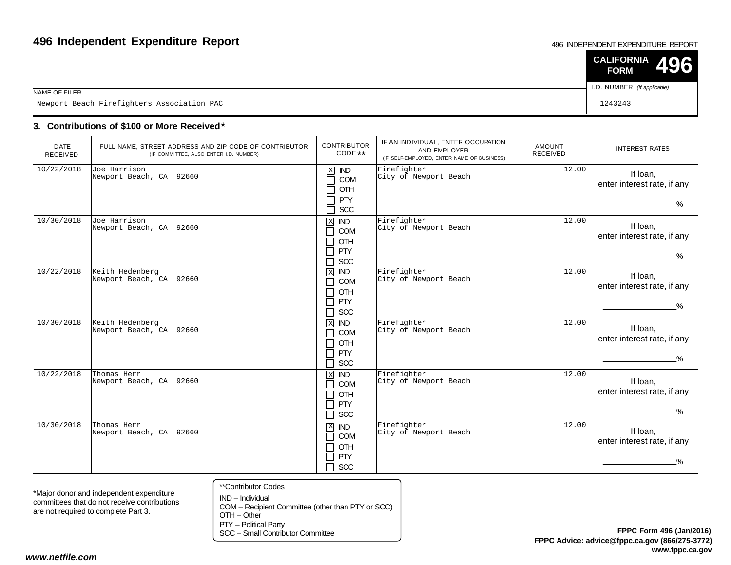# 496 Independent Expenditure Report

496 INDEPENDENT EXPENDITURE REPORT

**CALIFORNIA FORM 496**

NAME OF FILER

Newport Beach Firefighters Association PAC

I.D. NUMBER *(If applicable)*

1243243

## 3. Contributions of $100 or More Received*

| DATE RECEIVED | FULL NAME, STREET ADDRESS AND ZIP CODE OF CONTRIBUTOR (IF COMMITTEE, ALSO ENTER I.D. NUMBER) | CONTRIBUTOR CODE** | IF AN INDIVIDUAL, ENTER OCCUPATION AND EMPLOYER (IF SELF-EMPLOYED, ENTER NAME OF BUSINESS) | AMOUNT RECEIVED | INTEREST RATES |
|---|---|---|---|---|---|
| 10/22/2018 | Joe Harrison<br>Newport Beach, CA 92660 | [X] IND<br>[ ] COM<br>[ ] OTH<br>[ ] PTY<br>[ ] SCC | Firefighter<br>City of Newport Beach | 12.00 | If loan, enter interest rate, if any ______% |
| 10/30/2018 | Joe Harrison<br>Newport Beach, CA 92660 | [X] IND<br>[ ] COM<br>[ ] OTH<br>[ ] PTY<br>[ ] SCC | Firefighter<br>City of Newport Beach | 12.00 | If loan, enter interest rate, if any ______% |
| 10/22/2018 | Keith Hedenberg<br>Newport Beach, CA 92660 | [X] IND<br>[ ] COM<br>[ ] OTH<br>[ ] PTY<br>[ ] SCC | Firefighter<br>City of Newport Beach | 12.00 | If loan, enter interest rate, if any ______% |
| 10/30/2018 | Keith Hedenberg<br>Newport Beach, CA 92660 | [X] IND<br>[ ] COM<br>[ ] OTH<br>[ ] PTY<br>[ ] SCC | Firefighter<br>City of Newport Beach | 12.00 | If loan, enter interest rate, if any ______% |
| 10/22/2018 | Thomas Herr<br>Newport Beach, CA 92660 | [X] IND<br>[ ] COM<br>[ ] OTH<br>[ ] PTY<br>[ ] SCC | Firefighter<br>City of Newport Beach | 12.00 | If loan, enter interest rate, if any ______% |
| 10/30/2018 | Thomas Herr<br>Newport Beach, CA 92660 | [X] IND<br>[ ] COM<br>[ ] OTH<br>[ ] PTY<br>[ ] SCC | Firefighter<br>City of Newport Beach | 12.00 | If loan, enter interest rate, if any ______% |

*Major donor and independent expenditure committees that do not receive contributions are not required to complete Part 3.

**Contributor Codes
IND – Individual
COM – Recipient Committee (other than PTY or SCC)
OTH – Other
PTY – Political Party
SCC – Small Contributor Committee

**FPPC Form 496 (Jan/2016)**
**FPPC Advice: advice@fppc.ca.gov (866/275-3772)**
**www.fppc.ca.gov**

***www.netfile.com***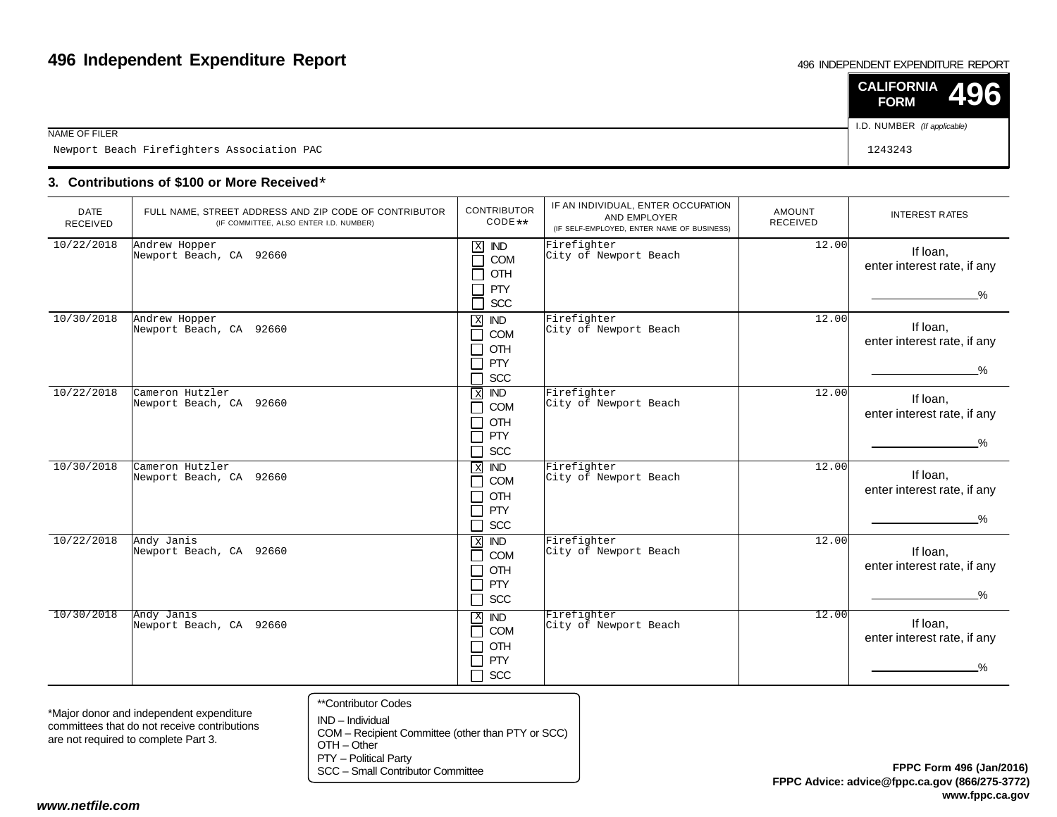# 496 Independent Expenditure Report

496 INDEPENDENT EXPENDITURE REPORT

**CALIFORNIA FORM 496**

NAME OF FILER
Newport Beach Firefighters Association PAC

I.D. NUMBER *(If applicable)*
1243243

### 3. Contributions of $100 or More Received*

| DATE RECEIVED | FULL NAME, STREET ADDRESS AND ZIP CODE OF CONTRIBUTOR (IF COMMITTEE, ALSO ENTER I.D. NUMBER) | CONTRIBUTOR CODE** | IF AN INDIVIDUAL, ENTER OCCUPATION AND EMPLOYER (IF SELF-EMPLOYED, ENTER NAME OF BUSINESS) | AMOUNT RECEIVED | INTEREST RATES |
|---|---|---|---|---|---|
| 10/22/2018 | Andrew Hopper<br>Newport Beach, CA 92660 | [X] IND<br>[ ] COM<br>[ ] OTH<br>[ ] PTY<br>[ ] SCC | Firefighter<br>City of Newport Beach | 12.00 | If loan, enter interest rate, if any ____% |
| 10/30/2018 | Andrew Hopper<br>Newport Beach, CA 92660 | [X] IND<br>[ ] COM<br>[ ] OTH<br>[ ] PTY<br>[ ] SCC | Firefighter<br>City of Newport Beach | 12.00 | If loan, enter interest rate, if any ____% |
| 10/22/2018 | Cameron Hutzler<br>Newport Beach, CA 92660 | [X] IND<br>[ ] COM<br>[ ] OTH<br>[ ] PTY<br>[ ] SCC | Firefighter<br>City of Newport Beach | 12.00 | If loan, enter interest rate, if any ____% |
| 10/30/2018 | Cameron Hutzler<br>Newport Beach, CA 92660 | [X] IND<br>[ ] COM<br>[ ] OTH<br>[ ] PTY<br>[ ] SCC | Firefighter<br>City of Newport Beach | 12.00 | If loan, enter interest rate, if any ____% |
| 10/22/2018 | Andy Janis<br>Newport Beach, CA 92660 | [X] IND<br>[ ] COM<br>[ ] OTH<br>[ ] PTY<br>[ ] SCC | Firefighter<br>City of Newport Beach | 12.00 | If loan, enter interest rate, if any ____% |
| 10/30/2018 | Andy Janis<br>Newport Beach, CA 92660 | [X] IND<br>[ ] COM<br>[ ] OTH<br>[ ] PTY<br>[ ] SCC | Firefighter<br>City of Newport Beach | 12.00 | If loan, enter interest rate, if any ____% |

*Major donor and independent expenditure committees that do not receive contributions are not required to complete Part 3.

**Contributor Codes
IND – Individual
COM – Recipient Committee (other than PTY or SCC)
OTH – Other
PTY – Political Party
SCC – Small Contributor Committee

**FPPC Form 496 (Jan/2016)**
**FPPC Advice: advice@fppc.ca.gov (866/275-3772)**
**www.fppc.ca.gov**

***www.netfile.com***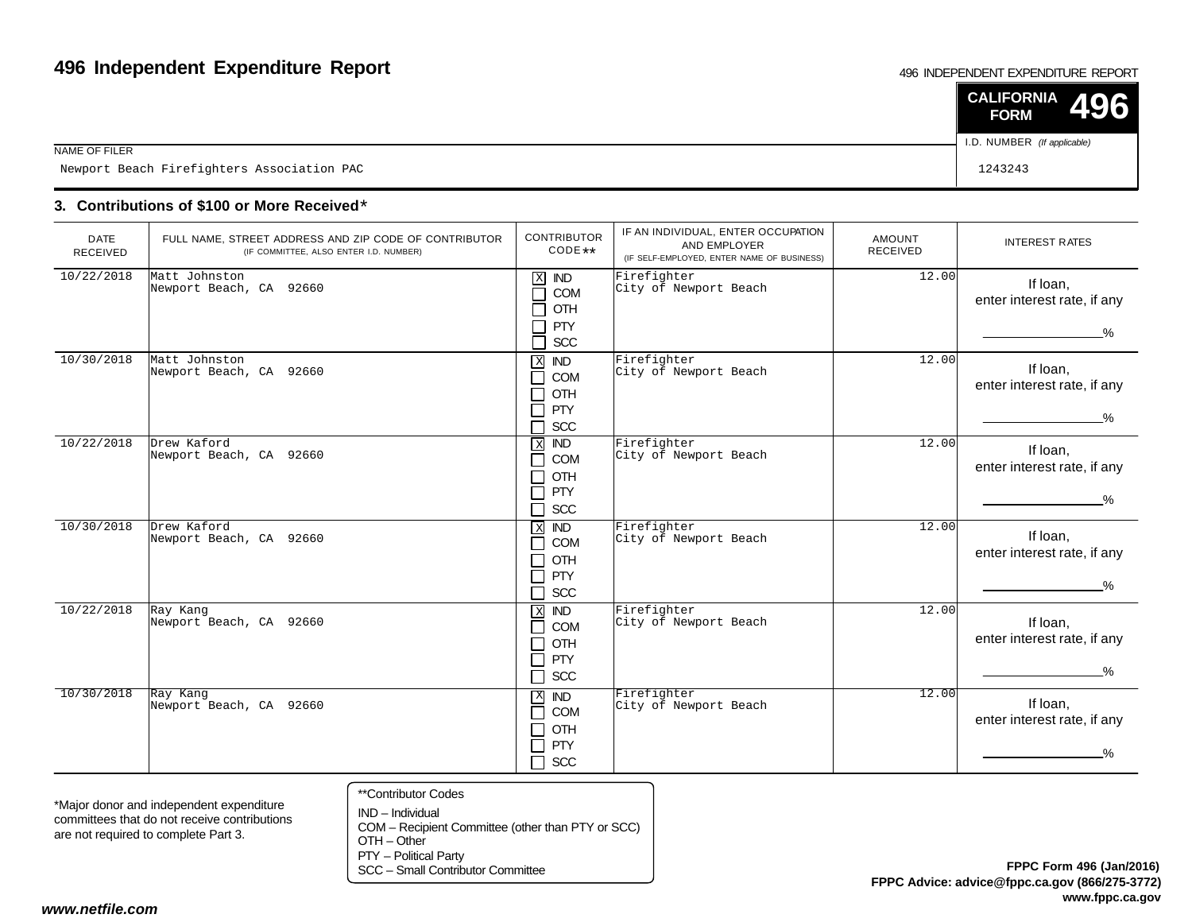# 496 Independent Expenditure Report

496 INDEPENDENT EXPENDITURE REPORT

**CALIFORNIA FORM 496**

| NAME OF FILER | I.D. NUMBER (If applicable) |
|---|---|
| Newport Beach Firefighters Association PAC | 1243243 |

## 3. Contributions of $100 or More Received*

| DATE RECEIVED | FULL NAME, STREET ADDRESS AND ZIP CODE OF CONTRIBUTOR (IF COMMITTEE, ALSO ENTER I.D. NUMBER) | CONTRIBUTOR CODE** | IF AN INDIVIDUAL, ENTER OCCUPATION AND EMPLOYER (IF SELF-EMPLOYED, ENTER NAME OF BUSINESS) | AMOUNT RECEIVED | INTEREST RATES |
|---|---|---|---|---|---|
| 10/22/2018 | Matt Johnston<br>Newport Beach, CA 92660 | [X] IND<br>[ ] COM<br>[ ] OTH<br>[ ] PTY<br>[ ] SCC | Firefighter<br>City of Newport Beach | 12.00 | If loan, enter interest rate, if any ______% |
| 10/30/2018 | Matt Johnston<br>Newport Beach, CA 92660 | [X] IND<br>[ ] COM<br>[ ] OTH<br>[ ] PTY<br>[ ] SCC | Firefighter<br>City of Newport Beach | 12.00 | If loan, enter interest rate, if any ______% |
| 10/22/2018 | Drew Kaford<br>Newport Beach, CA 92660 | [X] IND<br>[ ] COM<br>[ ] OTH<br>[ ] PTY<br>[ ] SCC | Firefighter<br>City of Newport Beach | 12.00 | If loan, enter interest rate, if any ______% |
| 10/30/2018 | Drew Kaford<br>Newport Beach, CA 92660 | [X] IND<br>[ ] COM<br>[ ] OTH<br>[ ] PTY<br>[ ] SCC | Firefighter<br>City of Newport Beach | 12.00 | If loan, enter interest rate, if any ______% |
| 10/22/2018 | Ray Kang<br>Newport Beach, CA 92660 | [X] IND<br>[ ] COM<br>[ ] OTH<br>[ ] PTY<br>[ ] SCC | Firefighter<br>City of Newport Beach | 12.00 | If loan, enter interest rate, if any ______% |
| 10/30/2018 | Ray Kang<br>Newport Beach, CA 92660 | [X] IND<br>[ ] COM<br>[ ] OTH<br>[ ] PTY<br>[ ] SCC | Firefighter<br>City of Newport Beach | 12.00 | If loan, enter interest rate, if any ______% |

*Major donor and independent expenditure committees that do not receive contributions are not required to complete Part 3.

**Contributor Codes
IND – Individual
COM – Recipient Committee (other than PTY or SCC)
OTH – Other
PTY – Political Party
SCC – Small Contributor Committee

**FPPC Form 496 (Jan/2016)**
**FPPC Advice: advice@fppc.ca.gov (866/275-3772)**
**www.fppc.ca.gov**

***www.netfile.com***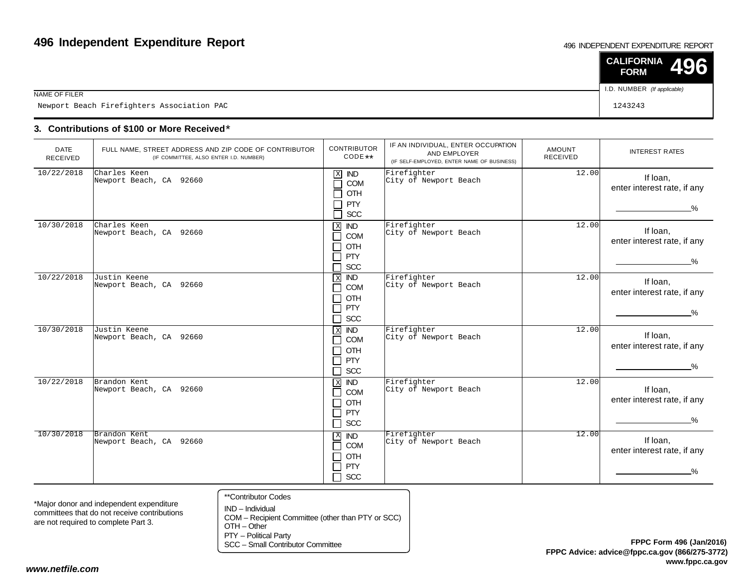# 496 Independent Expenditure Report

496 INDEPENDENT EXPENDITURE REPORT

**CALIFORNIA FORM 496**

| NAME OF FILER | I.D. NUMBER *(If applicable)* |
|---|---|
| Newport Beach Firefighters Association PAC | 1243243 |

### 3. Contributions of $100 or More Received*

| DATE RECEIVED | FULL NAME, STREET ADDRESS AND ZIP CODE OF CONTRIBUTOR (IF COMMITTEE, ALSO ENTER I.D. NUMBER) | CONTRIBUTOR CODE** | IF AN INDIVIDUAL, ENTER OCCUPATION AND EMPLOYER (IF SELF-EMPLOYED, ENTER NAME OF BUSINESS) | AMOUNT RECEIVED | INTEREST RATES |
|---|---|---|---|---|---|
| 10/22/2018 | Charles Keen<br>Newport Beach, CA 92660 | [X] IND<br>[ ] COM<br>[ ] OTH<br>[ ] PTY<br>[ ] SCC | Firefighter<br>City of Newport Beach | 12.00 | If loan, enter interest rate, if any ______% |
| 10/30/2018 | Charles Keen<br>Newport Beach, CA 92660 | [X] IND<br>[ ] COM<br>[ ] OTH<br>[ ] PTY<br>[ ] SCC | Firefighter<br>City of Newport Beach | 12.00 | If loan, enter interest rate, if any ______% |
| 10/22/2018 | Justin Keene<br>Newport Beach, CA 92660 | [X] IND<br>[ ] COM<br>[ ] OTH<br>[ ] PTY<br>[ ] SCC | Firefighter<br>City of Newport Beach | 12.00 | If loan, enter interest rate, if any ______% |
| 10/30/2018 | Justin Keene<br>Newport Beach, CA 92660 | [X] IND<br>[ ] COM<br>[ ] OTH<br>[ ] PTY<br>[ ] SCC | Firefighter<br>City of Newport Beach | 12.00 | If loan, enter interest rate, if any ______% |
| 10/22/2018 | Brandon Kent<br>Newport Beach, CA 92660 | [X] IND<br>[ ] COM<br>[ ] OTH<br>[ ] PTY<br>[ ] SCC | Firefighter<br>City of Newport Beach | 12.00 | If loan, enter interest rate, if any ______% |
| 10/30/2018 | Brandon Kent<br>Newport Beach, CA 92660 | [X] IND<br>[ ] COM<br>[ ] OTH<br>[ ] PTY<br>[ ] SCC | Firefighter<br>City of Newport Beach | 12.00 | If loan, enter interest rate, if any ______% |

*Major donor and independent expenditure committees that do not receive contributions are not required to complete Part 3.

**Contributor Codes
IND – Individual
COM – Recipient Committee (other than PTY or SCC)
OTH – Other
PTY – Political Party
SCC – Small Contributor Committee

**FPPC Form 496 (Jan/2016)**
**FPPC Advice: advice@fppc.ca.gov (866/275-3772)**
**www.fppc.ca.gov**

***www.netfile.com***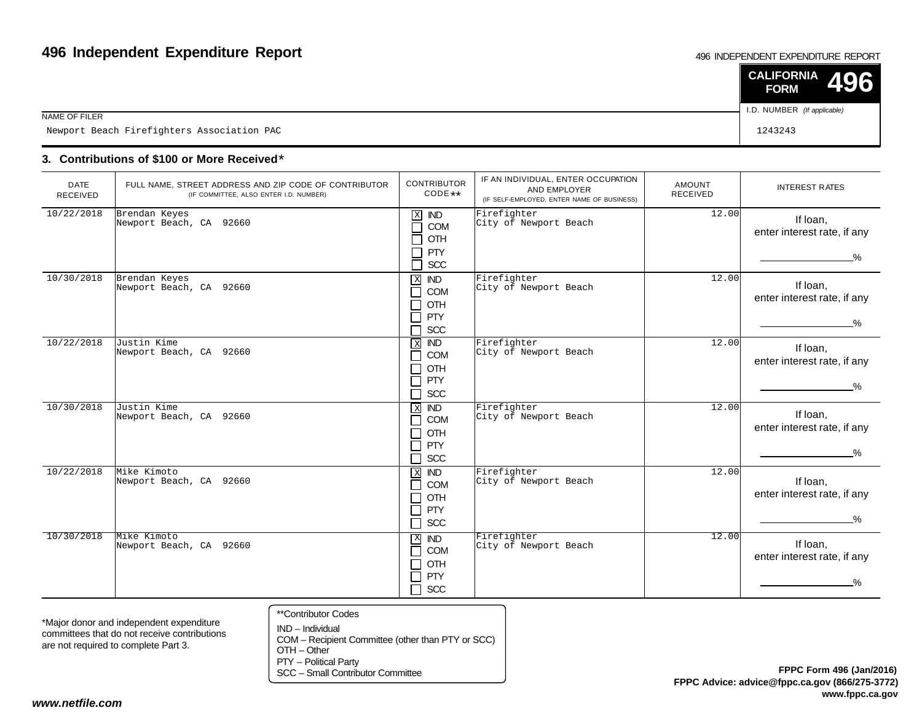# 496 Independent Expenditure Report

496 INDEPENDENT EXPENDITURE REPORT

**CALIFORNIA FORM 496**

| NAME OF FILER | I.D. NUMBER (If applicable) |
|---|---|
| Newport Beach Firefighters Association PAC | 1243243 |

## 3. Contributions of $100 or More Received*

| DATE RECEIVED | FULL NAME, STREET ADDRESS AND ZIP CODE OF CONTRIBUTOR (IF COMMITTEE, ALSO ENTER I.D. NUMBER) | CONTRIBUTOR CODE** | IF AN INDIVIDUAL, ENTER OCCUPATION AND EMPLOYER (IF SELF-EMPLOYED, ENTER NAME OF BUSINESS) | AMOUNT RECEIVED | INTEREST RATES |
|---|---|---|---|---|---|
| 10/22/2018 | Brendan Keyes<br>Newport Beach, CA 92660 | [X] IND [ ] COM [ ] OTH [ ] PTY [ ] SCC | Firefighter<br>City of Newport Beach | 12.00 | If loan, enter interest rate, if any ____% |
| 10/30/2018 | Brendan Keyes<br>Newport Beach, CA 92660 | [X] IND [ ] COM [ ] OTH [ ] PTY [ ] SCC | Firefighter<br>City of Newport Beach | 12.00 | If loan, enter interest rate, if any ____% |
| 10/22/2018 | Justin Kime<br>Newport Beach, CA 92660 | [X] IND [ ] COM [ ] OTH [ ] PTY [ ] SCC | Firefighter<br>City of Newport Beach | 12.00 | If loan, enter interest rate, if any ____% |
| 10/30/2018 | Justin Kime<br>Newport Beach, CA 92660 | [X] IND [ ] COM [ ] OTH [ ] PTY [ ] SCC | Firefighter<br>City of Newport Beach | 12.00 | If loan, enter interest rate, if any ____% |
| 10/22/2018 | Mike Kimoto<br>Newport Beach, CA 92660 | [X] IND [ ] COM [ ] OTH [ ] PTY [ ] SCC | Firefighter<br>City of Newport Beach | 12.00 | If loan, enter interest rate, if any ____% |
| 10/30/2018 | Mike Kimoto<br>Newport Beach, CA 92660 | [X] IND [ ] COM [ ] OTH [ ] PTY [ ] SCC | Firefighter<br>City of Newport Beach | 12.00 | If loan, enter interest rate, if any ____% |

*Major donor and independent expenditure committees that do not receive contributions are not required to complete Part 3.

**Contributor Codes
IND – Individual
COM – Recipient Committee (other than PTY or SCC)
OTH – Other
PTY – Political Party
SCC – Small Contributor Committee

**FPPC Form 496 (Jan/2016)**
**FPPC Advice: advice@fppc.ca.gov (866/275-3772)**
**www.fppc.ca.gov**

*www.netfile.com*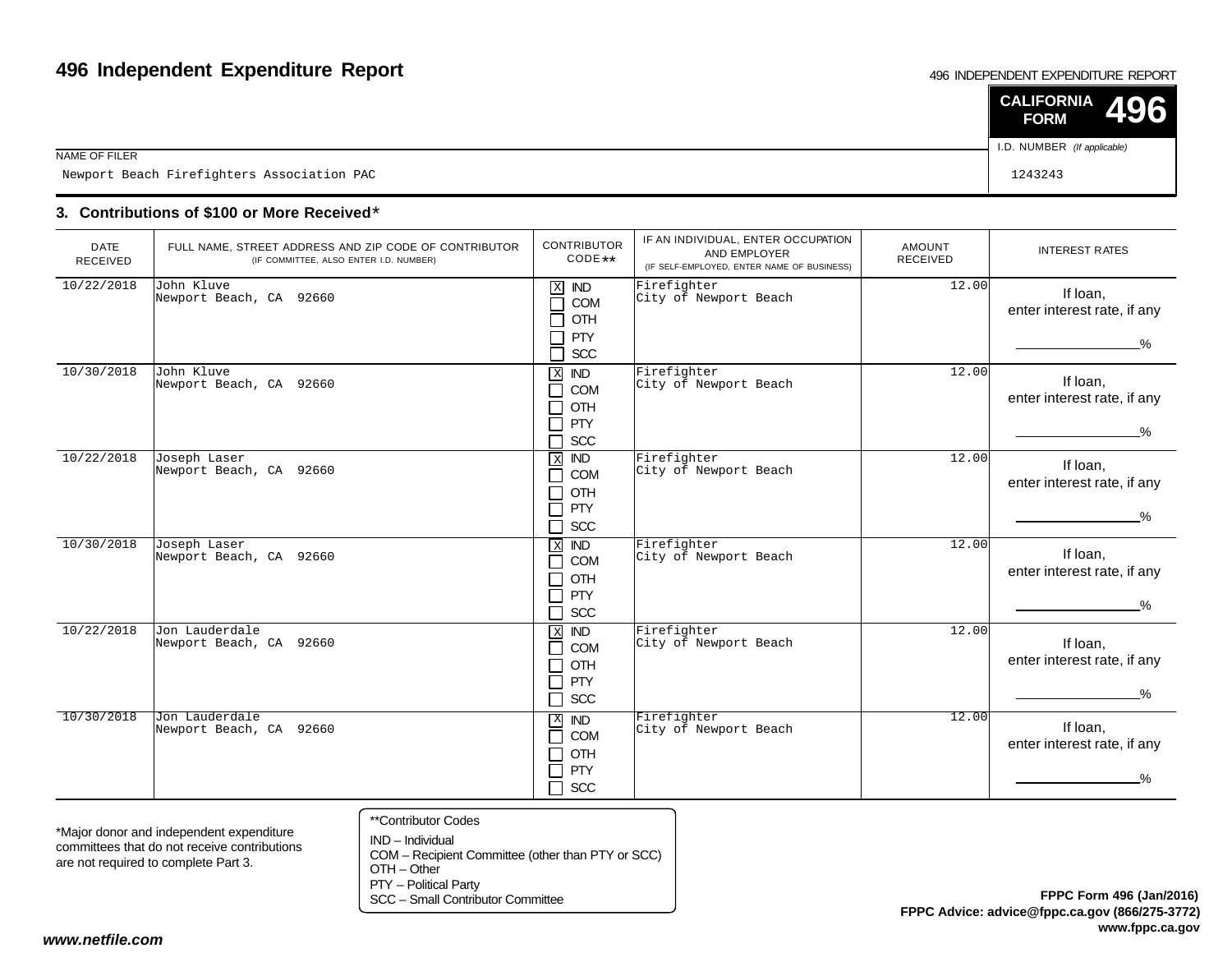# 496 Independent Expenditure Report

496 INDEPENDENT EXPENDITURE REPORT

**CALIFORNIA FORM 496**

NAME OF FILER
Newport Beach Firefighters Association PAC

I.D. NUMBER *(If applicable)*
1243243

## 3. Contributions of $100 or More Received*

| DATE RECEIVED | FULL NAME, STREET ADDRESS AND ZIP CODE OF CONTRIBUTOR (IF COMMITTEE, ALSO ENTER I.D. NUMBER) | CONTRIBUTOR CODE** | IF AN INDIVIDUAL, ENTER OCCUPATION AND EMPLOYER (IF SELF-EMPLOYED, ENTER NAME OF BUSINESS) | AMOUNT RECEIVED | INTEREST RATES |
|---|---|---|---|---|---|
| 10/22/2018 | John Kluve<br>Newport Beach, CA 92660 | [X] IND [ ] COM [ ] OTH [ ] PTY [ ] SCC | Firefighter<br>City of Newport Beach | 12.00 | If loan, enter interest rate, if any ______% |
| 10/30/2018 | John Kluve<br>Newport Beach, CA 92660 | [X] IND [ ] COM [ ] OTH [ ] PTY [ ] SCC | Firefighter<br>City of Newport Beach | 12.00 | If loan, enter interest rate, if any ______% |
| 10/22/2018 | Joseph Laser<br>Newport Beach, CA 92660 | [X] IND [ ] COM [ ] OTH [ ] PTY [ ] SCC | Firefighter<br>City of Newport Beach | 12.00 | If loan, enter interest rate, if any ______% |
| 10/30/2018 | Joseph Laser<br>Newport Beach, CA 92660 | [X] IND [ ] COM [ ] OTH [ ] PTY [ ] SCC | Firefighter<br>City of Newport Beach | 12.00 | If loan, enter interest rate, if any ______% |
| 10/22/2018 | Jon Lauderdale<br>Newport Beach, CA 92660 | [X] IND [ ] COM [ ] OTH [ ] PTY [ ] SCC | Firefighter<br>City of Newport Beach | 12.00 | If loan, enter interest rate, if any ______% |
| 10/30/2018 | Jon Lauderdale<br>Newport Beach, CA 92660 | [X] IND [ ] COM [ ] OTH [ ] PTY [ ] SCC | Firefighter<br>City of Newport Beach | 12.00 | If loan, enter interest rate, if any ______% |

*Major donor and independent expenditure committees that do not receive contributions are not required to complete Part 3.

**Contributor Codes
IND – Individual
COM – Recipient Committee (other than PTY or SCC)
OTH – Other
PTY – Political Party
SCC – Small Contributor Committee

**FPPC Form 496 (Jan/2016)**
**FPPC Advice: advice@fppc.ca.gov (866/275-3772)**
**www.fppc.ca.gov**

***www.netfile.com***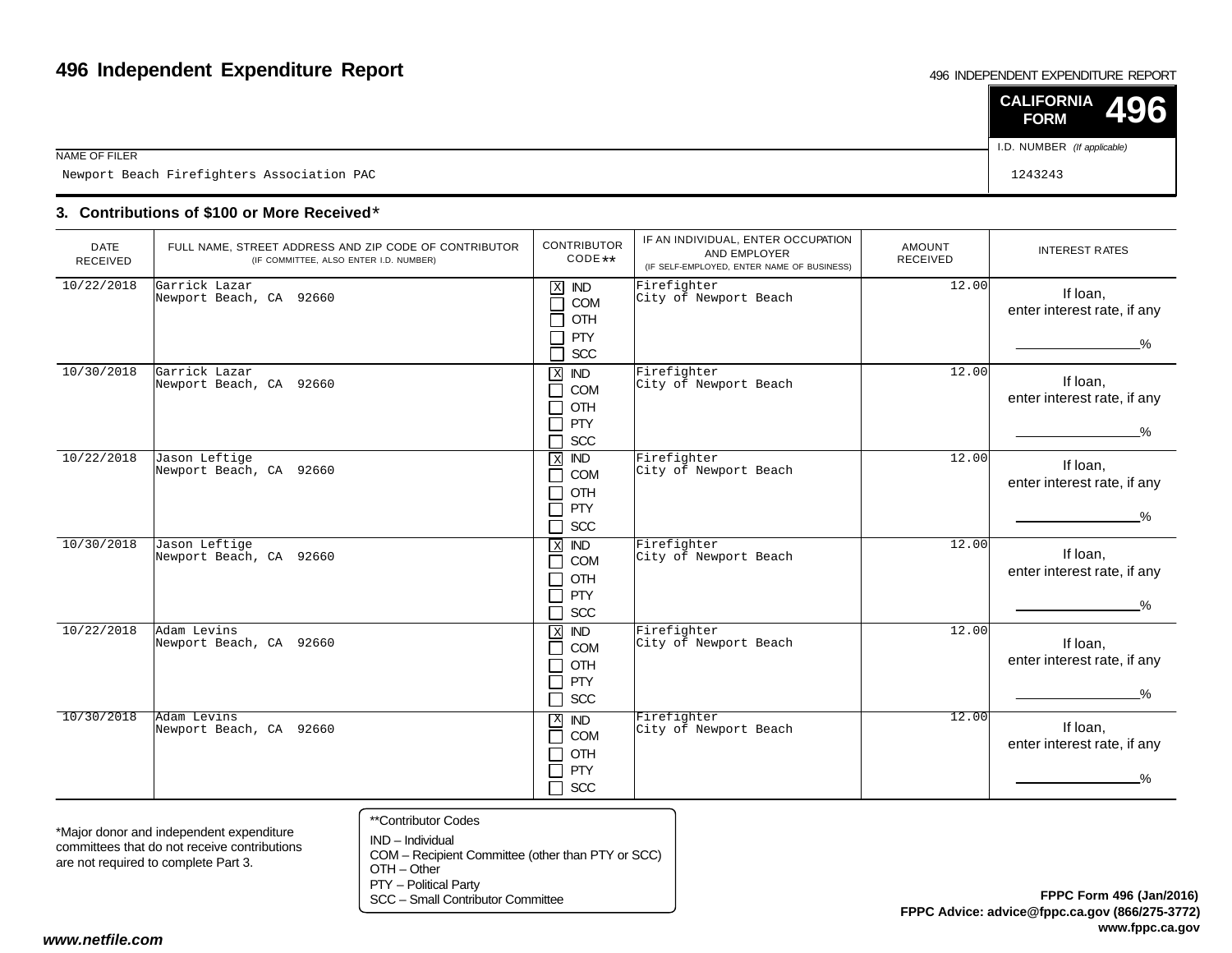# 496 Independent Expenditure Report

496 INDEPENDENT EXPENDITURE REPORT

**CALIFORNIA FORM 496**

NAME OF FILER: Newport Beach Firefighters Association PAC

I.D. NUMBER *(If applicable)*: 1243243

### 3. Contributions of $100 or More Received*

| DATE RECEIVED | FULL NAME, STREET ADDRESS AND ZIP CODE OF CONTRIBUTOR (IF COMMITTEE, ALSO ENTER I.D. NUMBER) | CONTRIBUTOR CODE** | IF AN INDIVIDUAL, ENTER OCCUPATION AND EMPLOYER (IF SELF-EMPLOYED, ENTER NAME OF BUSINESS) | AMOUNT RECEIVED | INTEREST RATES |
|---|---|---|---|---|---|
| 10/22/2018 | Garrick Lazar<br>Newport Beach, CA 92660 | [X] IND [ ] COM [ ] OTH [ ] PTY [ ] SCC | Firefighter<br>City of Newport Beach | 12.00 | If loan, enter interest rate, if any ______% |
| 10/30/2018 | Garrick Lazar<br>Newport Beach, CA 92660 | [X] IND [ ] COM [ ] OTH [ ] PTY [ ] SCC | Firefighter<br>City of Newport Beach | 12.00 | If loan, enter interest rate, if any ______% |
| 10/22/2018 | Jason Leftige<br>Newport Beach, CA 92660 | [X] IND [ ] COM [ ] OTH [ ] PTY [ ] SCC | Firefighter<br>City of Newport Beach | 12.00 | If loan, enter interest rate, if any ______% |
| 10/30/2018 | Jason Leftige<br>Newport Beach, CA 92660 | [X] IND [ ] COM [ ] OTH [ ] PTY [ ] SCC | Firefighter<br>City of Newport Beach | 12.00 | If loan, enter interest rate, if any ______% |
| 10/22/2018 | Adam Levins<br>Newport Beach, CA 92660 | [X] IND [ ] COM [ ] OTH [ ] PTY [ ] SCC | Firefighter<br>City of Newport Beach | 12.00 | If loan, enter interest rate, if any ______% |
| 10/30/2018 | Adam Levins<br>Newport Beach, CA 92660 | [X] IND [ ] COM [ ] OTH [ ] PTY [ ] SCC | Firefighter<br>City of Newport Beach | 12.00 | If loan, enter interest rate, if any ______% |

*Major donor and independent expenditure committees that do not receive contributions are not required to complete Part 3.

**Contributor Codes
IND – Individual
COM – Recipient Committee (other than PTY or SCC)
OTH – Other
PTY – Political Party
SCC – Small Contributor Committee

**FPPC Form 496 (Jan/2016)**
**FPPC Advice: advice@fppc.ca.gov (866/275-3772)**
**www.fppc.ca.gov**

***www.netfile.com***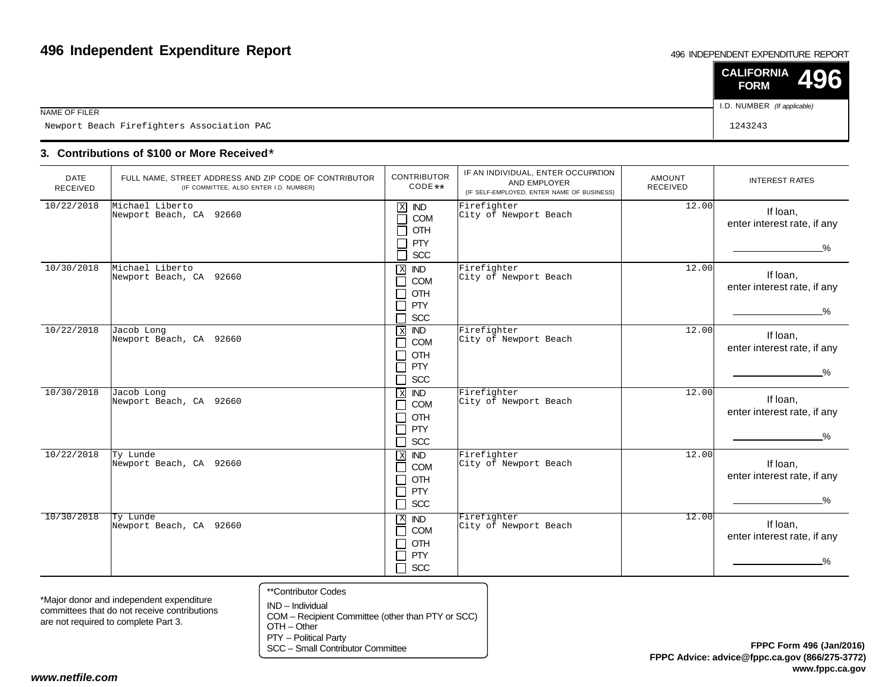# 496 Independent Expenditure Report

496 INDEPENDENT EXPENDITURE REPORT

**CALIFORNIA FORM 496**

NAME OF FILER: Newport Beach Firefighters Association PAC

I.D. NUMBER *(If applicable)*: 1243243

## 3. Contributions of $100 or More Received*

| DATE RECEIVED | FULL NAME, STREET ADDRESS AND ZIP CODE OF CONTRIBUTOR (IF COMMITTEE, ALSO ENTER I.D. NUMBER) | CONTRIBUTOR CODE** | IF AN INDIVIDUAL, ENTER OCCUPATION AND EMPLOYER (IF SELF-EMPLOYED, ENTER NAME OF BUSINESS) | AMOUNT RECEIVED | INTEREST RATES |
|---|---|---|---|---|---|
| 10/22/2018 | Michael Liberto<br>Newport Beach, CA 92660 | [X] IND [ ] COM [ ] OTH [ ] PTY [ ] SCC | Firefighter<br>City of Newport Beach | 12.00 | If loan, enter interest rate, if any ____% |
| 10/30/2018 | Michael Liberto<br>Newport Beach, CA 92660 | [X] IND [ ] COM [ ] OTH [ ] PTY [ ] SCC | Firefighter<br>City of Newport Beach | 12.00 | If loan, enter interest rate, if any ____% |
| 10/22/2018 | Jacob Long<br>Newport Beach, CA 92660 | [X] IND [ ] COM [ ] OTH [ ] PTY [ ] SCC | Firefighter<br>City of Newport Beach | 12.00 | If loan, enter interest rate, if any ____% |
| 10/30/2018 | Jacob Long<br>Newport Beach, CA 92660 | [X] IND [ ] COM [ ] OTH [ ] PTY [ ] SCC | Firefighter<br>City of Newport Beach | 12.00 | If loan, enter interest rate, if any ____% |
| 10/22/2018 | Ty Lunde<br>Newport Beach, CA 92660 | [X] IND [ ] COM [ ] OTH [ ] PTY [ ] SCC | Firefighter<br>City of Newport Beach | 12.00 | If loan, enter interest rate, if any ____% |
| 10/30/2018 | Ty Lunde<br>Newport Beach, CA 92660 | [X] IND [ ] COM [ ] OTH [ ] PTY [ ] SCC | Firefighter<br>City of Newport Beach | 12.00 | If loan, enter interest rate, if any ____% |

*Major donor and independent expenditure committees that do not receive contributions are not required to complete Part 3.

**Contributor Codes
IND – Individual
COM – Recipient Committee (other than PTY or SCC)
OTH – Other
PTY – Political Party
SCC – Small Contributor Committee

**FPPC Form 496 (Jan/2016)**
**FPPC Advice: advice@fppc.ca.gov (866/275-3772)**
**www.fppc.ca.gov**

***www.netfile.com***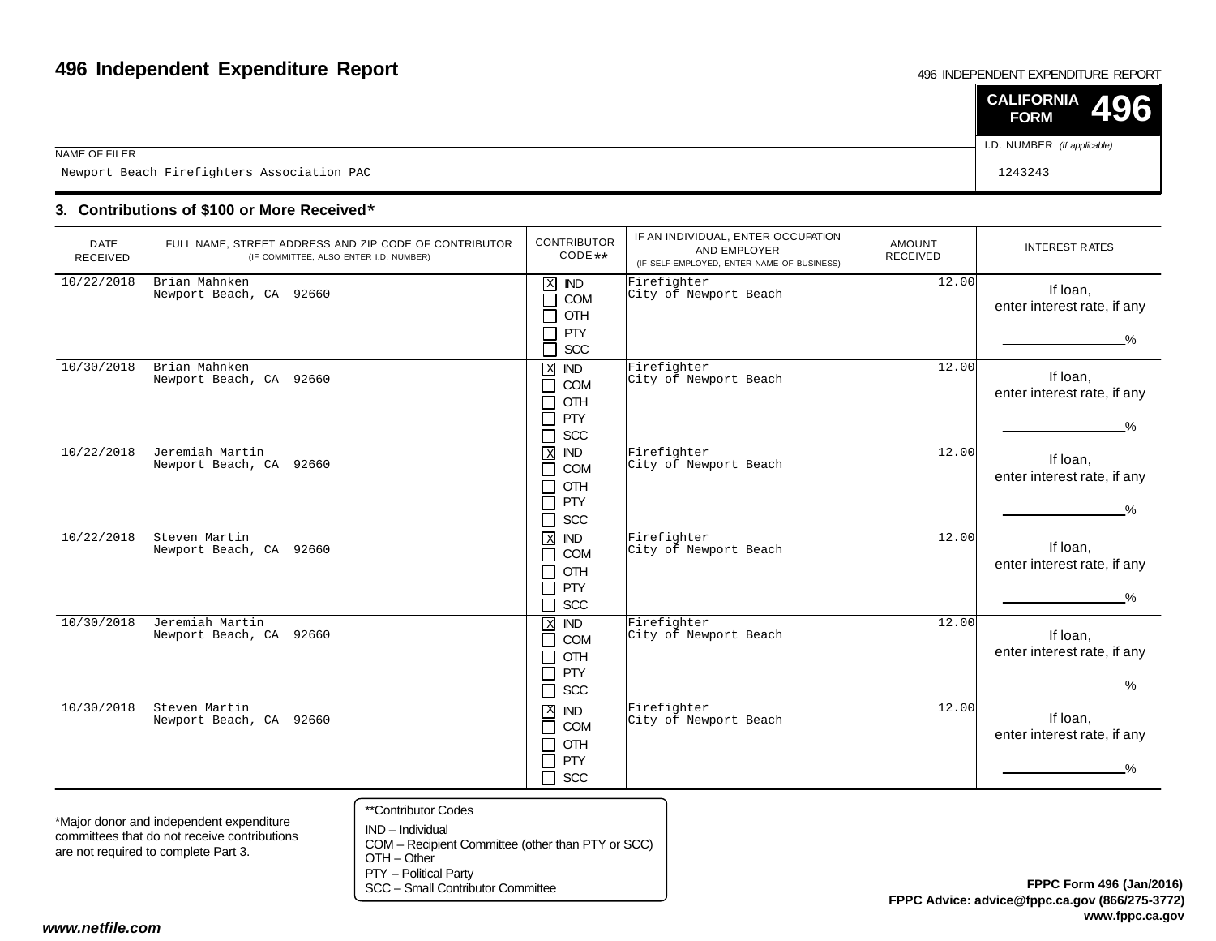# 496 Independent Expenditure Report

496 INDEPENDENT EXPENDITURE REPORT

**CALIFORNIA FORM 496**

| NAME OF FILER | I.D. NUMBER *(If applicable)* |
|---|---|
| Newport Beach Firefighters Association PAC | 1243243 |

## 3. Contributions of $100 or More Received*

| DATE RECEIVED | FULL NAME, STREET ADDRESS AND ZIP CODE OF CONTRIBUTOR (IF COMMITTEE, ALSO ENTER I.D. NUMBER) | CONTRIBUTOR CODE** | IF AN INDIVIDUAL, ENTER OCCUPATION AND EMPLOYER (IF SELF-EMPLOYED, ENTER NAME OF BUSINESS) | AMOUNT RECEIVED | INTEREST RATES |
|---|---|---|---|---|---|
| 10/22/2018 | Brian Mahnken<br>Newport Beach, CA 92660 | [X] IND<br>[ ] COM<br>[ ] OTH<br>[ ] PTY<br>[ ] SCC | Firefighter<br>City of Newport Beach | 12.00 | If loan, enter interest rate, if any ______% |
| 10/30/2018 | Brian Mahnken<br>Newport Beach, CA 92660 | [X] IND<br>[ ] COM<br>[ ] OTH<br>[ ] PTY<br>[ ] SCC | Firefighter<br>City of Newport Beach | 12.00 | If loan, enter interest rate, if any ______% |
| 10/22/2018 | Jeremiah Martin<br>Newport Beach, CA 92660 | [X] IND<br>[ ] COM<br>[ ] OTH<br>[ ] PTY<br>[ ] SCC | Firefighter<br>City of Newport Beach | 12.00 | If loan, enter interest rate, if any ______% |
| 10/22/2018 | Steven Martin<br>Newport Beach, CA 92660 | [X] IND<br>[ ] COM<br>[ ] OTH<br>[ ] PTY<br>[ ] SCC | Firefighter<br>City of Newport Beach | 12.00 | If loan, enter interest rate, if any ______% |
| 10/30/2018 | Jeremiah Martin<br>Newport Beach, CA 92660 | [X] IND<br>[ ] COM<br>[ ] OTH<br>[ ] PTY<br>[ ] SCC | Firefighter<br>City of Newport Beach | 12.00 | If loan, enter interest rate, if any ______% |
| 10/30/2018 | Steven Martin<br>Newport Beach, CA 92660 | [X] IND<br>[ ] COM<br>[ ] OTH<br>[ ] PTY<br>[ ] SCC | Firefighter<br>City of Newport Beach | 12.00 | If loan, enter interest rate, if any ______% |

*Major donor and independent expenditure committees that do not receive contributions are not required to complete Part 3.

**Contributor Codes
IND – Individual
COM – Recipient Committee (other than PTY or SCC)
OTH – Other
PTY – Political Party
SCC – Small Contributor Committee

**FPPC Form 496 (Jan/2016)**
**FPPC Advice: advice@fppc.ca.gov (866/275-3772)**
**www.fppc.ca.gov**

***www.netfile.com***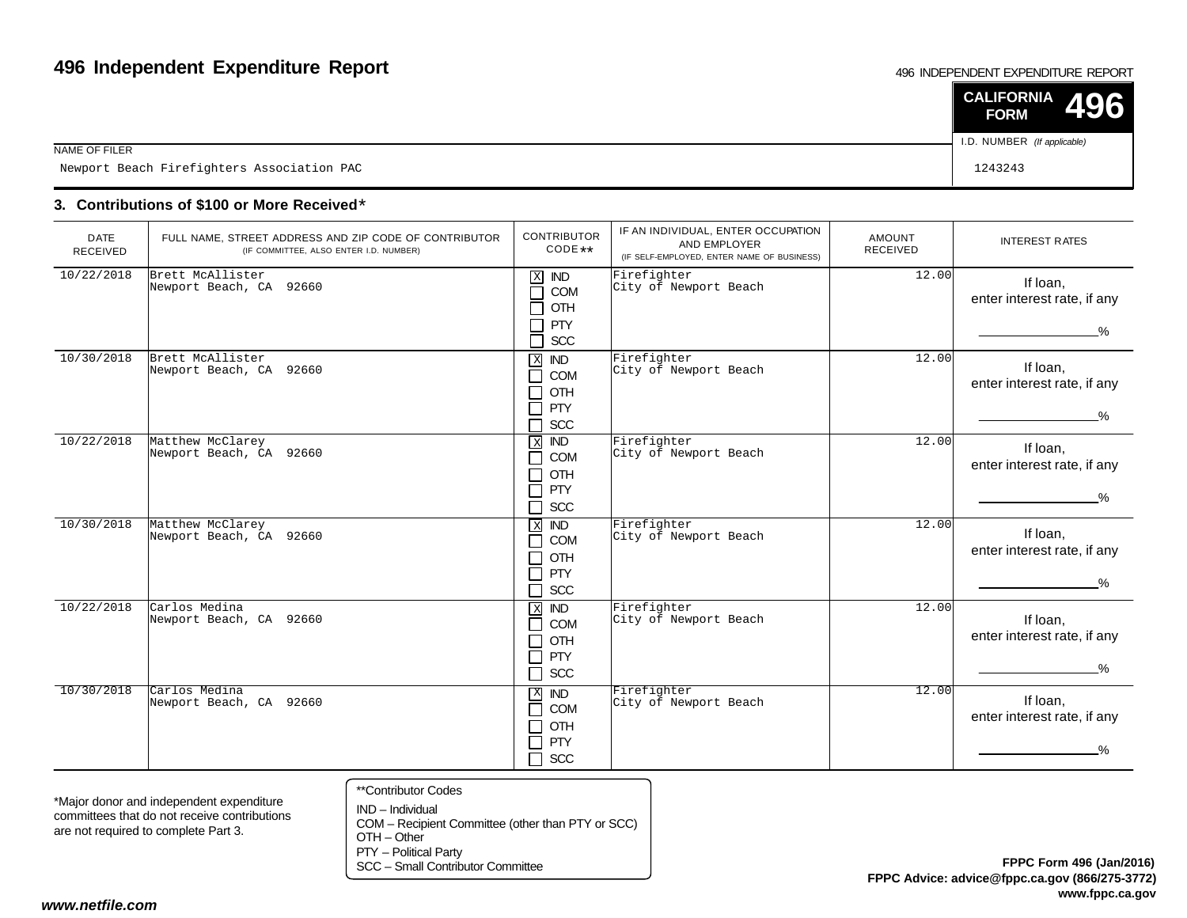# 496 Independent Expenditure Report

496 INDEPENDENT EXPENDITURE REPORT

**CALIFORNIA FORM 496**

| NAME OF FILER | I.D. NUMBER *(If applicable)* |
|---|---|
| Newport Beach Firefighters Association PAC | 1243243 |

### 3. Contributions of $100 or More Received*

| DATE RECEIVED | FULL NAME, STREET ADDRESS AND ZIP CODE OF CONTRIBUTOR (IF COMMITTEE, ALSO ENTER I.D. NUMBER) | CONTRIBUTOR CODE** | IF AN INDIVIDUAL, ENTER OCCUPATION AND EMPLOYER (IF SELF-EMPLOYED, ENTER NAME OF BUSINESS) | AMOUNT RECEIVED | INTEREST RATES |
|---|---|---|---|---|---|
| 10/22/2018 | Brett McAllister<br>Newport Beach, CA 92660 | [X] IND [ ] COM [ ] OTH [ ] PTY [ ] SCC | Firefighter<br>City of Newport Beach | 12.00 | If loan, enter interest rate, if any ______% |
| 10/30/2018 | Brett McAllister<br>Newport Beach, CA 92660 | [X] IND [ ] COM [ ] OTH [ ] PTY [ ] SCC | Firefighter<br>City of Newport Beach | 12.00 | If loan, enter interest rate, if any ______% |
| 10/22/2018 | Matthew McClarey<br>Newport Beach, CA 92660 | [X] IND [ ] COM [ ] OTH [ ] PTY [ ] SCC | Firefighter<br>City of Newport Beach | 12.00 | If loan, enter interest rate, if any ______% |
| 10/30/2018 | Matthew McClarey<br>Newport Beach, CA 92660 | [X] IND [ ] COM [ ] OTH [ ] PTY [ ] SCC | Firefighter<br>City of Newport Beach | 12.00 | If loan, enter interest rate, if any ______% |
| 10/22/2018 | Carlos Medina<br>Newport Beach, CA 92660 | [X] IND [ ] COM [ ] OTH [ ] PTY [ ] SCC | Firefighter<br>City of Newport Beach | 12.00 | If loan, enter interest rate, if any ______% |
| 10/30/2018 | Carlos Medina<br>Newport Beach, CA 92660 | [X] IND [ ] COM [ ] OTH [ ] PTY [ ] SCC | Firefighter<br>City of Newport Beach | 12.00 | If loan, enter interest rate, if any ______% |

*Major donor and independent expenditure committees that do not receive contributions are not required to complete Part 3.

**Contributor Codes
IND – Individual
COM – Recipient Committee (other than PTY or SCC)
OTH – Other
PTY – Political Party
SCC – Small Contributor Committee

**FPPC Form 496 (Jan/2016)**
**FPPC Advice: advice@fppc.ca.gov (866/275-3772)**
**www.fppc.ca.gov**

***www.netfile.com***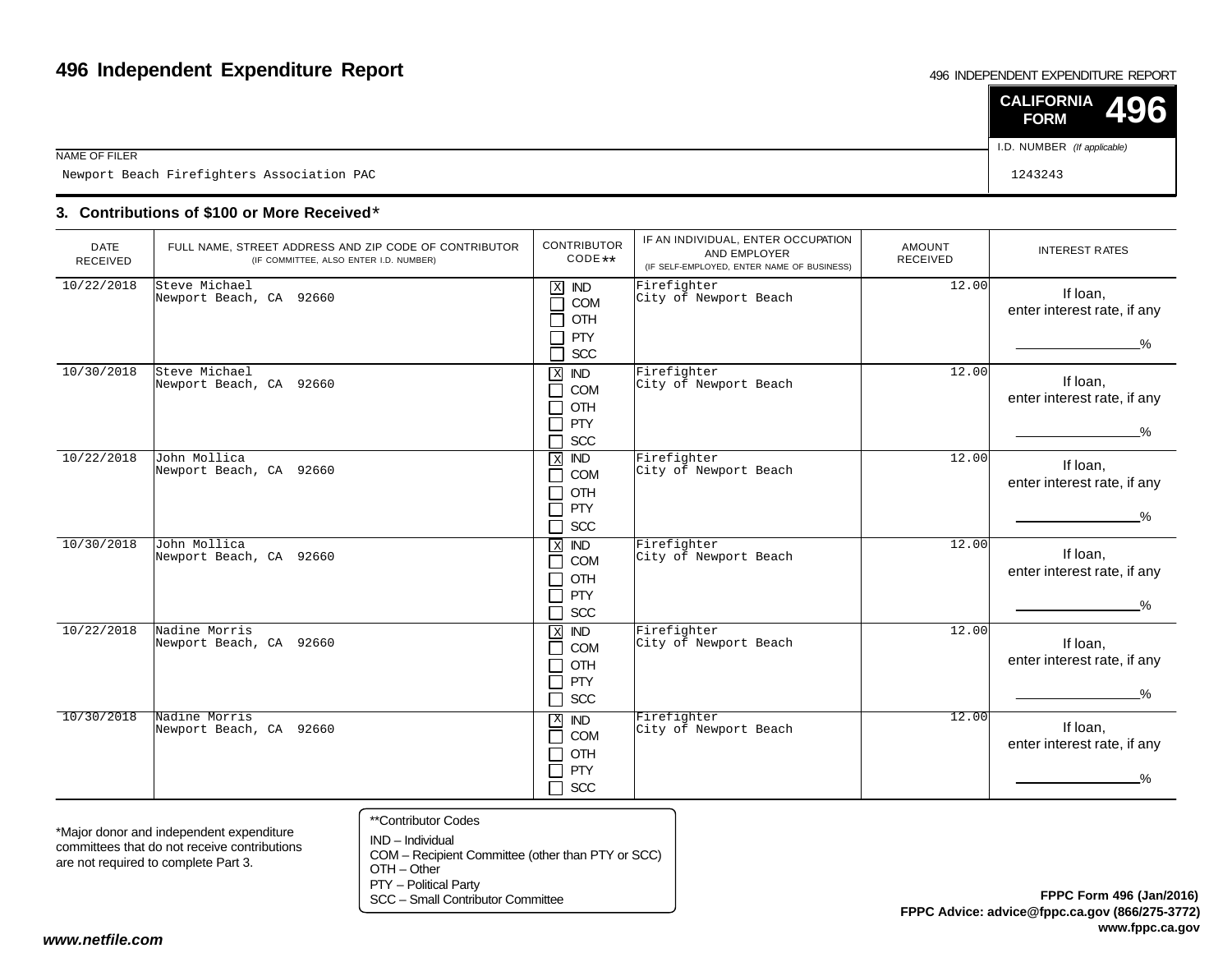# 496 Independent Expenditure Report

496 INDEPENDENT EXPENDITURE REPORT

**CALIFORNIA FORM 496**

NAME OF FILER: Newport Beach Firefighters Association PAC

I.D. NUMBER *(If applicable)*: 1243243

### 3. Contributions of $100 or More Received*

| DATE RECEIVED | FULL NAME, STREET ADDRESS AND ZIP CODE OF CONTRIBUTOR (IF COMMITTEE, ALSO ENTER I.D. NUMBER) | CONTRIBUTOR CODE** | IF AN INDIVIDUAL, ENTER OCCUPATION AND EMPLOYER (IF SELF-EMPLOYED, ENTER NAME OF BUSINESS) | AMOUNT RECEIVED | INTEREST RATES |
|---|---|---|---|---|---|
| 10/22/2018 | Steve Michael<br>Newport Beach, CA 92660 | [X] IND [ ] COM [ ] OTH [ ] PTY [ ] SCC | Firefighter<br>City of Newport Beach | 12.00 | If loan, enter interest rate, if any ____% |
| 10/30/2018 | Steve Michael<br>Newport Beach, CA 92660 | [X] IND [ ] COM [ ] OTH [ ] PTY [ ] SCC | Firefighter<br>City of Newport Beach | 12.00 | If loan, enter interest rate, if any ____% |
| 10/22/2018 | John Mollica<br>Newport Beach, CA 92660 | [X] IND [ ] COM [ ] OTH [ ] PTY [ ] SCC | Firefighter<br>City of Newport Beach | 12.00 | If loan, enter interest rate, if any ____% |
| 10/30/2018 | John Mollica<br>Newport Beach, CA 92660 | [X] IND [ ] COM [ ] OTH [ ] PTY [ ] SCC | Firefighter<br>City of Newport Beach | 12.00 | If loan, enter interest rate, if any ____% |
| 10/22/2018 | Nadine Morris<br>Newport Beach, CA 92660 | [X] IND [ ] COM [ ] OTH [ ] PTY [ ] SCC | Firefighter<br>City of Newport Beach | 12.00 | If loan, enter interest rate, if any ____% |
| 10/30/2018 | Nadine Morris<br>Newport Beach, CA 92660 | [X] IND [ ] COM [ ] OTH [ ] PTY [ ] SCC | Firefighter<br>City of Newport Beach | 12.00 | If loan, enter interest rate, if any ____% |

*Major donor and independent expenditure committees that do not receive contributions are not required to complete Part 3.

**Contributor Codes
IND – Individual
COM – Recipient Committee (other than PTY or SCC)
OTH – Other
PTY – Political Party
SCC – Small Contributor Committee

**FPPC Form 496 (Jan/2016)**
**FPPC Advice: advice@fppc.ca.gov (866/275-3772)**
**www.fppc.ca.gov**

***www.netfile.com***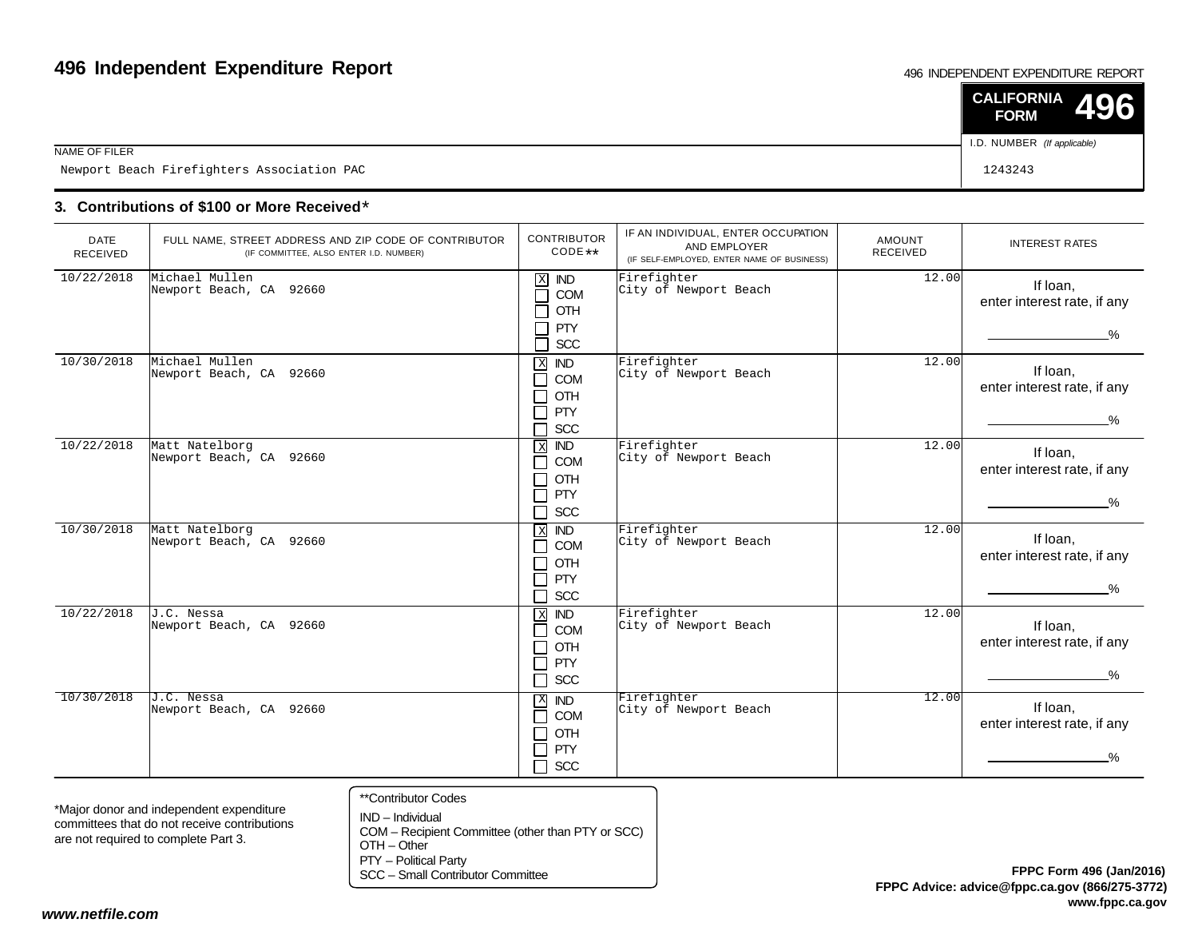# 496 Independent Expenditure Report

496 INDEPENDENT EXPENDITURE REPORT

**CALIFORNIA FORM 496**

NAME OF FILER: Newport Beach Firefighters Association PAC

I.D. NUMBER (If applicable): 1243243

### 3. Contributions of $100 or More Received*

| DATE RECEIVED | FULL NAME, STREET ADDRESS AND ZIP CODE OF CONTRIBUTOR (IF COMMITTEE, ALSO ENTER I.D. NUMBER) | CONTRIBUTOR CODE** | IF AN INDIVIDUAL, ENTER OCCUPATION AND EMPLOYER (IF SELF-EMPLOYED, ENTER NAME OF BUSINESS) | AMOUNT RECEIVED | INTEREST RATES |
|---|---|---|---|---|---|
| 10/22/2018 | Michael Mullen<br>Newport Beach, CA 92660 | [X] IND<br>[ ] COM<br>[ ] OTH<br>[ ] PTY<br>[ ] SCC | Firefighter<br>City of Newport Beach | 12.00 | If loan, enter interest rate, if any ______% |
| 10/30/2018 | Michael Mullen<br>Newport Beach, CA 92660 | [X] IND<br>[ ] COM<br>[ ] OTH<br>[ ] PTY<br>[ ] SCC | Firefighter<br>City of Newport Beach | 12.00 | If loan, enter interest rate, if any ______% |
| 10/22/2018 | Matt Natelborg<br>Newport Beach, CA 92660 | [X] IND<br>[ ] COM<br>[ ] OTH<br>[ ] PTY<br>[ ] SCC | Firefighter<br>City of Newport Beach | 12.00 | If loan, enter interest rate, if any ______% |
| 10/30/2018 | Matt Natelborg<br>Newport Beach, CA 92660 | [X] IND<br>[ ] COM<br>[ ] OTH<br>[ ] PTY<br>[ ] SCC | Firefighter<br>City of Newport Beach | 12.00 | If loan, enter interest rate, if any ______% |
| 10/22/2018 | J.C. Nessa<br>Newport Beach, CA 92660 | [X] IND<br>[ ] COM<br>[ ] OTH<br>[ ] PTY<br>[ ] SCC | Firefighter<br>City of Newport Beach | 12.00 | If loan, enter interest rate, if any ______% |
| 10/30/2018 | J.C. Nessa<br>Newport Beach, CA 92660 | [X] IND<br>[ ] COM<br>[ ] OTH<br>[ ] PTY<br>[ ] SCC | Firefighter<br>City of Newport Beach | 12.00 | If loan, enter interest rate, if any ______% |

*Major donor and independent expenditure committees that do not receive contributions are not required to complete Part 3.

**Contributor Codes
IND – Individual
COM – Recipient Committee (other than PTY or SCC)
OTH – Other
PTY – Political Party
SCC – Small Contributor Committee

**FPPC Form 496 (Jan/2016)**
**FPPC Advice: advice@fppc.ca.gov (866/275-3772)**
**www.fppc.ca.gov**

***www.netfile.com***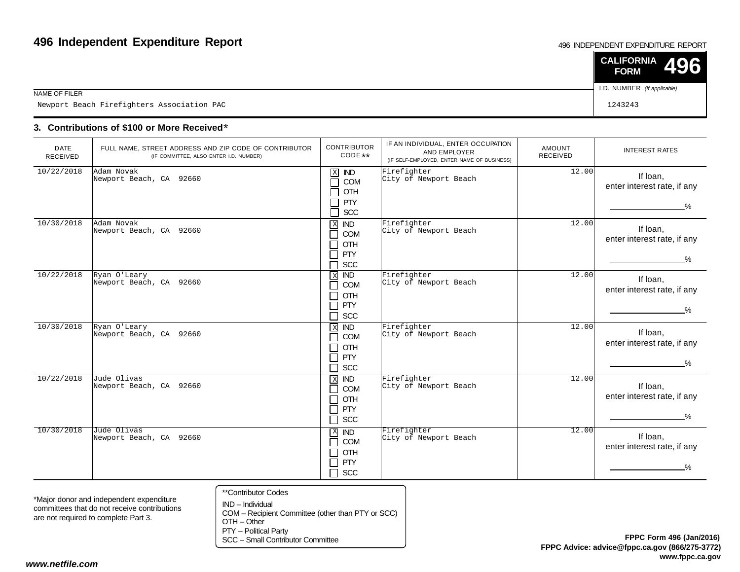# 496 Independent Expenditure Report

496 INDEPENDENT EXPENDITURE REPORT

**CALIFORNIA FORM 496**

| NAME OF FILER | I.D. NUMBER *(If applicable)* |
|---|---|
| Newport Beach Firefighters Association PAC | 1243243 |

## 3. Contributions of $100 or More Received*

| DATE RECEIVED | FULL NAME, STREET ADDRESS AND ZIP CODE OF CONTRIBUTOR (IF COMMITTEE, ALSO ENTER I.D. NUMBER) | CONTRIBUTOR CODE** | IF AN INDIVIDUAL, ENTER OCCUPATION AND EMPLOYER (IF SELF-EMPLOYED, ENTER NAME OF BUSINESS) | AMOUNT RECEIVED | INTEREST RATES |
|---|---|---|---|---|---|
| 10/22/2018 | Adam Novak<br>Newport Beach, CA 92660 | [X] IND<br>[ ] COM<br>[ ] OTH<br>[ ] PTY<br>[ ] SCC | Firefighter<br>City of Newport Beach | 12.00 | If loan, enter interest rate, if any ____% |
| 10/30/2018 | Adam Novak<br>Newport Beach, CA 92660 | [X] IND<br>[ ] COM<br>[ ] OTH<br>[ ] PTY<br>[ ] SCC | Firefighter<br>City of Newport Beach | 12.00 | If loan, enter interest rate, if any ____% |
| 10/22/2018 | Ryan O'Leary<br>Newport Beach, CA 92660 | [X] IND<br>[ ] COM<br>[ ] OTH<br>[ ] PTY<br>[ ] SCC | Firefighter<br>City of Newport Beach | 12.00 | If loan, enter interest rate, if any ____% |
| 10/30/2018 | Ryan O'Leary<br>Newport Beach, CA 92660 | [X] IND<br>[ ] COM<br>[ ] OTH<br>[ ] PTY<br>[ ] SCC | Firefighter<br>City of Newport Beach | 12.00 | If loan, enter interest rate, if any ____% |
| 10/22/2018 | Jude Olivas<br>Newport Beach, CA 92660 | [X] IND<br>[ ] COM<br>[ ] OTH<br>[ ] PTY<br>[ ] SCC | Firefighter<br>City of Newport Beach | 12.00 | If loan, enter interest rate, if any ____% |
| 10/30/2018 | Jude Olivas<br>Newport Beach, CA 92660 | [X] IND<br>[ ] COM<br>[ ] OTH<br>[ ] PTY<br>[ ] SCC | Firefighter<br>City of Newport Beach | 12.00 | If loan, enter interest rate, if any ____% |

*Major donor and independent expenditure committees that do not receive contributions are not required to complete Part 3.

**Contributor Codes
IND – Individual
COM – Recipient Committee (other than PTY or SCC)
OTH – Other
PTY – Political Party
SCC – Small Contributor Committee

**FPPC Form 496 (Jan/2016)**
**FPPC Advice: advice@fppc.ca.gov (866/275-3772)**
**www.fppc.ca.gov**

***www.netfile.com***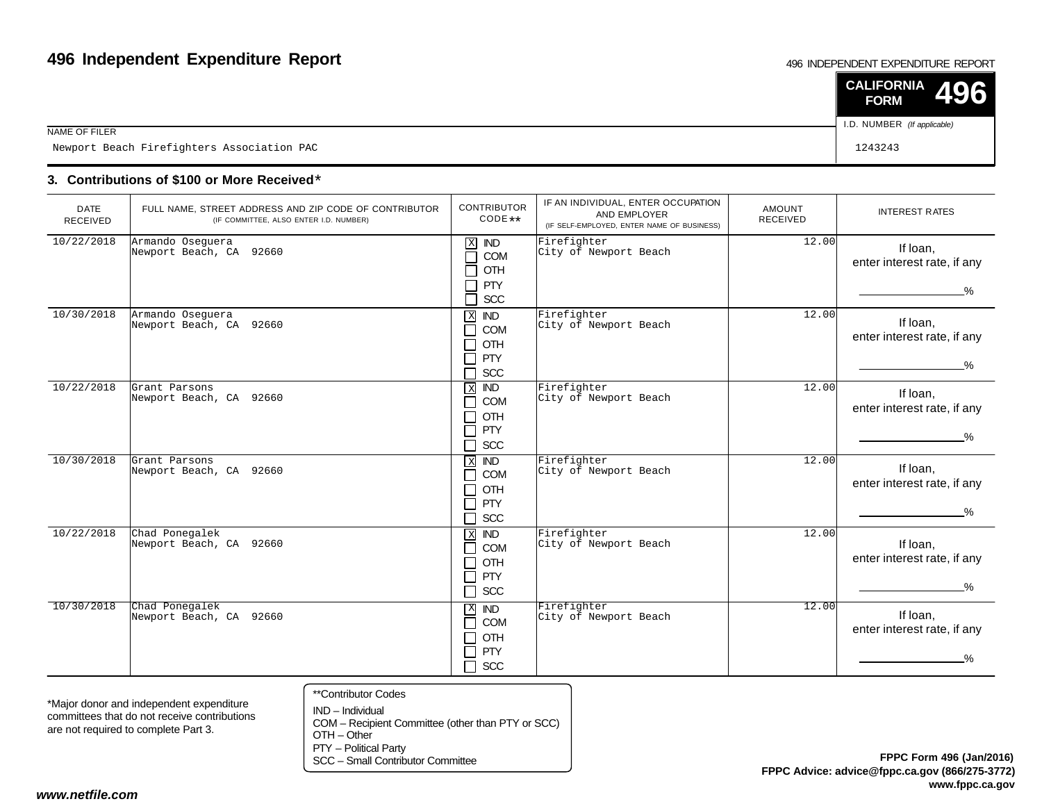# 496 Independent Expenditure Report

496 INDEPENDENT EXPENDITURE REPORT

**CALIFORNIA FORM 496**

NAME OF FILER
Newport Beach Firefighters Association PAC

I.D. NUMBER *(If applicable)*
1243243

## 3. Contributions of $100 or More Received*

| DATE RECEIVED | FULL NAME, STREET ADDRESS AND ZIP CODE OF CONTRIBUTOR (IF COMMITTEE, ALSO ENTER I.D. NUMBER) | CONTRIBUTOR CODE** | IF AN INDIVIDUAL, ENTER OCCUPATION AND EMPLOYER (IF SELF-EMPLOYED, ENTER NAME OF BUSINESS) | AMOUNT RECEIVED | INTEREST RATES |
|---|---|---|---|---|---|
| 10/22/2018 | Armando Oseguera<br>Newport Beach, CA 92660 | [X] IND [ ] COM [ ] OTH [ ] PTY [ ] SCC | Firefighter<br>City of Newport Beach | 12.00 | If loan, enter interest rate, if any ________% |
| 10/30/2018 | Armando Oseguera<br>Newport Beach, CA 92660 | [X] IND [ ] COM [ ] OTH [ ] PTY [ ] SCC | Firefighter<br>City of Newport Beach | 12.00 | If loan, enter interest rate, if any ________% |
| 10/22/2018 | Grant Parsons<br>Newport Beach, CA 92660 | [X] IND [ ] COM [ ] OTH [ ] PTY [ ] SCC | Firefighter<br>City of Newport Beach | 12.00 | If loan, enter interest rate, if any ________% |
| 10/30/2018 | Grant Parsons<br>Newport Beach, CA 92660 | [X] IND [ ] COM [ ] OTH [ ] PTY [ ] SCC | Firefighter<br>City of Newport Beach | 12.00 | If loan, enter interest rate, if any ________% |
| 10/22/2018 | Chad Ponegalek<br>Newport Beach, CA 92660 | [X] IND [ ] COM [ ] OTH [ ] PTY [ ] SCC | Firefighter<br>City of Newport Beach | 12.00 | If loan, enter interest rate, if any ________% |
| 10/30/2018 | Chad Ponegalek<br>Newport Beach, CA 92660 | [X] IND [ ] COM [ ] OTH [ ] PTY [ ] SCC | Firefighter<br>City of Newport Beach | 12.00 | If loan, enter interest rate, if any ________% |

*Major donor and independent expenditure committees that do not receive contributions are not required to complete Part 3.

**Contributor Codes
IND – Individual
COM – Recipient Committee (other than PTY or SCC)
OTH – Other
PTY – Political Party
SCC – Small Contributor Committee

**FPPC Form 496 (Jan/2016)**
**FPPC Advice: advice@fppc.ca.gov (866/275-3772)**
**www.fppc.ca.gov**

***www.netfile.com***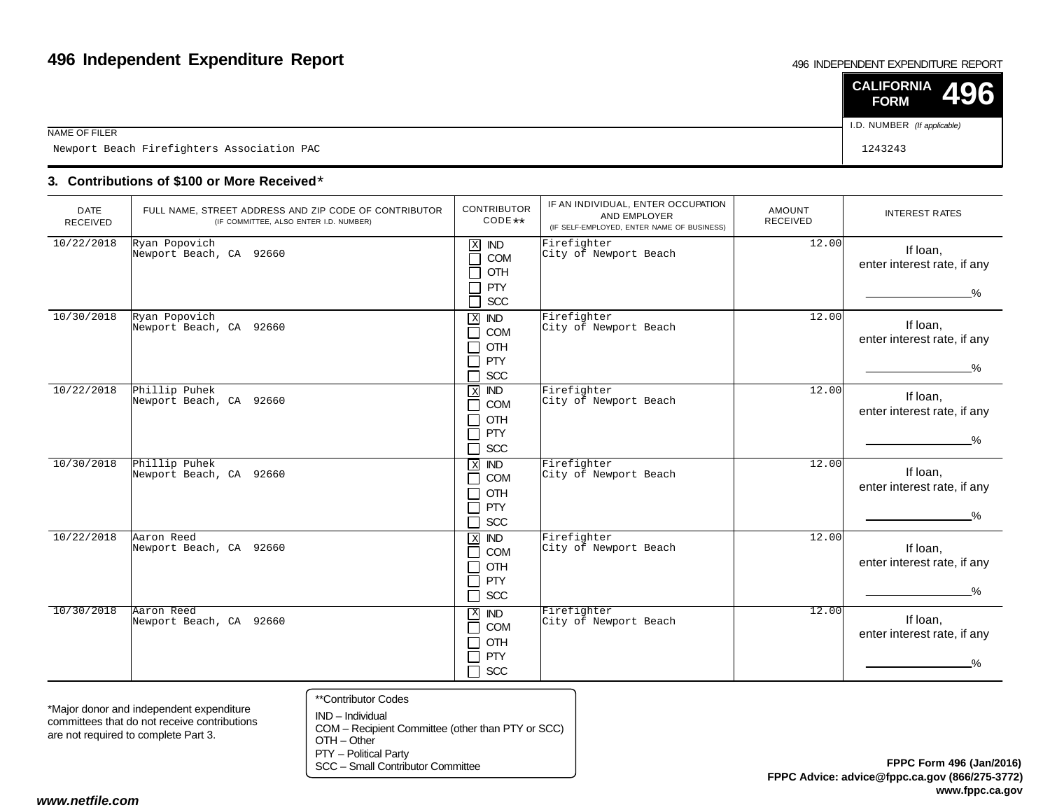# 496 Independent Expenditure Report

496 INDEPENDENT EXPENDITURE REPORT

**CALIFORNIA FORM 496**

| NAME OF FILER | I.D. NUMBER *(If applicable)* |
|---|---|
| Newport Beach Firefighters Association PAC | 1243243 |

## 3. Contributions of $100 or More Received*

| DATE RECEIVED | FULL NAME, STREET ADDRESS AND ZIP CODE OF CONTRIBUTOR (IF COMMITTEE, ALSO ENTER I.D. NUMBER) | CONTRIBUTOR CODE** | IF AN INDIVIDUAL, ENTER OCCUPATION AND EMPLOYER (IF SELF-EMPLOYED, ENTER NAME OF BUSINESS) | AMOUNT RECEIVED | INTEREST RATES |
|---|---|---|---|---|---|
| 10/22/2018 | Ryan Popovich<br>Newport Beach, CA 92660 | [X] IND<br>[ ] COM<br>[ ] OTH<br>[ ] PTY<br>[ ] SCC | Firefighter<br>City of Newport Beach | 12.00 | If loan, enter interest rate, if any ______% |
| 10/30/2018 | Ryan Popovich<br>Newport Beach, CA 92660 | [X] IND<br>[ ] COM<br>[ ] OTH<br>[ ] PTY<br>[ ] SCC | Firefighter<br>City of Newport Beach | 12.00 | If loan, enter interest rate, if any ______% |
| 10/22/2018 | Phillip Puhek<br>Newport Beach, CA 92660 | [X] IND<br>[ ] COM<br>[ ] OTH<br>[ ] PTY<br>[ ] SCC | Firefighter<br>City of Newport Beach | 12.00 | If loan, enter interest rate, if any ______% |
| 10/30/2018 | Phillip Puhek<br>Newport Beach, CA 92660 | [X] IND<br>[ ] COM<br>[ ] OTH<br>[ ] PTY<br>[ ] SCC | Firefighter<br>City of Newport Beach | 12.00 | If loan, enter interest rate, if any ______% |
| 10/22/2018 | Aaron Reed<br>Newport Beach, CA 92660 | [X] IND<br>[ ] COM<br>[ ] OTH<br>[ ] PTY<br>[ ] SCC | Firefighter<br>City of Newport Beach | 12.00 | If loan, enter interest rate, if any ______% |
| 10/30/2018 | Aaron Reed<br>Newport Beach, CA 92660 | [X] IND<br>[ ] COM<br>[ ] OTH<br>[ ] PTY<br>[ ] SCC | Firefighter<br>City of Newport Beach | 12.00 | If loan, enter interest rate, if any ______% |

*Major donor and independent expenditure committees that do not receive contributions are not required to complete Part 3.

**Contributor Codes
IND – Individual
COM – Recipient Committee (other than PTY or SCC)
OTH – Other
PTY – Political Party
SCC – Small Contributor Committee

**FPPC Form 496 (Jan/2016)**
**FPPC Advice: advice@fppc.ca.gov (866/275-3772)**
**www.fppc.ca.gov**

***www.netfile.com***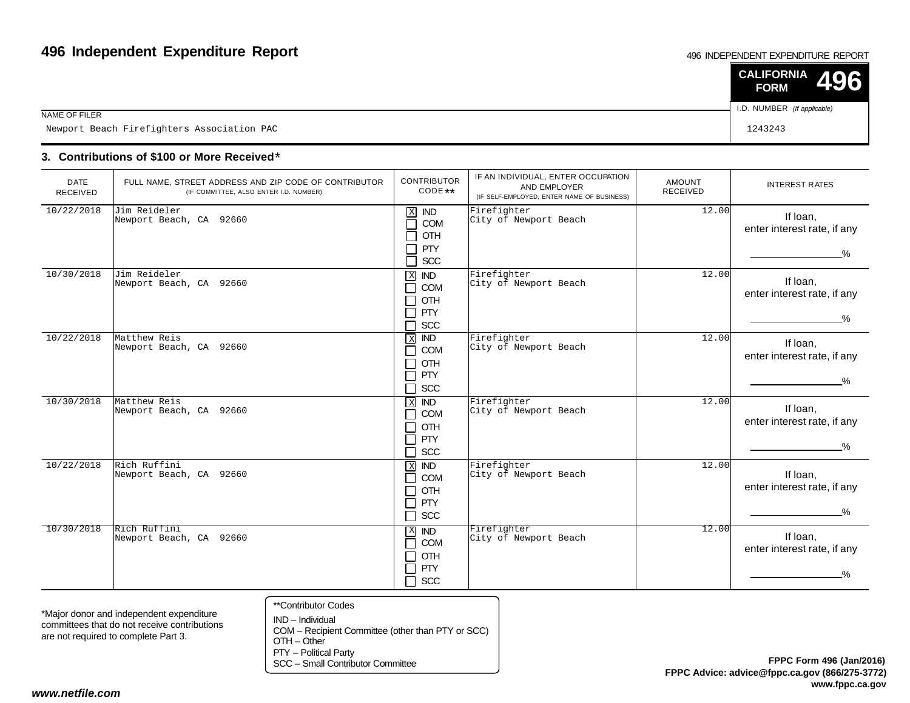# 496 Independent Expenditure Report

496 INDEPENDENT EXPENDITURE REPORT

**CALIFORNIA FORM 496**

NAME OF FILER: Newport Beach Firefighters Association PAC

I.D. NUMBER *(If applicable)*: 1243243

## 3. Contributions of $100 or More Received*

| DATE RECEIVED | FULL NAME, STREET ADDRESS AND ZIP CODE OF CONTRIBUTOR (IF COMMITTEE, ALSO ENTER I.D. NUMBER) | CONTRIBUTOR CODE** | IF AN INDIVIDUAL, ENTER OCCUPATION AND EMPLOYER (IF SELF-EMPLOYED, ENTER NAME OF BUSINESS) | AMOUNT RECEIVED | INTEREST RATES |
|---|---|---|---|---|---|
| 10/22/2018 | Jim Reideler<br>Newport Beach, CA 92660 | [X] IND<br>[ ] COM<br>[ ] OTH<br>[ ] PTY<br>[ ] SCC | Firefighter<br>City of Newport Beach | 12.00 | If loan, enter interest rate, if any ________% |
| 10/30/2018 | Jim Reideler<br>Newport Beach, CA 92660 | [X] IND<br>[ ] COM<br>[ ] OTH<br>[ ] PTY<br>[ ] SCC | Firefighter<br>City of Newport Beach | 12.00 | If loan, enter interest rate, if any ________% |
| 10/22/2018 | Matthew Reis<br>Newport Beach, CA 92660 | [X] IND<br>[ ] COM<br>[ ] OTH<br>[ ] PTY<br>[ ] SCC | Firefighter<br>City of Newport Beach | 12.00 | If loan, enter interest rate, if any ________% |
| 10/30/2018 | Matthew Reis<br>Newport Beach, CA 92660 | [X] IND<br>[ ] COM<br>[ ] OTH<br>[ ] PTY<br>[ ] SCC | Firefighter<br>City of Newport Beach | 12.00 | If loan, enter interest rate, if any ________% |
| 10/22/2018 | Rich Ruffini<br>Newport Beach, CA 92660 | [X] IND<br>[ ] COM<br>[ ] OTH<br>[ ] PTY<br>[ ] SCC | Firefighter<br>City of Newport Beach | 12.00 | If loan, enter interest rate, if any ________% |
| 10/30/2018 | Rich Ruffini<br>Newport Beach, CA 92660 | [X] IND<br>[ ] COM<br>[ ] OTH<br>[ ] PTY<br>[ ] SCC | Firefighter<br>City of Newport Beach | 12.00 | If loan, enter interest rate, if any ________% |

*Major donor and independent expenditure committees that do not receive contributions are not required to complete Part 3.

**Contributor Codes
IND – Individual
COM – Recipient Committee (other than PTY or SCC)
OTH – Other
PTY – Political Party
SCC – Small Contributor Committee

**FPPC Form 496 (Jan/2016)**
**FPPC Advice: advice@fppc.ca.gov (866/275-3772)**
**www.fppc.ca.gov**

***www.netfile.com***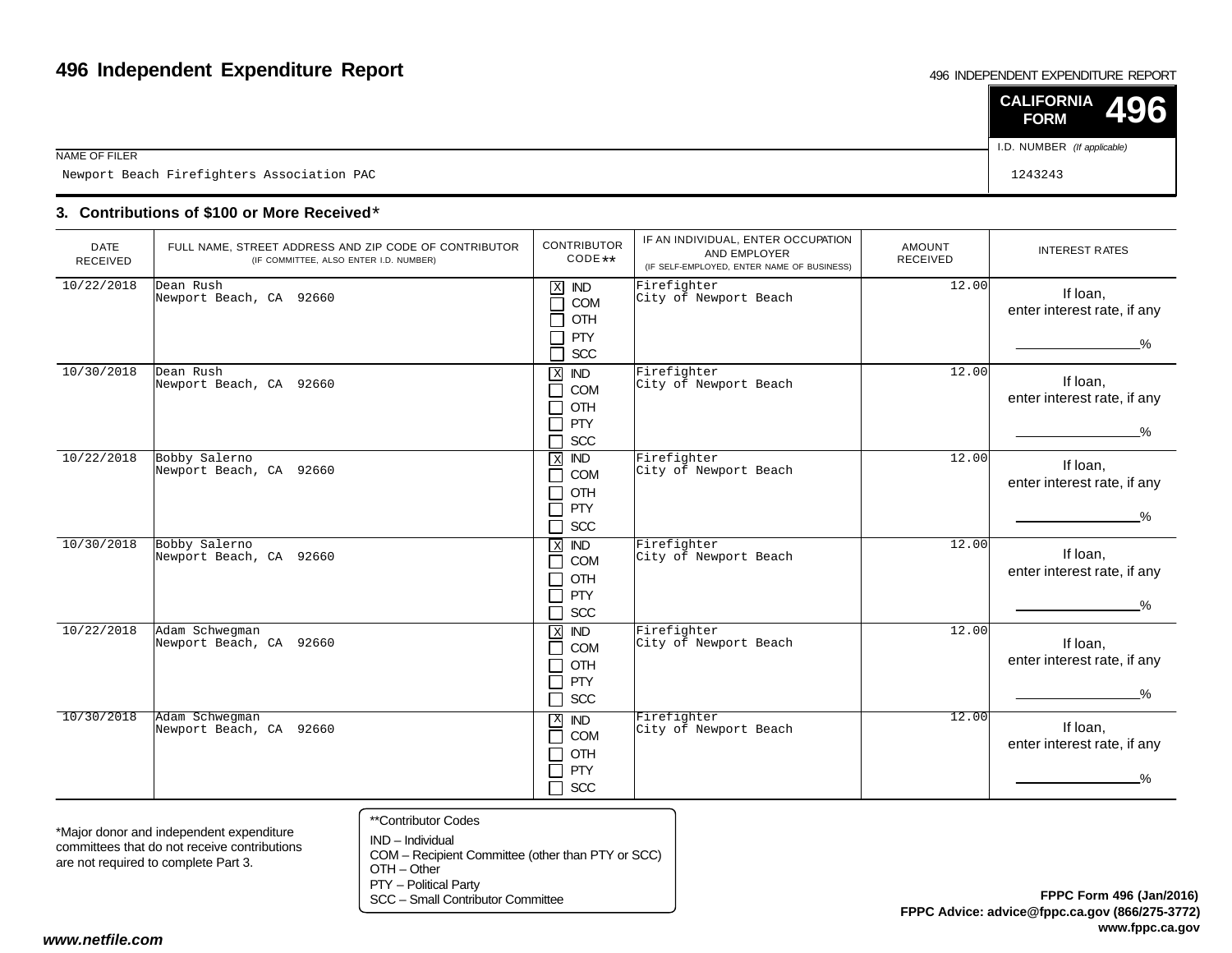# 496 Independent Expenditure Report

496 INDEPENDENT EXPENDITURE REPORT

**CALIFORNIA FORM 496**

NAME OF FILER: Newport Beach Firefighters Association PAC

I.D. NUMBER (If applicable): 1243243

## 3. Contributions of $100 or More Received*

| DATE RECEIVED | FULL NAME, STREET ADDRESS AND ZIP CODE OF CONTRIBUTOR (IF COMMITTEE, ALSO ENTER I.D. NUMBER) | CONTRIBUTOR CODE** | IF AN INDIVIDUAL, ENTER OCCUPATION AND EMPLOYER (IF SELF-EMPLOYED, ENTER NAME OF BUSINESS) | AMOUNT RECEIVED | INTEREST RATES |
|---|---|---|---|---|---|
| 10/22/2018 | Dean Rush<br>Newport Beach, CA 92660 | [X] IND<br>[ ] COM<br>[ ] OTH<br>[ ] PTY<br>[ ] SCC | Firefighter<br>City of Newport Beach | 12.00 | If loan, enter interest rate, if any ____% |
| 10/30/2018 | Dean Rush<br>Newport Beach, CA 92660 | [X] IND<br>[ ] COM<br>[ ] OTH<br>[ ] PTY<br>[ ] SCC | Firefighter<br>City of Newport Beach | 12.00 | If loan, enter interest rate, if any ____% |
| 10/22/2018 | Bobby Salerno<br>Newport Beach, CA 92660 | [X] IND<br>[ ] COM<br>[ ] OTH<br>[ ] PTY<br>[ ] SCC | Firefighter<br>City of Newport Beach | 12.00 | If loan, enter interest rate, if any ____% |
| 10/30/2018 | Bobby Salerno<br>Newport Beach, CA 92660 | [X] IND<br>[ ] COM<br>[ ] OTH<br>[ ] PTY<br>[ ] SCC | Firefighter<br>City of Newport Beach | 12.00 | If loan, enter interest rate, if any ____% |
| 10/22/2018 | Adam Schwegman<br>Newport Beach, CA 92660 | [X] IND<br>[ ] COM<br>[ ] OTH<br>[ ] PTY<br>[ ] SCC | Firefighter<br>City of Newport Beach | 12.00 | If loan, enter interest rate, if any ____% |
| 10/30/2018 | Adam Schwegman<br>Newport Beach, CA 92660 | [X] IND<br>[ ] COM<br>[ ] OTH<br>[ ] PTY<br>[ ] SCC | Firefighter<br>City of Newport Beach | 12.00 | If loan, enter interest rate, if any ____% |

*Major donor and independent expenditure committees that do not receive contributions are not required to complete Part 3.

**Contributor Codes
IND – Individual
COM – Recipient Committee (other than PTY or SCC)
OTH – Other
PTY – Political Party
SCC – Small Contributor Committee

**FPPC Form 496 (Jan/2016)**
**FPPC Advice: advice@fppc.ca.gov (866/275-3772)**
**www.fppc.ca.gov**

***www.netfile.com***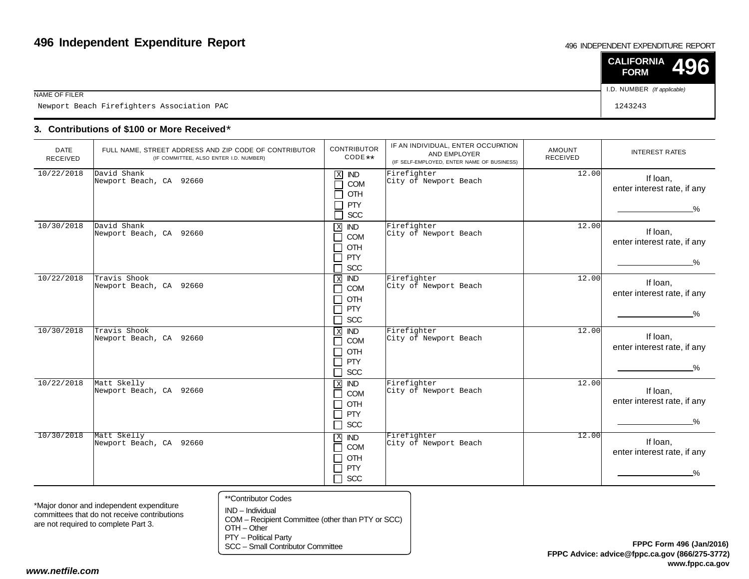# 496 Independent Expenditure Report

496 INDEPENDENT EXPENDITURE REPORT

**CALIFORNIA FORM 496**

NAME OF FILER: Newport Beach Firefighters Association PAC

I.D. NUMBER *(If applicable)*: 1243243

## 3. Contributions of $100 or More Received*

| DATE RECEIVED | FULL NAME, STREET ADDRESS AND ZIP CODE OF CONTRIBUTOR (IF COMMITTEE, ALSO ENTER I.D. NUMBER) | CONTRIBUTOR CODE** | IF AN INDIVIDUAL, ENTER OCCUPATION AND EMPLOYER (IF SELF-EMPLOYED, ENTER NAME OF BUSINESS) | AMOUNT RECEIVED | INTEREST RATES |
|---|---|---|---|---|---|
| 10/22/2018 | David Shank<br>Newport Beach, CA 92660 | [X] IND<br>[ ] COM<br>[ ] OTH<br>[ ] PTY<br>[ ] SCC | Firefighter<br>City of Newport Beach | 12.00 | If loan, enter interest rate, if any ________% |
| 10/30/2018 | David Shank<br>Newport Beach, CA 92660 | [X] IND<br>[ ] COM<br>[ ] OTH<br>[ ] PTY<br>[ ] SCC | Firefighter<br>City of Newport Beach | 12.00 | If loan, enter interest rate, if any ________% |
| 10/22/2018 | Travis Shook<br>Newport Beach, CA 92660 | [X] IND<br>[ ] COM<br>[ ] OTH<br>[ ] PTY<br>[ ] SCC | Firefighter<br>City of Newport Beach | 12.00 | If loan, enter interest rate, if any ________% |
| 10/30/2018 | Travis Shook<br>Newport Beach, CA 92660 | [X] IND<br>[ ] COM<br>[ ] OTH<br>[ ] PTY<br>[ ] SCC | Firefighter<br>City of Newport Beach | 12.00 | If loan, enter interest rate, if any ________% |
| 10/22/2018 | Matt Skelly<br>Newport Beach, CA 92660 | [X] IND<br>[ ] COM<br>[ ] OTH<br>[ ] PTY<br>[ ] SCC | Firefighter<br>City of Newport Beach | 12.00 | If loan, enter interest rate, if any ________% |
| 10/30/2018 | Matt Skelly<br>Newport Beach, CA 92660 | [X] IND<br>[ ] COM<br>[ ] OTH<br>[ ] PTY<br>[ ] SCC | Firefighter<br>City of Newport Beach | 12.00 | If loan, enter interest rate, if any ________% |

*Major donor and independent expenditure committees that do not receive contributions are not required to complete Part 3.

**Contributor Codes
IND – Individual
COM – Recipient Committee (other than PTY or SCC)
OTH – Other
PTY – Political Party
SCC – Small Contributor Committee

**FPPC Form 496 (Jan/2016)**
**FPPC Advice: advice@fppc.ca.gov (866/275-3772)**
**www.fppc.ca.gov**

***www.netfile.com***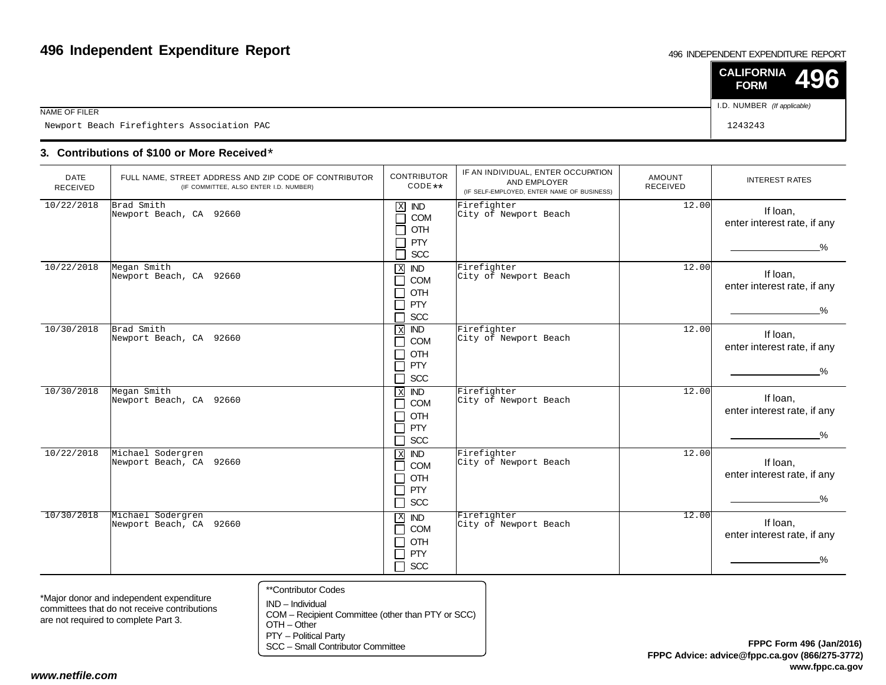# 496 Independent Expenditure Report

496 INDEPENDENT EXPENDITURE REPORT

**CALIFORNIA FORM 496**

NAME OF FILER

Newport Beach Firefighters Association PAC

I.D. NUMBER *(If applicable)*

1243243

### 3. Contributions of $100 or More Received*

| DATE RECEIVED | FULL NAME, STREET ADDRESS AND ZIP CODE OF CONTRIBUTOR (IF COMMITTEE, ALSO ENTER I.D. NUMBER) | CONTRIBUTOR CODE** | IF AN INDIVIDUAL, ENTER OCCUPATION AND EMPLOYER (IF SELF-EMPLOYED, ENTER NAME OF BUSINESS) | AMOUNT RECEIVED | INTEREST RATES |
|---|---|---|---|---|---|
| 10/22/2018 | Brad Smith<br>Newport Beach, CA 92660 | [X] IND [ ] COM [ ] OTH [ ] PTY [ ] SCC | Firefighter<br>City of Newport Beach | 12.00 | If loan, enter interest rate, if any ____% |
| 10/22/2018 | Megan Smith<br>Newport Beach, CA 92660 | [X] IND [ ] COM [ ] OTH [ ] PTY [ ] SCC | Firefighter<br>City of Newport Beach | 12.00 | If loan, enter interest rate, if any ____% |
| 10/30/2018 | Brad Smith<br>Newport Beach, CA 92660 | [X] IND [ ] COM [ ] OTH [ ] PTY [ ] SCC | Firefighter<br>City of Newport Beach | 12.00 | If loan, enter interest rate, if any ____% |
| 10/30/2018 | Megan Smith<br>Newport Beach, CA 92660 | [X] IND [ ] COM [ ] OTH [ ] PTY [ ] SCC | Firefighter<br>City of Newport Beach | 12.00 | If loan, enter interest rate, if any ____% |
| 10/22/2018 | Michael Sodergren<br>Newport Beach, CA 92660 | [X] IND [ ] COM [ ] OTH [ ] PTY [ ] SCC | Firefighter<br>City of Newport Beach | 12.00 | If loan, enter interest rate, if any ____% |
| 10/30/2018 | Michael Sodergren<br>Newport Beach, CA 92660 | [X] IND [ ] COM [ ] OTH [ ] PTY [ ] SCC | Firefighter<br>City of Newport Beach | 12.00 | If loan, enter interest rate, if any ____% |

*Major donor and independent expenditure committees that do not receive contributions are not required to complete Part 3.

**Contributor Codes
IND – Individual
COM – Recipient Committee (other than PTY or SCC)
OTH – Other
PTY – Political Party
SCC – Small Contributor Committee

**FPPC Form 496 (Jan/2016)**
**FPPC Advice: advice@fppc.ca.gov (866/275-3772)**
**www.fppc.ca.gov**

***www.netfile.com***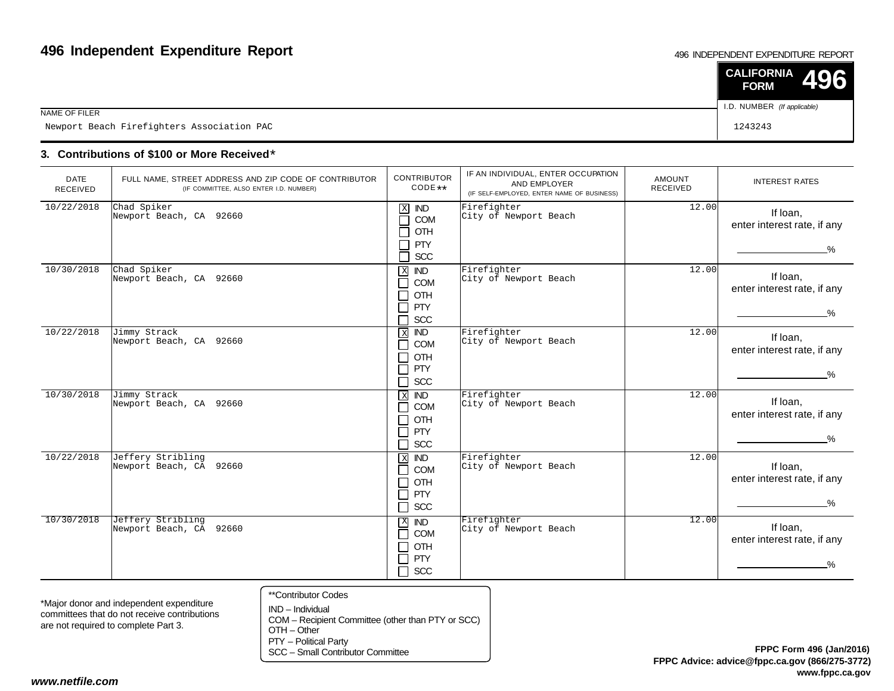# 496 Independent Expenditure Report

496 INDEPENDENT EXPENDITURE REPORT

**CALIFORNIA FORM 496**

NAME OF FILER

Newport Beach Firefighters Association PAC

I.D. NUMBER *(If applicable)*

1243243

### 3. Contributions of $100 or More Received*

| DATE RECEIVED | FULL NAME, STREET ADDRESS AND ZIP CODE OF CONTRIBUTOR (IF COMMITTEE, ALSO ENTER I.D. NUMBER) | CONTRIBUTOR CODE** | IF AN INDIVIDUAL, ENTER OCCUPATION AND EMPLOYER (IF SELF-EMPLOYED, ENTER NAME OF BUSINESS) | AMOUNT RECEIVED | INTEREST RATES |
|---|---|---|---|---|---|
| 10/22/2018 | Chad Spiker<br>Newport Beach, CA 92660 | [X] IND<br>[ ] COM<br>[ ] OTH<br>[ ] PTY<br>[ ] SCC | Firefighter<br>City of Newport Beach | 12.00 | If loan, enter interest rate, if any ____% |
| 10/30/2018 | Chad Spiker<br>Newport Beach, CA 92660 | [X] IND<br>[ ] COM<br>[ ] OTH<br>[ ] PTY<br>[ ] SCC | Firefighter<br>City of Newport Beach | 12.00 | If loan, enter interest rate, if any ____% |
| 10/22/2018 | Jimmy Strack<br>Newport Beach, CA 92660 | [X] IND<br>[ ] COM<br>[ ] OTH<br>[ ] PTY<br>[ ] SCC | Firefighter<br>City of Newport Beach | 12.00 | If loan, enter interest rate, if any ____% |
| 10/30/2018 | Jimmy Strack<br>Newport Beach, CA 92660 | [X] IND<br>[ ] COM<br>[ ] OTH<br>[ ] PTY<br>[ ] SCC | Firefighter<br>City of Newport Beach | 12.00 | If loan, enter interest rate, if any ____% |
| 10/22/2018 | Jeffery Stribling<br>Newport Beach, CA 92660 | [X] IND<br>[ ] COM<br>[ ] OTH<br>[ ] PTY<br>[ ] SCC | Firefighter<br>City of Newport Beach | 12.00 | If loan, enter interest rate, if any ____% |
| 10/30/2018 | Jeffery Stribling<br>Newport Beach, CA 92660 | [X] IND<br>[ ] COM<br>[ ] OTH<br>[ ] PTY<br>[ ] SCC | Firefighter<br>City of Newport Beach | 12.00 | If loan, enter interest rate, if any ____% |

*Major donor and independent expenditure committees that do not receive contributions are not required to complete Part 3.

**Contributor Codes
IND – Individual
COM – Recipient Committee (other than PTY or SCC)
OTH – Other
PTY – Political Party
SCC – Small Contributor Committee

**FPPC Form 496 (Jan/2016)**
**FPPC Advice: advice@fppc.ca.gov (866/275-3772)**
**www.fppc.ca.gov**

***www.netfile.com***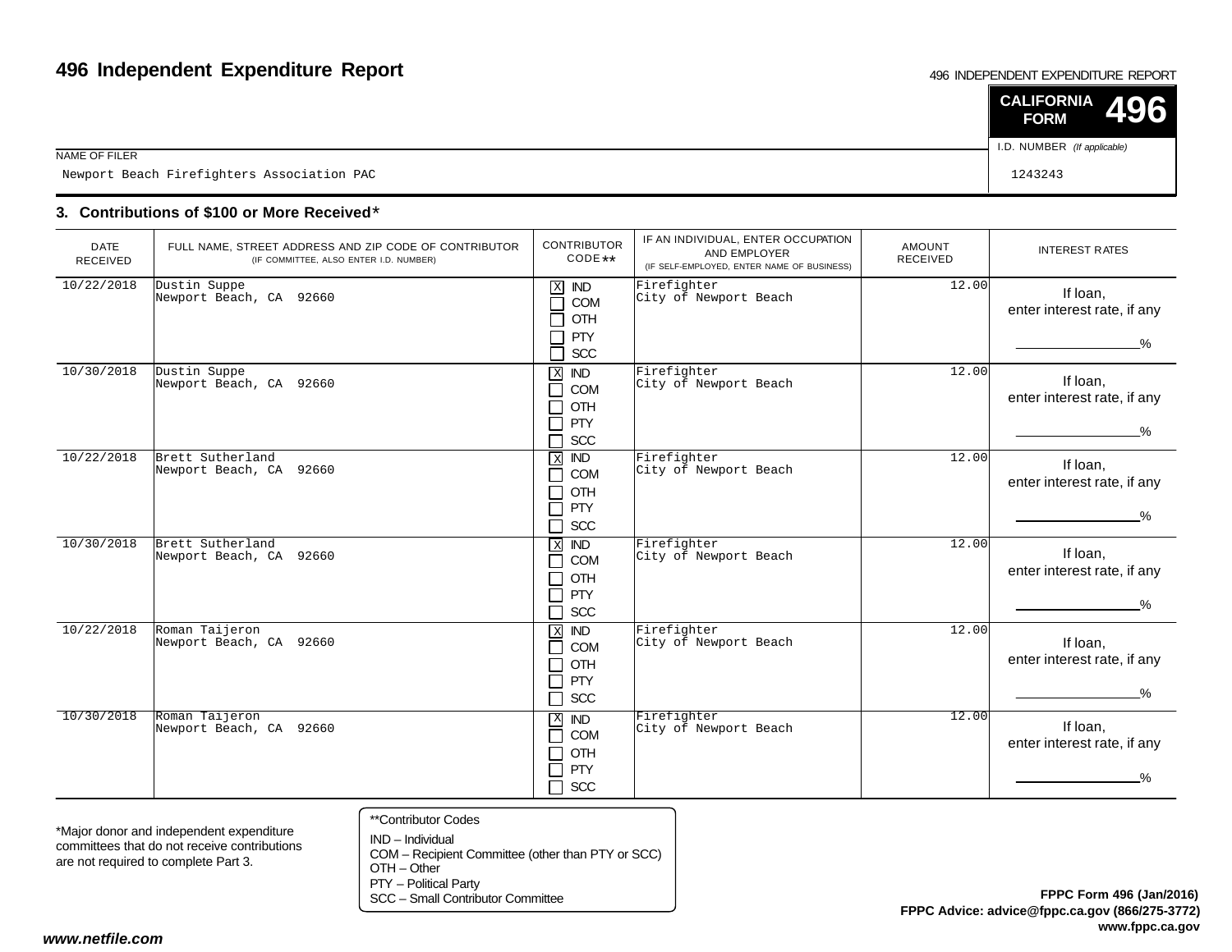# 496 Independent Expenditure Report

496 INDEPENDENT EXPENDITURE REPORT

**CALIFORNIA FORM 496**

| NAME OF FILER | I.D. NUMBER *(If applicable)* |
|---|---|
| Newport Beach Firefighters Association PAC | 1243243 |

## 3. Contributions of $100 or More Received*

| DATE RECEIVED | FULL NAME, STREET ADDRESS AND ZIP CODE OF CONTRIBUTOR (IF COMMITTEE, ALSO ENTER I.D. NUMBER) | CONTRIBUTOR CODE** | IF AN INDIVIDUAL, ENTER OCCUPATION AND EMPLOYER (IF SELF-EMPLOYED, ENTER NAME OF BUSINESS) | AMOUNT RECEIVED | INTEREST RATES |
|---|---|---|---|---|---|
| 10/22/2018 | Dustin Suppe<br>Newport Beach, CA 92660 | [X] IND<br>[ ] COM<br>[ ] OTH<br>[ ] PTY<br>[ ] SCC | Firefighter<br>City of Newport Beach | 12.00 | If loan, enter interest rate, if any ______% |
| 10/30/2018 | Dustin Suppe<br>Newport Beach, CA 92660 | [X] IND<br>[ ] COM<br>[ ] OTH<br>[ ] PTY<br>[ ] SCC | Firefighter<br>City of Newport Beach | 12.00 | If loan, enter interest rate, if any ______% |
| 10/22/2018 | Brett Sutherland<br>Newport Beach, CA 92660 | [X] IND<br>[ ] COM<br>[ ] OTH<br>[ ] PTY<br>[ ] SCC | Firefighter<br>City of Newport Beach | 12.00 | If loan, enter interest rate, if any ______% |
| 10/30/2018 | Brett Sutherland<br>Newport Beach, CA 92660 | [X] IND<br>[ ] COM<br>[ ] OTH<br>[ ] PTY<br>[ ] SCC | Firefighter<br>City of Newport Beach | 12.00 | If loan, enter interest rate, if any ______% |
| 10/22/2018 | Roman Taijeron<br>Newport Beach, CA 92660 | [X] IND<br>[ ] COM<br>[ ] OTH<br>[ ] PTY<br>[ ] SCC | Firefighter<br>City of Newport Beach | 12.00 | If loan, enter interest rate, if any ______% |
| 10/30/2018 | Roman Taijeron<br>Newport Beach, CA 92660 | [X] IND<br>[ ] COM<br>[ ] OTH<br>[ ] PTY<br>[ ] SCC | Firefighter<br>City of Newport Beach | 12.00 | If loan, enter interest rate, if any ______% |

*Major donor and independent expenditure committees that do not receive contributions are not required to complete Part 3.

**Contributor Codes
IND – Individual
COM – Recipient Committee (other than PTY or SCC)
OTH – Other
PTY – Political Party
SCC – Small Contributor Committee

**FPPC Form 496 (Jan/2016)**
**FPPC Advice: advice@fppc.ca.gov (866/275-3772)**
**www.fppc.ca.gov**

***www.netfile.com***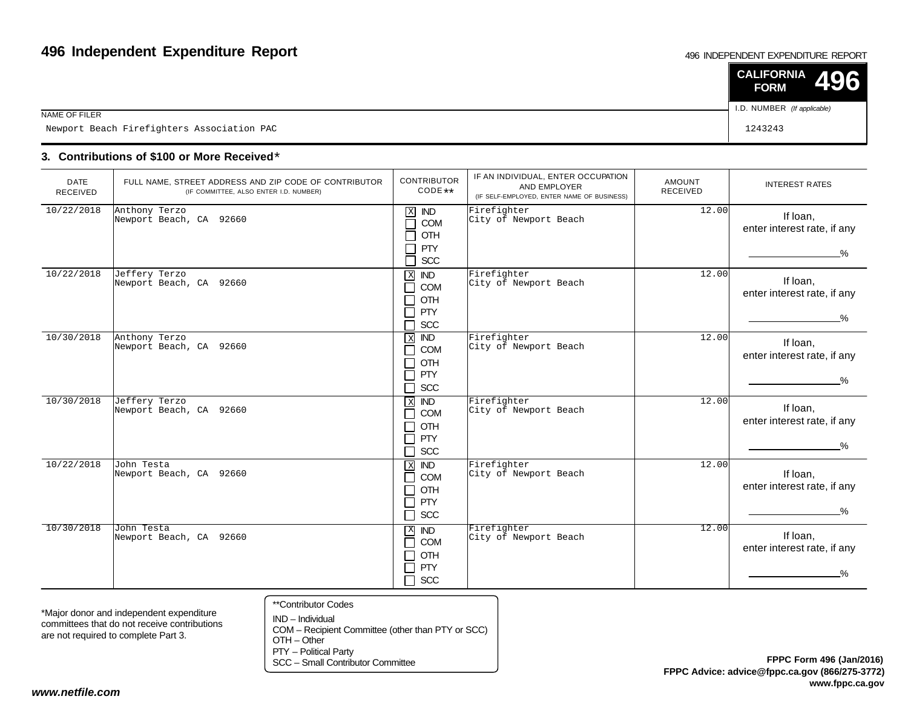# 496 Independent Expenditure Report

496 INDEPENDENT EXPENDITURE REPORT

**CALIFORNIA FORM 496**

| NAME OF FILER | I.D. NUMBER *(If applicable)* |
|---|---|
| Newport Beach Firefighters Association PAC | 1243243 |

### 3. Contributions of $100 or More Received*

| DATE RECEIVED | FULL NAME, STREET ADDRESS AND ZIP CODE OF CONTRIBUTOR (IF COMMITTEE, ALSO ENTER I.D. NUMBER) | CONTRIBUTOR CODE** | IF AN INDIVIDUAL, ENTER OCCUPATION AND EMPLOYER (IF SELF-EMPLOYED, ENTER NAME OF BUSINESS) | AMOUNT RECEIVED | INTEREST RATES |
|---|---|---|---|---|---|
| 10/22/2018 | Anthony Terzo<br>Newport Beach, CA 92660 | [X] IND<br>[ ] COM<br>[ ] OTH<br>[ ] PTY<br>[ ] SCC | Firefighter<br>City of Newport Beach | 12.00 | If loan, enter interest rate, if any ____% |
| 10/22/2018 | Jeffery Terzo<br>Newport Beach, CA 92660 | [X] IND<br>[ ] COM<br>[ ] OTH<br>[ ] PTY<br>[ ] SCC | Firefighter<br>City of Newport Beach | 12.00 | If loan, enter interest rate, if any ____% |
| 10/30/2018 | Anthony Terzo<br>Newport Beach, CA 92660 | [X] IND<br>[ ] COM<br>[ ] OTH<br>[ ] PTY<br>[ ] SCC | Firefighter<br>City of Newport Beach | 12.00 | If loan, enter interest rate, if any ____% |
| 10/30/2018 | Jeffery Terzo<br>Newport Beach, CA 92660 | [X] IND<br>[ ] COM<br>[ ] OTH<br>[ ] PTY<br>[ ] SCC | Firefighter<br>City of Newport Beach | 12.00 | If loan, enter interest rate, if any ____% |
| 10/22/2018 | John Testa<br>Newport Beach, CA 92660 | [X] IND<br>[ ] COM<br>[ ] OTH<br>[ ] PTY<br>[ ] SCC | Firefighter<br>City of Newport Beach | 12.00 | If loan, enter interest rate, if any ____% |
| 10/30/2018 | John Testa<br>Newport Beach, CA 92660 | [X] IND<br>[ ] COM<br>[ ] OTH<br>[ ] PTY<br>[ ] SCC | Firefighter<br>City of Newport Beach | 12.00 | If loan, enter interest rate, if any ____% |

*Major donor and independent expenditure committees that do not receive contributions are not required to complete Part 3.

**Contributor Codes
IND – Individual
COM – Recipient Committee (other than PTY or SCC)
OTH – Other
PTY – Political Party
SCC – Small Contributor Committee

**FPPC Form 496 (Jan/2016)**
**FPPC Advice: advice@fppc.ca.gov (866/275-3772)**
**www.fppc.ca.gov**

***www.netfile.com***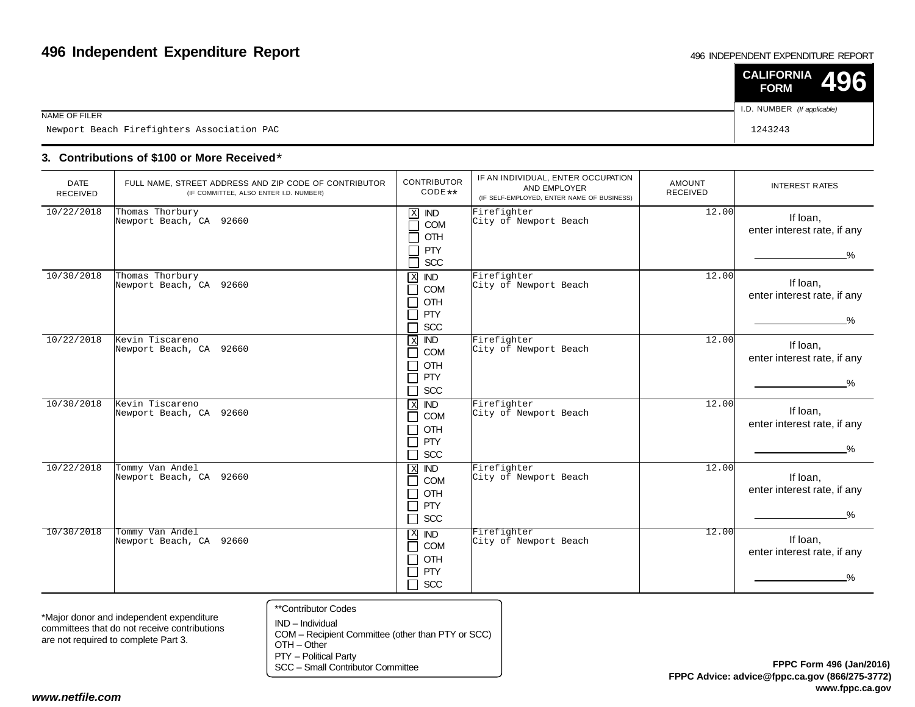# 496 Independent Expenditure Report

496 INDEPENDENT EXPENDITURE REPORT

**CALIFORNIA FORM 496**

| NAME OF FILER | I.D. NUMBER *(If applicable)* |
|---|---|
| Newport Beach Firefighters Association PAC | 1243243 |

## 3. Contributions of $100 or More Received*

| DATE RECEIVED | FULL NAME, STREET ADDRESS AND ZIP CODE OF CONTRIBUTOR (IF COMMITTEE, ALSO ENTER I.D. NUMBER) | CONTRIBUTOR CODE** | IF AN INDIVIDUAL, ENTER OCCUPATION AND EMPLOYER (IF SELF-EMPLOYED, ENTER NAME OF BUSINESS) | AMOUNT RECEIVED | INTEREST RATES |
|---|---|---|---|---|---|
| 10/22/2018 | Thomas Thorbury<br>Newport Beach, CA 92660 | [X] IND<br>[ ] COM<br>[ ] OTH<br>[ ] PTY<br>[ ] SCC | Firefighter<br>City of Newport Beach | 12.00 | If loan, enter interest rate, if any ____% |
| 10/30/2018 | Thomas Thorbury<br>Newport Beach, CA 92660 | [X] IND<br>[ ] COM<br>[ ] OTH<br>[ ] PTY<br>[ ] SCC | Firefighter<br>City of Newport Beach | 12.00 | If loan, enter interest rate, if any ____% |
| 10/22/2018 | Kevin Tiscareno<br>Newport Beach, CA 92660 | [X] IND<br>[ ] COM<br>[ ] OTH<br>[ ] PTY<br>[ ] SCC | Firefighter<br>City of Newport Beach | 12.00 | If loan, enter interest rate, if any ____% |
| 10/30/2018 | Kevin Tiscareno<br>Newport Beach, CA 92660 | [X] IND<br>[ ] COM<br>[ ] OTH<br>[ ] PTY<br>[ ] SCC | Firefighter<br>City of Newport Beach | 12.00 | If loan, enter interest rate, if any ____% |
| 10/22/2018 | Tommy Van Andel<br>Newport Beach, CA 92660 | [X] IND<br>[ ] COM<br>[ ] OTH<br>[ ] PTY<br>[ ] SCC | Firefighter<br>City of Newport Beach | 12.00 | If loan, enter interest rate, if any ____% |
| 10/30/2018 | Tommy Van Andel<br>Newport Beach, CA 92660 | [X] IND<br>[ ] COM<br>[ ] OTH<br>[ ] PTY<br>[ ] SCC | Firefighter<br>City of Newport Beach | 12.00 | If loan, enter interest rate, if any ____% |

*Major donor and independent expenditure committees that do not receive contributions are not required to complete Part 3.

**Contributor Codes
IND – Individual
COM – Recipient Committee (other than PTY or SCC)
OTH – Other
PTY – Political Party
SCC – Small Contributor Committee

**FPPC Form 496 (Jan/2016)**
**FPPC Advice: advice@fppc.ca.gov (866/275-3772)**
**www.fppc.ca.gov**

***www.netfile.com***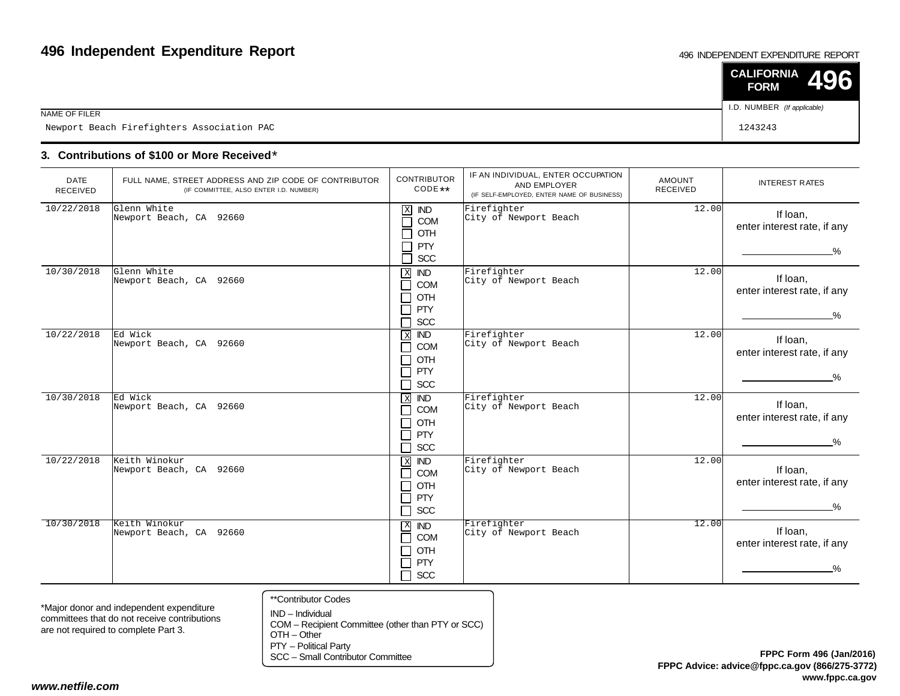# 496 Independent Expenditure Report

496 INDEPENDENT EXPENDITURE REPORT

**CALIFORNIA FORM 496**

NAME OF FILER: Newport Beach Firefighters Association PAC

I.D. NUMBER *(If applicable)*: 1243243

### 3. Contributions of $100 or More Received*

| DATE RECEIVED | FULL NAME, STREET ADDRESS AND ZIP CODE OF CONTRIBUTOR (IF COMMITTEE, ALSO ENTER I.D. NUMBER) | CONTRIBUTOR CODE** | IF AN INDIVIDUAL, ENTER OCCUPATION AND EMPLOYER (IF SELF-EMPLOYED, ENTER NAME OF BUSINESS) | AMOUNT RECEIVED | INTEREST RATES |
|---|---|---|---|---|---|
| 10/22/2018 | Glenn White<br>Newport Beach, CA 92660 | [X] IND [ ] COM [ ] OTH [ ] PTY [ ] SCC | Firefighter<br>City of Newport Beach | 12.00 | If loan, enter interest rate, if any ______% |
| 10/30/2018 | Glenn White<br>Newport Beach, CA 92660 | [X] IND [ ] COM [ ] OTH [ ] PTY [ ] SCC | Firefighter<br>City of Newport Beach | 12.00 | If loan, enter interest rate, if any ______% |
| 10/22/2018 | Ed Wick<br>Newport Beach, CA 92660 | [X] IND [ ] COM [ ] OTH [ ] PTY [ ] SCC | Firefighter<br>City of Newport Beach | 12.00 | If loan, enter interest rate, if any ______% |
| 10/30/2018 | Ed Wick<br>Newport Beach, CA 92660 | [X] IND [ ] COM [ ] OTH [ ] PTY [ ] SCC | Firefighter<br>City of Newport Beach | 12.00 | If loan, enter interest rate, if any ______% |
| 10/22/2018 | Keith Winokur<br>Newport Beach, CA 92660 | [X] IND [ ] COM [ ] OTH [ ] PTY [ ] SCC | Firefighter<br>City of Newport Beach | 12.00 | If loan, enter interest rate, if any ______% |
| 10/30/2018 | Keith Winokur<br>Newport Beach, CA 92660 | [X] IND [ ] COM [ ] OTH [ ] PTY [ ] SCC | Firefighter<br>City of Newport Beach | 12.00 | If loan, enter interest rate, if any ______% |

*Major donor and independent expenditure committees that do not receive contributions are not required to complete Part 3.

**Contributor Codes
IND – Individual
COM – Recipient Committee (other than PTY or SCC)
OTH – Other
PTY – Political Party
SCC – Small Contributor Committee

**FPPC Form 496 (Jan/2016)**
**FPPC Advice: advice@fppc.ca.gov (866/275-3772)**
**www.fppc.ca.gov**

***www.netfile.com***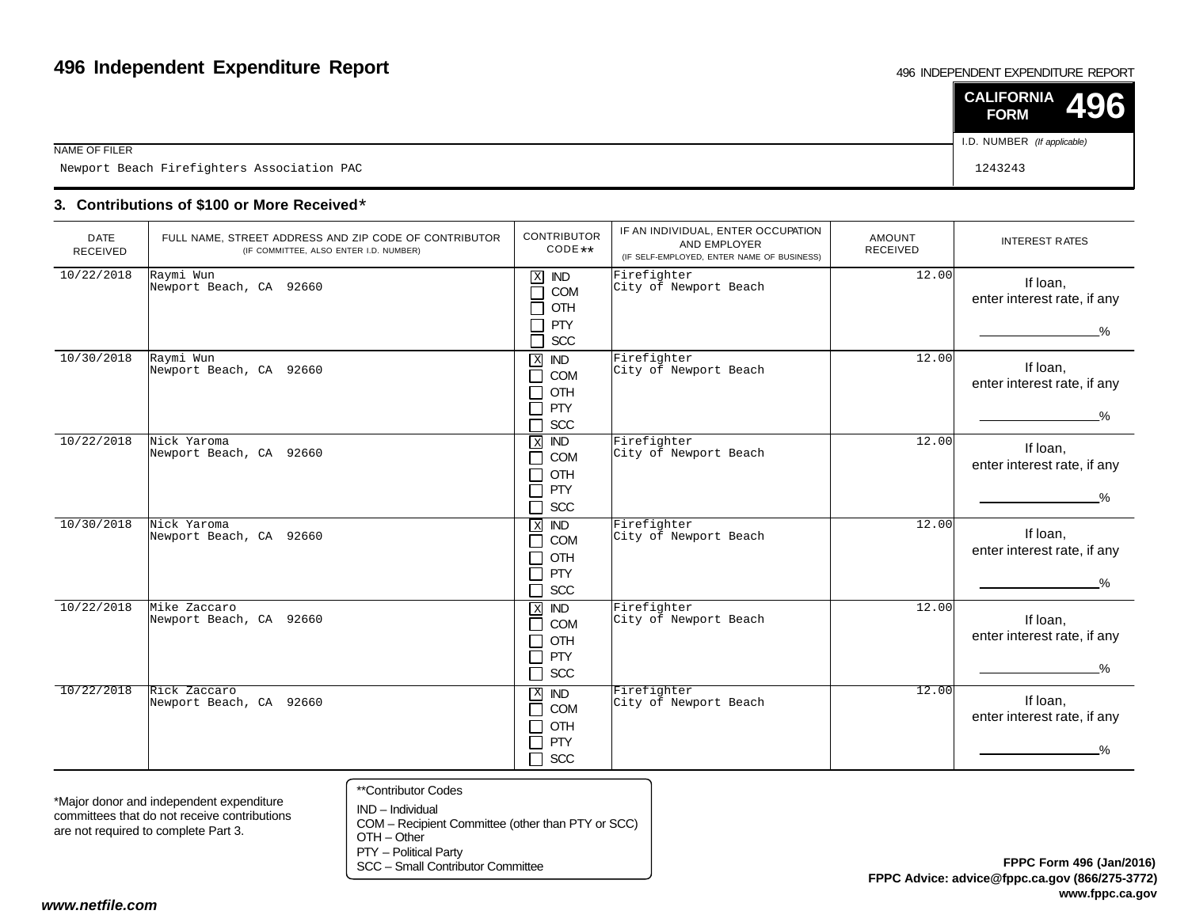# 496 Independent Expenditure Report

496 INDEPENDENT EXPENDITURE REPORT

**CALIFORNIA FORM 496**

NAME OF FILER: Newport Beach Firefighters Association PAC

I.D. NUMBER (If applicable): 1243243

## 3. Contributions of $100 or More Received*

| DATE RECEIVED | FULL NAME, STREET ADDRESS AND ZIP CODE OF CONTRIBUTOR (IF COMMITTEE, ALSO ENTER I.D. NUMBER) | CONTRIBUTOR CODE** | IF AN INDIVIDUAL, ENTER OCCUPATION AND EMPLOYER (IF SELF-EMPLOYED, ENTER NAME OF BUSINESS) | AMOUNT RECEIVED | INTEREST RATES |
|---|---|---|---|---|---|
| 10/22/2018 | Raymi Wun<br>Newport Beach, CA 92660 | [X] IND [ ] COM [ ] OTH [ ] PTY [ ] SCC | Firefighter<br>City of Newport Beach | 12.00 | If loan, enter interest rate, if any ____% |
| 10/30/2018 | Raymi Wun<br>Newport Beach, CA 92660 | [X] IND [ ] COM [ ] OTH [ ] PTY [ ] SCC | Firefighter<br>City of Newport Beach | 12.00 | If loan, enter interest rate, if any ____% |
| 10/22/2018 | Nick Yaroma<br>Newport Beach, CA 92660 | [X] IND [ ] COM [ ] OTH [ ] PTY [ ] SCC | Firefighter<br>City of Newport Beach | 12.00 | If loan, enter interest rate, if any ____% |
| 10/30/2018 | Nick Yaroma<br>Newport Beach, CA 92660 | [X] IND [ ] COM [ ] OTH [ ] PTY [ ] SCC | Firefighter<br>City of Newport Beach | 12.00 | If loan, enter interest rate, if any ____% |
| 10/22/2018 | Mike Zaccaro<br>Newport Beach, CA 92660 | [X] IND [ ] COM [ ] OTH [ ] PTY [ ] SCC | Firefighter<br>City of Newport Beach | 12.00 | If loan, enter interest rate, if any ____% |
| 10/22/2018 | Rick Zaccaro<br>Newport Beach, CA 92660 | [X] IND [ ] COM [ ] OTH [ ] PTY [ ] SCC | Firefighter<br>City of Newport Beach | 12.00 | If loan, enter interest rate, if any ____% |

*Major donor and independent expenditure committees that do not receive contributions are not required to complete Part 3.

**Contributor Codes
IND – Individual
COM – Recipient Committee (other than PTY or SCC)
OTH – Other
PTY – Political Party
SCC – Small Contributor Committee

**FPPC Form 496 (Jan/2016)**
**FPPC Advice: advice@fppc.ca.gov (866/275-3772)**
**www.fppc.ca.gov**

***www.netfile.com***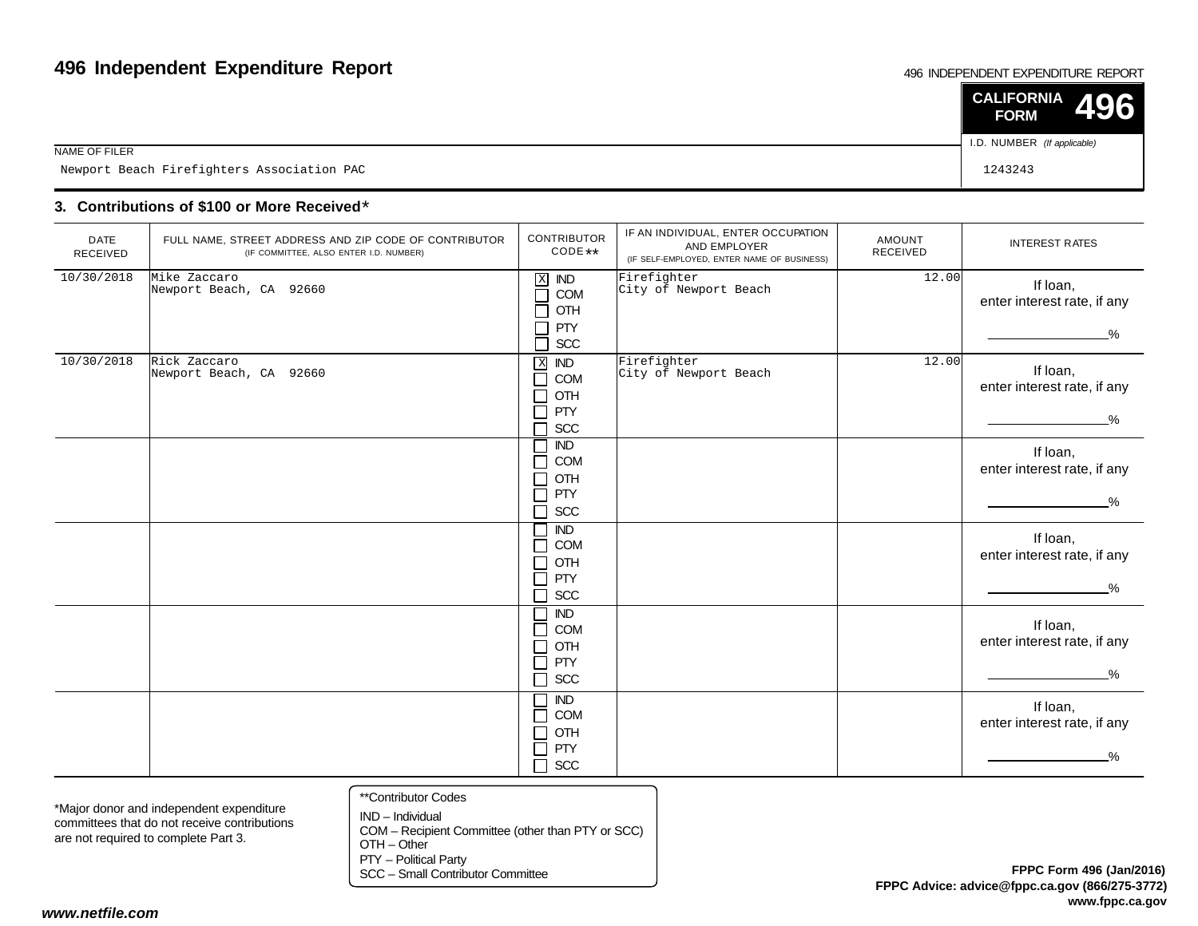# 496 Independent Expenditure Report

496 INDEPENDENT EXPENDITURE REPORT

**CALIFORNIA FORM 496**

| NAME OF FILER | I.D. NUMBER *(If applicable)* |
| --- | --- |
| Newport Beach Firefighters Association PAC | 1243243 |

### 3. Contributions of $100 or More Received*

| DATE RECEIVED | FULL NAME, STREET ADDRESS AND ZIP CODE OF CONTRIBUTOR (IF COMMITTEE, ALSO ENTER I.D. NUMBER) | CONTRIBUTOR CODE** | IF AN INDIVIDUAL, ENTER OCCUPATION AND EMPLOYER (IF SELF-EMPLOYED, ENTER NAME OF BUSINESS) | AMOUNT RECEIVED | INTEREST RATES |
| --- | --- | --- | --- | --- | --- |
| 10/30/2018 | Mike Zaccaro<br>Newport Beach, CA 92660 | [X] IND<br>[ ] COM<br>[ ] OTH<br>[ ] PTY<br>[ ] SCC | Firefighter<br>City of Newport Beach | 12.00 | If loan, enter interest rate, if any ____% |
| 10/30/2018 | Rick Zaccaro<br>Newport Beach, CA 92660 | [X] IND<br>[ ] COM<br>[ ] OTH<br>[ ] PTY<br>[ ] SCC | Firefighter<br>City of Newport Beach | 12.00 | If loan, enter interest rate, if any ____% |
| | | [ ] IND<br>[ ] COM<br>[ ] OTH<br>[ ] PTY<br>[ ] SCC | | | If loan, enter interest rate, if any ____% |
| | | [ ] IND<br>[ ] COM<br>[ ] OTH<br>[ ] PTY<br>[ ] SCC | | | If loan, enter interest rate, if any ____% |
| | | [ ] IND<br>[ ] COM<br>[ ] OTH<br>[ ] PTY<br>[ ] SCC | | | If loan, enter interest rate, if any ____% |
| | | [ ] IND<br>[ ] COM<br>[ ] OTH<br>[ ] PTY<br>[ ] SCC | | | If loan, enter interest rate, if any ____% |

*Major donor and independent expenditure committees that do not receive contributions are not required to complete Part 3.

**Contributor Codes
IND – Individual
COM – Recipient Committee (other than PTY or SCC)
OTH – Other
PTY – Political Party
SCC – Small Contributor Committee

**FPPC Form 496 (Jan/2016)**
**FPPC Advice: advice@fppc.ca.gov (866/275-3772)**
**www.fppc.ca.gov**

***www.netfile.com***